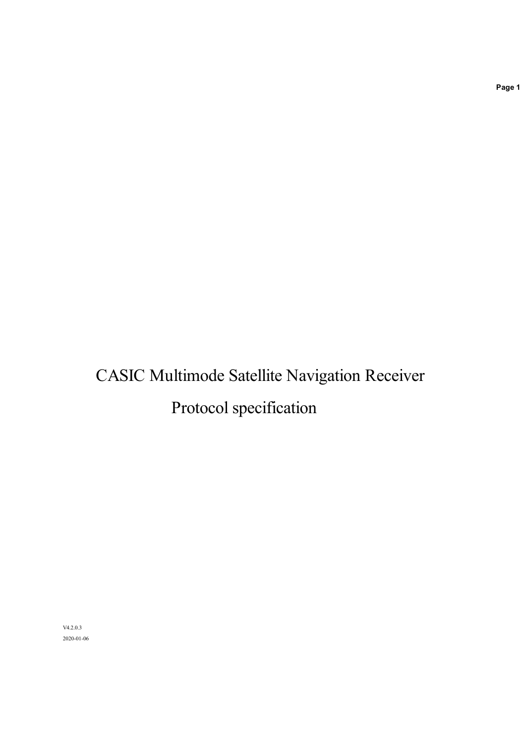# CASIC Multimode Satellite Navigation Receiver

# Protocol specification

V4.2.0.3

2020-01-06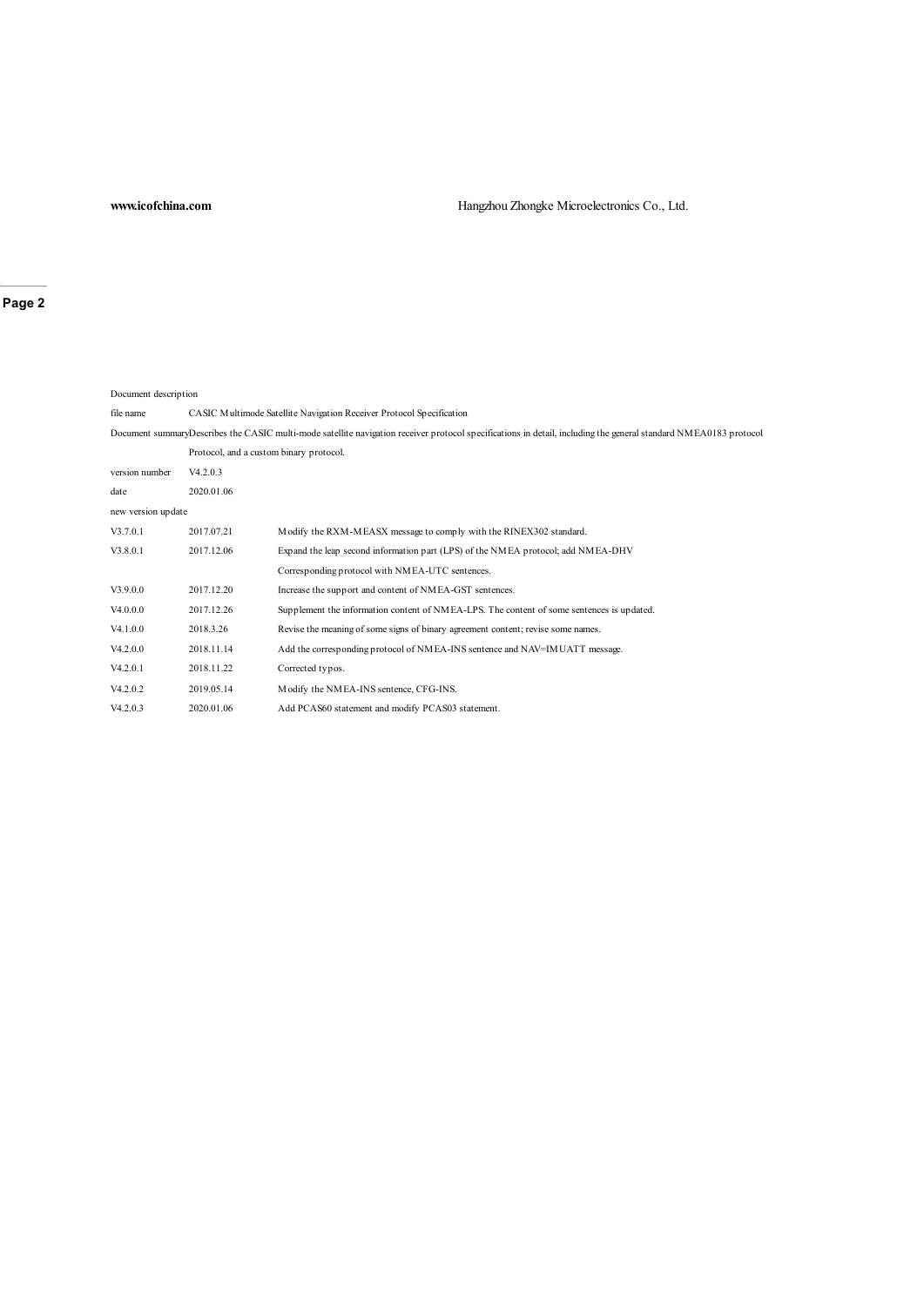Document description

| | | |
|---|---|---|
| file name | CASIC Multimode Satellite Navigation Receiver Protocol Specification | |
| Document summary | Describes the CASIC multi-mode satellite navigation receiver protocol specifications in detail, including the general standard NMEA0183 protocol Protocol, and a custom binary protocol. | |
| version number | V4.2.0.3 | |
| date | 2020.01.06 | |
| new version update | | |
| V3.7.0.1 | 2017.07.21 | Modify the RXM-MEASX message to comply with the RINEX302 standard. |
| V3.8.0.1 | 2017.12.06 | Expand the leap second information part (LPS) of the NMEA protocol; add NMEA-DHV Corresponding protocol with NMEA-UTC sentences. |
| V3.9.0.0 | 2017.12.20 | Increase the support and content of NMEA-GST sentences. |
| V4.0.0.0 | 2017.12.26 | Supplement the information content of NMEA-LPS. The content of some sentences is updated. |
| V4.1.0.0 | 2018.3.26 | Revise the meaning of some signs of binary agreement content; revise some names. |
| V4.2.0.0 | 2018.11.14 | Add the corresponding protocol of NMEA-INS sentence and NAV=IMUATT message. |
| V4.2.0.1 | 2018.11.22 | Corrected typos. |
| V4.2.0.2 | 2019.05.14 | Modify the NMEA-INS sentence, CFG-INS. |
| V4.2.0.3 | 2020.01.06 | Add PCAS60 statement and modify PCAS03 statement. |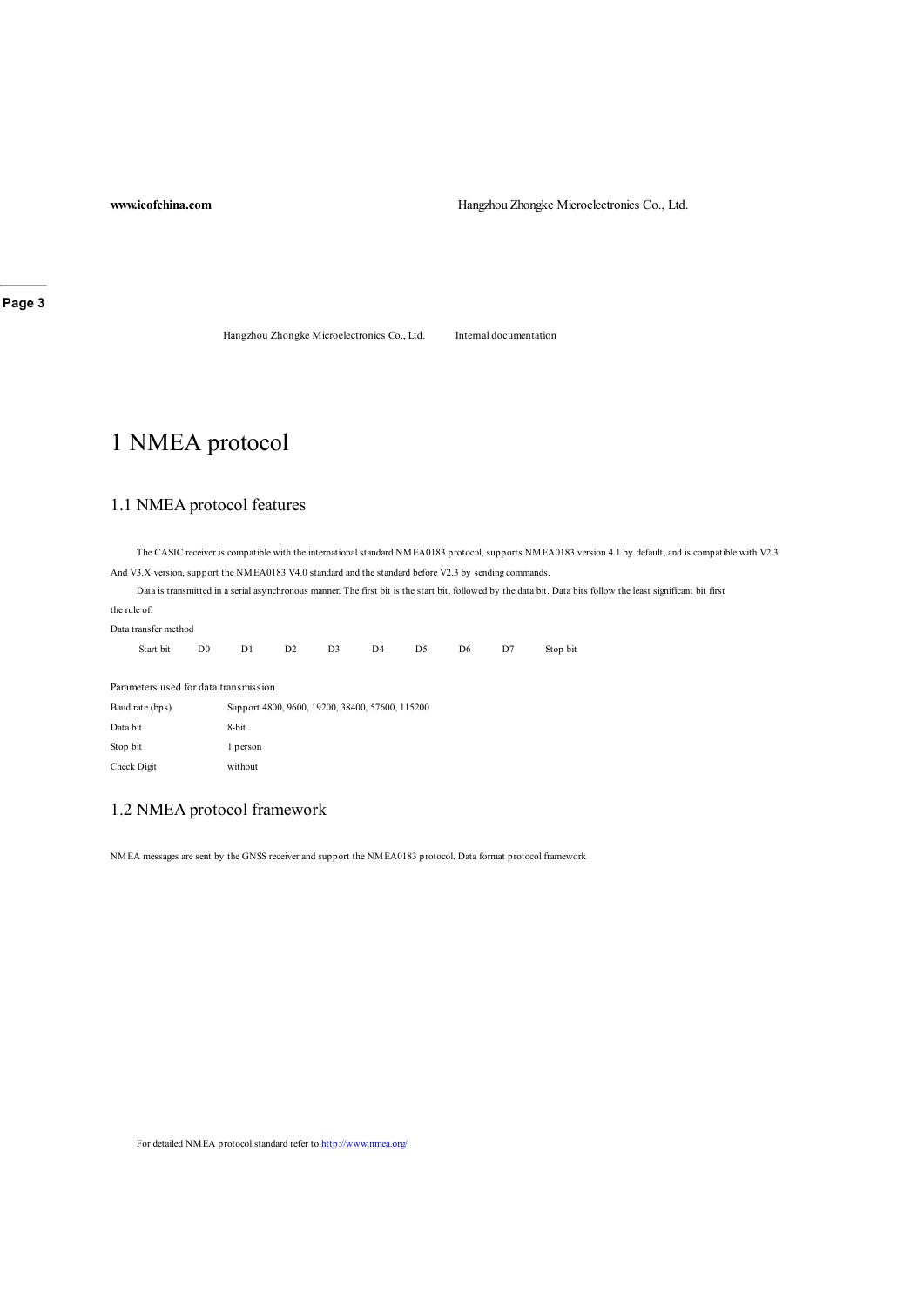# 1 NMEA protocol

## 1.1 NMEA protocol features

The CASIC receiver is compatible with the international standard NMEA0183 protocol, supports NMEA0183 version 4.1 by default, and is compatible with V2.3 And V3.X version, support the NMEA0183 V4.0 standard and the standard before V2.3 by sending commands.

Data is transmitted in a serial asynchronous manner. The first bit is the start bit, followed by the data bit. Data bits follow the least significant bit first the rule of.

Data transfer method

| Start bit | D0 | D1 | D2 | D3 | D4 | D5 | D6 | D7 | Stop bit |
|---|---|---|---|---|---|---|---|---|---|

Parameters used for data transmission

| | |
|---|---|
| Baud rate (bps) | Support 4800, 9600, 19200, 38400, 57600, 115200 |
| Data bit | 8-bit |
| Stop bit | 1 person |
| Check Digit | without |

## 1.2 NMEA protocol framework

NMEA messages are sent by the GNSS receiver and support the NMEA0183 protocol. Data format protocol framework

For detailed NMEA protocol standard refer to http://www.nmea.org/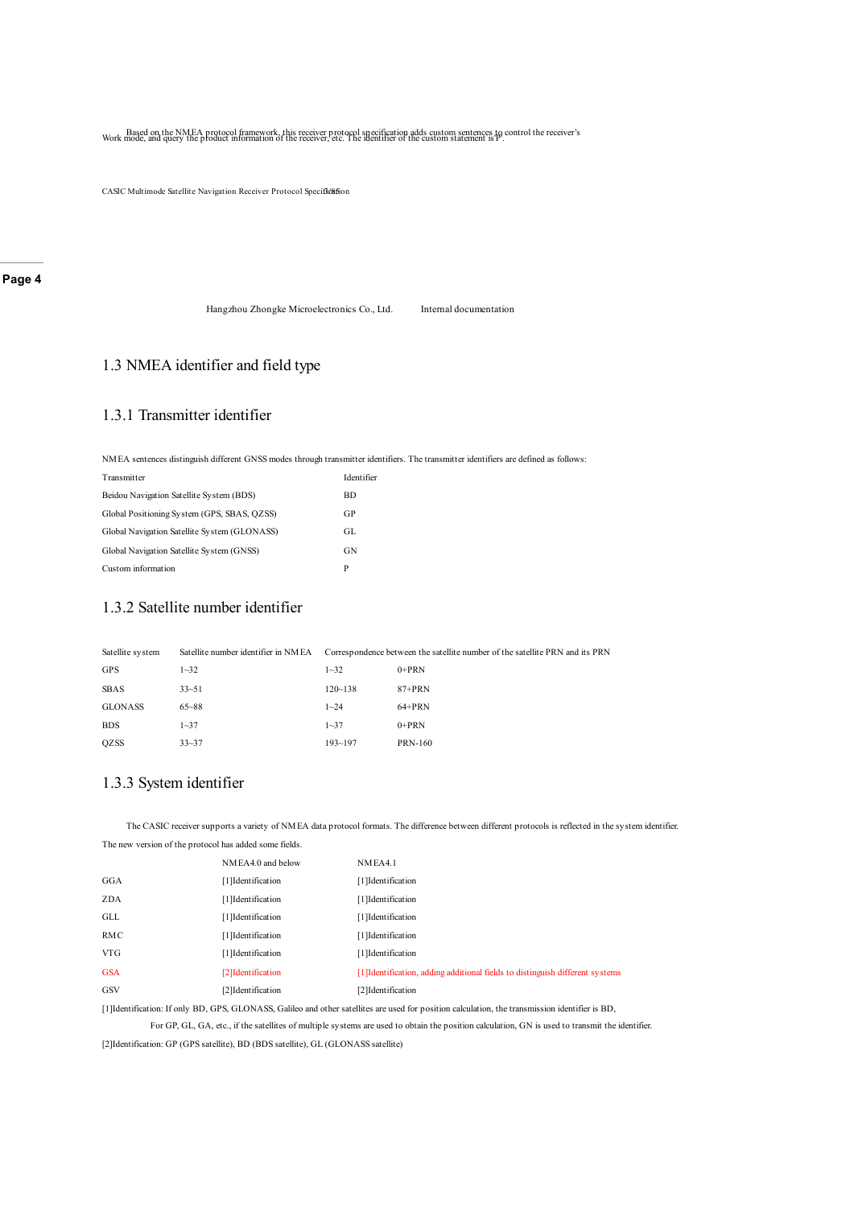Based on the NMEA protocol framework, this receiver protocol specification adds custom sentences to control the receiver's Work mode, and query the product information of the receiver, etc. The identifier of the custom statement is P.

## 1.3 NMEA identifier and field type

### 1.3.1 Transmitter identifier

NMEA sentences distinguish different GNSS modes through transmitter identifiers. The transmitter identifiers are defined as follows:

| Transmitter | Identifier |
|---|---|
| Beidou Navigation Satellite System (BDS) | BD |
| Global Positioning System (GPS, SBAS, QZSS) | GP |
| Global Navigation Satellite System (GLONASS) | GL |
| Global Navigation Satellite System (GNSS) | GN |
| Custom information | P |

### 1.3.2 Satellite number identifier

| Satellite system | Satellite number identifier in NMEA | Correspondence between the satellite number of the satellite PRN and its PRN | |
|---|---|---|---|
| GPS | 1~32 | 1~32 | 0+PRN |
| SBAS | 33~51 | 120~138 | 87+PRN |
| GLONASS | 65~88 | 1~24 | 64+PRN |
| BDS | 1~37 | 1~37 | 0+PRN |
| QZSS | 33~37 | 193~197 | PRN-160 |

### 1.3.3 System identifier

The CASIC receiver supports a variety of NMEA data protocol formats. The difference between different protocols is reflected in the system identifier. The new version of the protocol has added some fields.

| | NMEA4.0 and below | NMEA4.1 |
|---|---|---|
| GGA | [1]Identification | [1]Identification |
| ZDA | [1]Identification | [1]Identification |
| GLL | [1]Identification | [1]Identification |
| RMC | [1]Identification | [1]Identification |
| VTG | [1]Identification | [1]Identification |
| GSA | [2]Identification | [1]Identification, adding additional fields to distinguish different systems |
| GSV | [2]Identification | [2]Identification |

[1]Identification: If only BD, GPS, GLONASS, Galileo and other satellites are used for position calculation, the transmission identifier is BD,

For GP, GL, GA, etc., if the satellites of multiple systems are used to obtain the position calculation, GN is used to transmit the identifier.

[2]Identification: GP (GPS satellite), BD (BDS satellite), GL (GLONASS satellite)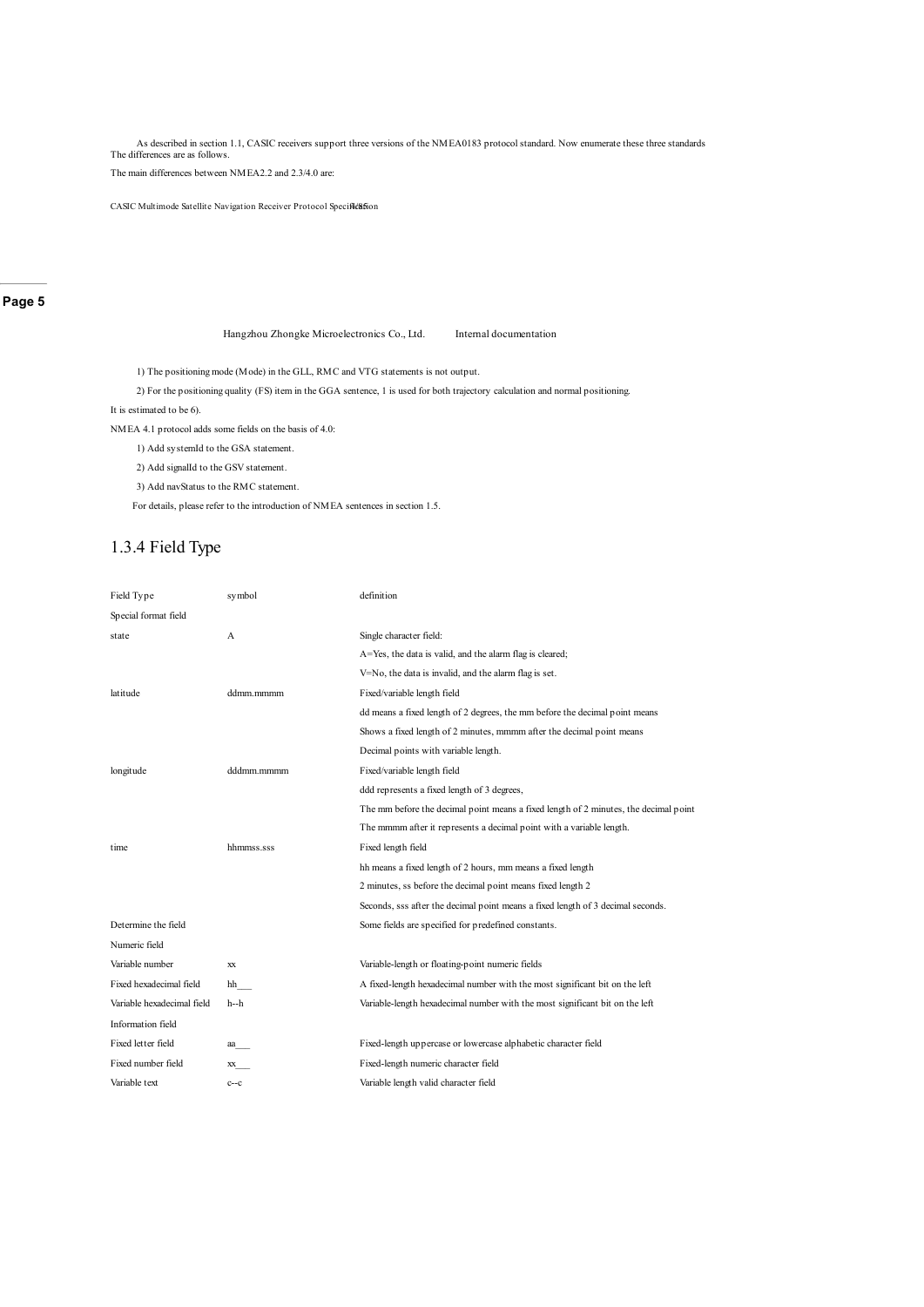As described in section 1.1, CASIC receivers support three versions of the NMEA0183 protocol standard. Now enumerate these three standards The differences are as follows.

The main differences between NMEA2.2 and 2.3/4.0 are:

1) The positioning mode (Mode) in the GLL, RMC and VTG statements is not output.

2) For the positioning quality (FS) item in the GGA sentence, 1 is used for both trajectory calculation and normal positioning.

It is estimated to be 6).

NMEA 4.1 protocol adds some fields on the basis of 4.0:

1) Add systemId to the GSA statement.

2) Add signalId to the GSV statement.

3) Add navStatus to the RMC statement.

For details, please refer to the introduction of NMEA sentences in section 1.5.

## 1.3.4 Field Type

| Field Type | symbol | definition |
| --- | --- | --- |
| Special format field | | |
| state | A | Single character field:<br>A=Yes, the data is valid, and the alarm flag is cleared;<br>V=No, the data is invalid, and the alarm flag is set. |
| latitude | ddmm.mmmm | Fixed/variable length field<br>dd means a fixed length of 2 degrees, the mm before the decimal point means<br>Shows a fixed length of 2 minutes, mmmm after the decimal point means<br>Decimal points with variable length. |
| longitude | dddmm.mmmm | Fixed/variable length field<br>ddd represents a fixed length of 3 degrees,<br>The mm before the decimal point means a fixed length of 2 minutes, the decimal point<br>The mmmm after it represents a decimal point with a variable length. |
| time | hhmmss.sss | Fixed length field<br>hh means a fixed length of 2 hours, mm means a fixed length<br>2 minutes, ss before the decimal point means fixed length 2<br>Seconds, sss after the decimal point means a fixed length of 3 decimal seconds. |
| Determine the field | | Some fields are specified for predefined constants. |
| Numeric field | | |
| Variable number | xx | Variable-length or floating-point numeric fields |
| Fixed hexadecimal field | hh___ | A fixed-length hexadecimal number with the most significant bit on the left |
| Variable hexadecimal field | h--h | Variable-length hexadecimal number with the most significant bit on the left |
| Information field | | |
| Fixed letter field | aa___ | Fixed-length uppercase or lowercase alphabetic character field |
| Fixed number field | xx___ | Fixed-length numeric character field |
| Variable text | c--c | Variable length valid character field |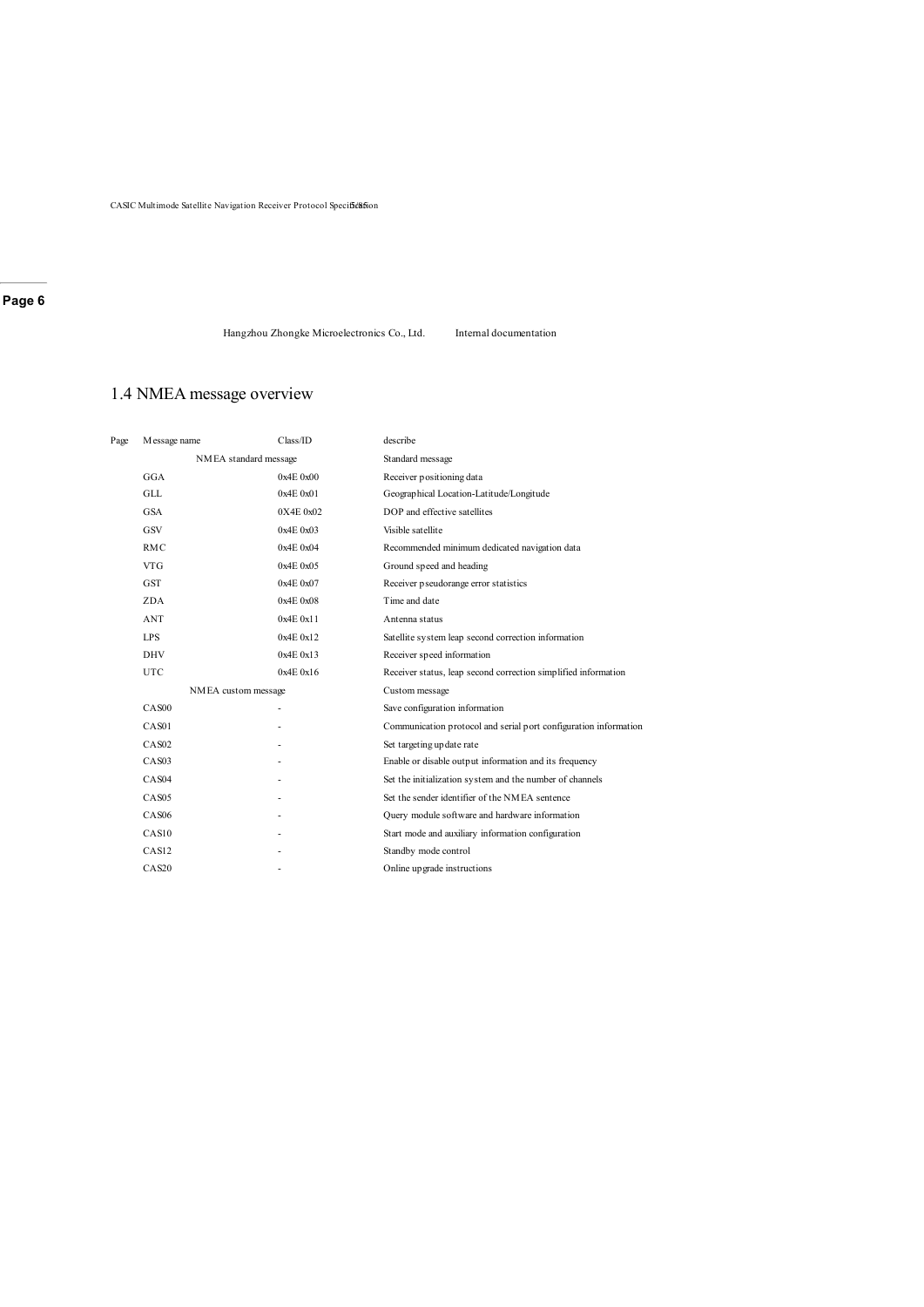# 1.4 NMEA message overview

| Page | Message name | Class/ID | describe |
|---|---|---|---|
| | NMEA standard message | | Standard message |
| | GGA | 0x4E 0x00 | Receiver positioning data |
| | GLL | 0x4E 0x01 | Geographical Location-Latitude/Longitude |
| | GSA | 0X4E 0x02 | DOP and effective satellites |
| | GSV | 0x4E 0x03 | Visible satellite |
| | RMC | 0x4E 0x04 | Recommended minimum dedicated navigation data |
| | VTG | 0x4E 0x05 | Ground speed and heading |
| | GST | 0x4E 0x07 | Receiver pseudorange error statistics |
| | ZDA | 0x4E 0x08 | Time and date |
| | ANT | 0x4E 0x11 | Antenna status |
| | LPS | 0x4E 0x12 | Satellite system leap second correction information |
| | DHV | 0x4E 0x13 | Receiver speed information |
| | UTC | 0x4E 0x16 | Receiver status, leap second correction simplified information |
| | NMEA custom message | | Custom message |
| | CAS00 | - | Save configuration information |
| | CAS01 | - | Communication protocol and serial port configuration information |
| | CAS02 | - | Set targeting update rate |
| | CAS03 | - | Enable or disable output information and its frequency |
| | CAS04 | - | Set the initialization system and the number of channels |
| | CAS05 | - | Set the sender identifier of the NMEA sentence |
| | CAS06 | - | Query module software and hardware information |
| | CAS10 | - | Start mode and auxiliary information configuration |
| | CAS12 | - | Standby mode control |
| | CAS20 | - | Online upgrade instructions |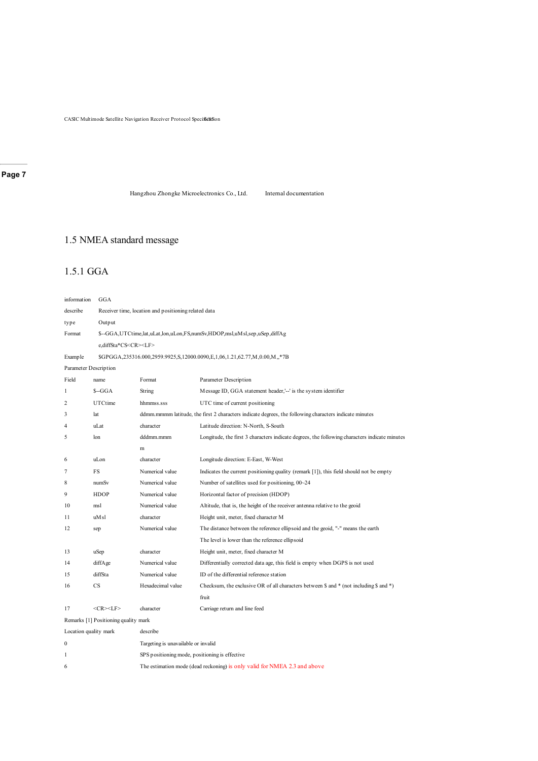## 1.5 NMEA standard message

### 1.5.1 GGA

| | |
|---|---|
| information | GGA |
| describe | Receiver time, location and positioning related data |
| type | Output |
| Format | $--GGA,UTCtime,lat,uLat,lon,uLon,FS,numSv,HDOP,msl,uMsl,sep,uSep,diffAge,diffSta*CS<CR><LF> |
| Example | $GPGGA,235316.000,2959.9925,S,12000.0090,E,1,06,1.21,62.77,M,0.00,M,,*7B |

Parameter Description

| Field | name | Format | Parameter Description |
|---|---|---|---|
| 1 | $--GGA | String | Message ID, GGA statement header,'--' is the system identifier |
| 2 | UTCtime | hhmmss.sss | UTC time of current positioning |
| 3 | lat | ddmm.mmmm | latitude, the first 2 characters indicate degrees, the following characters indicate minutes |
| 4 | uLat | character | Latitude direction: N-North, S-South |
| 5 | lon | dddmm.mmmm | Longitude, the first 3 characters indicate degrees, the following characters indicate minutes |
| 6 | uLon | character | Longitude direction: E-East, W-West |
| 7 | FS | Numerical value | Indicates the current positioning quality (remark [1]), this field should not be empty |
| 8 | numSv | Numerical value | Number of satellites used for positioning, 00~24 |
| 9 | HDOP | Numerical value | Horizontal factor of precision (HDOP) |
| 10 | msl | Numerical value | Altitude, that is, the height of the receiver antenna relative to the geoid |
| 11 | uMsl | character | Height unit, meter, fixed character M |
| 12 | sep | Numerical value | The distance between the reference ellipsoid and the geoid, "-" means the earth The level is lower than the reference ellipsoid |
| 13 | uSep | character | Height unit, meter, fixed character M |
| 14 | diffAge | Numerical value | Differentially corrected data age, this field is empty when DGPS is not used |
| 15 | diffSta | Numerical value | ID of the differential reference station |
| 16 | CS | Hexadecimal value | Checksum, the exclusive OR of all characters between $ and * (not including $ and *) fruit |
| 17 | <CR><LF> | character | Carriage return and line feed |

Remarks [1] Positioning quality mark

| Location quality mark | describe |
|---|---|
| 0 | Targeting is unavailable or invalid |
| 1 | SPS positioning mode, positioning is effective |
| 6 | The estimation mode (dead reckoning) is only valid for NMEA 2.3 and above |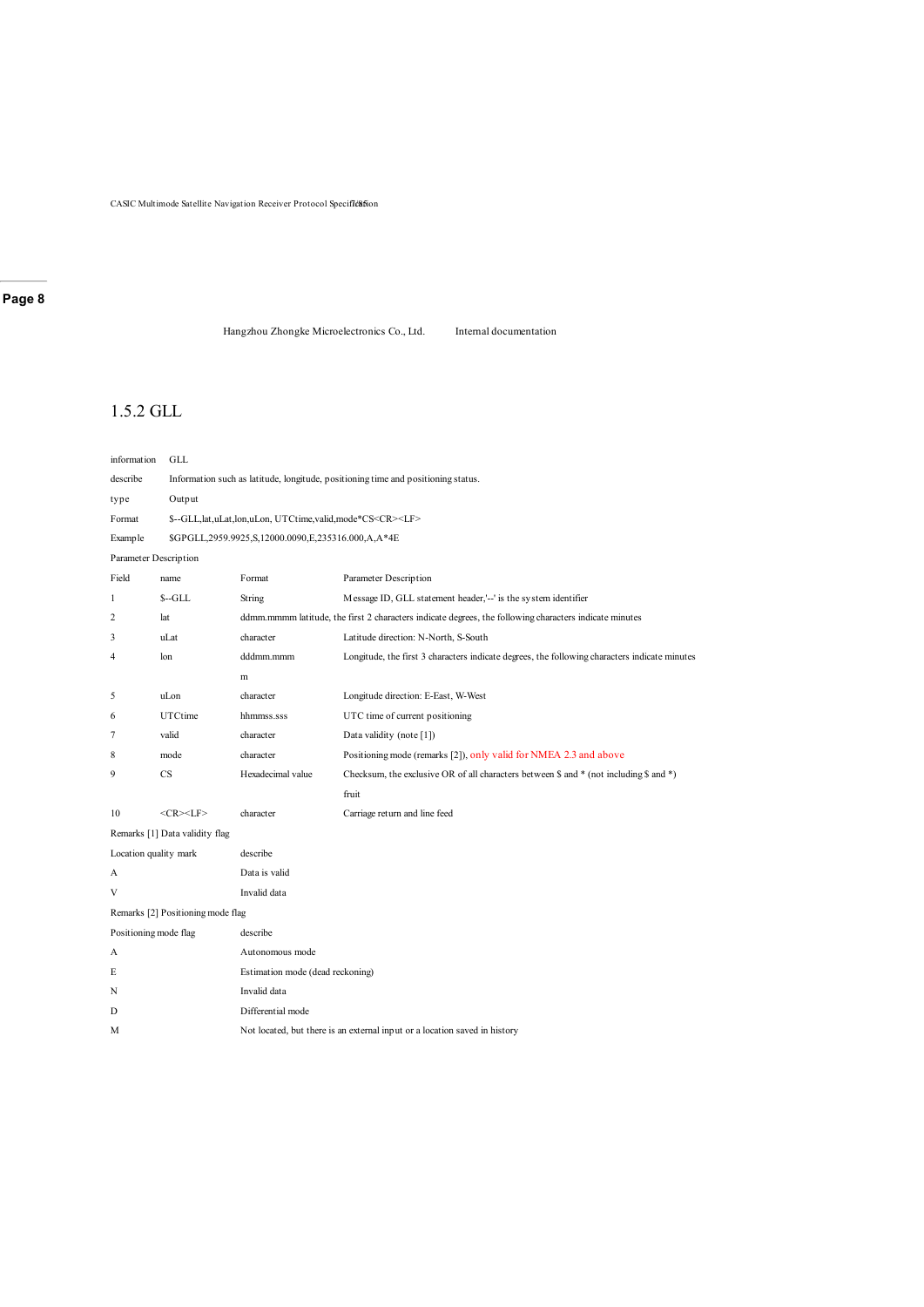## 1.5.2 GLL

| | |
|---|---|
| information | GLL |
| describe | Information such as latitude, longitude, positioning time and positioning status. |
| type | Output |
| Format | $--GLL,lat,uLat,lon,uLon, UTCtime,valid,mode*CS<CR><LF> |
| Example | $GPGLL,2959.9925,S,12000.0090,E,235316.000,A,A*4E |

Parameter Description

| Field | name | Format | Parameter Description |
|---|---|---|---|
| 1 | $--GLL | String | Message ID, GLL statement header,'--' is the system identifier |
| 2 | lat | ddmm.mmmm | latitude, the first 2 characters indicate degrees, the following characters indicate minutes |
| 3 | uLat | character | Latitude direction: N-North, S-South |
| 4 | lon | dddmm.mmmm | Longitude, the first 3 characters indicate degrees, the following characters indicate minutes |
| 5 | uLon | character | Longitude direction: E-East, W-West |
| 6 | UTCtime | hhmmss.sss | UTC time of current positioning |
| 7 | valid | character | Data validity (note [1]) |
| 8 | mode | character | Positioning mode (remarks [2]), only valid for NMEA 2.3 and above |
| 9 | CS | Hexadecimal value | Checksum, the exclusive OR of all characters between $ and * (not including $ and *) fruit |
| 10 | <CR><LF> | character | Carriage return and line feed |

Remarks [1] Data validity flag

| Location quality mark | describe |
|---|---|
| A | Data is valid |
| V | Invalid data |

Remarks [2] Positioning mode flag

| Positioning mode flag | describe |
|---|---|
| A | Autonomous mode |
| E | Estimation mode (dead reckoning) |
| N | Invalid data |
| D | Differential mode |
| M | Not located, but there is an external input or a location saved in history |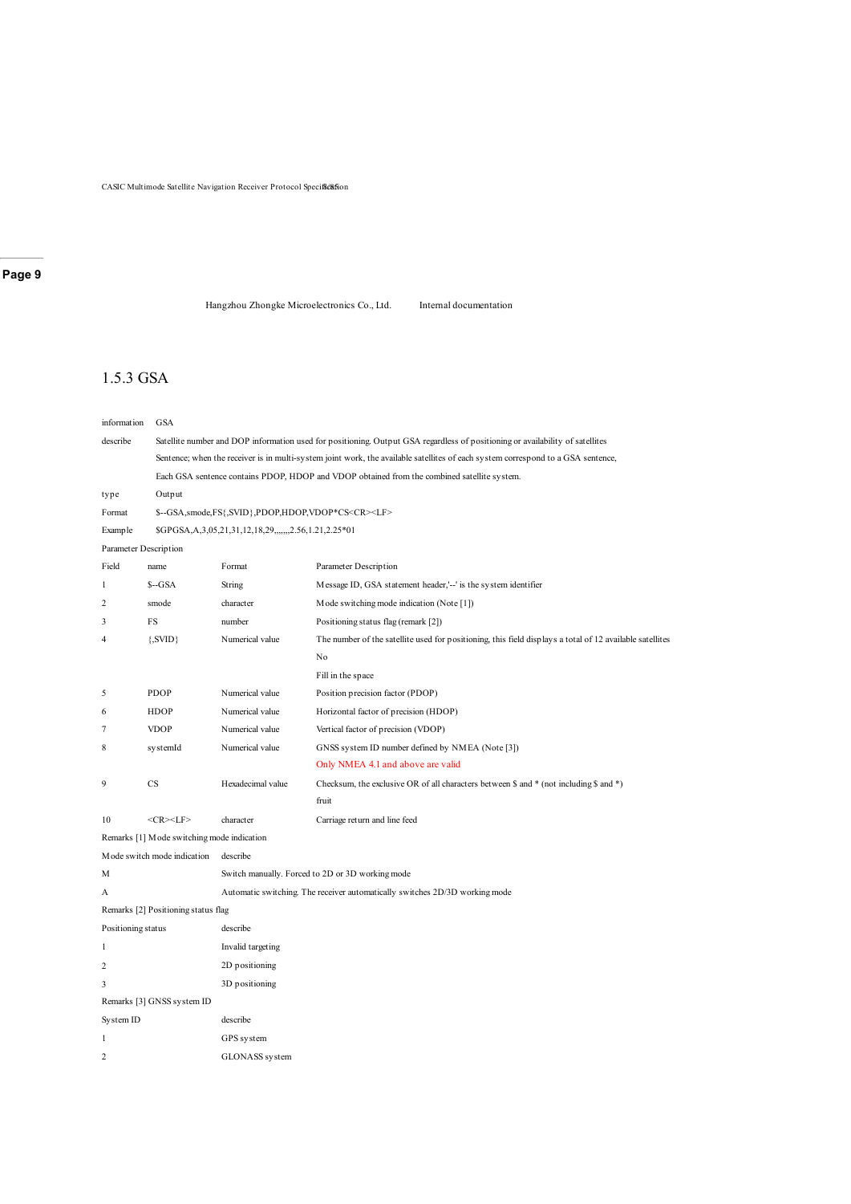## 1.5.3 GSA

| | |
|---|---|
| information | GSA |
| describe | Satellite number and DOP information used for positioning. Output GSA regardless of positioning or availability of satellites Sentence; when the receiver is in multi-system joint work, the available satellites of each system correspond to a GSA sentence, Each GSA sentence contains PDOP, HDOP and VDOP obtained from the combined satellite system. |
| type | Output |
| Format | $--GSA,smode,FS{,SVID},PDOP,HDOP,VDOP*CS<CR><LF> |
| Example | $GPGSA,A,3,05,21,31,12,18,29,,,,,,,2.56,1.21,2.25*01 |

Parameter Description

| Field | name | Format | Parameter Description |
|---|---|---|---|
| 1 | $--GSA | String | Message ID, GSA statement header,'--' is the system identifier |
| 2 | smode | character | Mode switching mode indication (Note [1]) |
| 3 | FS | number | Positioning status flag (remark [2]) |
| 4 | {,SVID} | Numerical value | The number of the satellite used for positioning, this field displays a total of 12 available satellites No Fill in the space |
| 5 | PDOP | Numerical value | Position precision factor (PDOP) |
| 6 | HDOP | Numerical value | Horizontal factor of precision (HDOP) |
| 7 | VDOP | Numerical value | Vertical factor of precision (VDOP) |
| 8 | systemId | Numerical value | GNSS system ID number defined by NMEA (Note [3]) Only NMEA 4.1 and above are valid |
| 9 | CS | Hexadecimal value | Checksum, the exclusive OR of all characters between $ and * (not including $ and *) fruit |
| 10 | <CR><LF> | character | Carriage return and line feed |

Remarks [1] Mode switching mode indication

| Mode switch mode indication | describe |
|---|---|
| M | Switch manually. Forced to 2D or 3D working mode |
| A | Automatic switching. The receiver automatically switches 2D/3D working mode |

Remarks [2] Positioning status flag

| Positioning status | describe |
|---|---|
| 1 | Invalid targeting |
| 2 | 2D positioning |
| 3 | 3D positioning |

Remarks [3] GNSS system ID

| System ID | describe |
|---|---|
| 1 | GPS system |
| 2 | GLONASS system |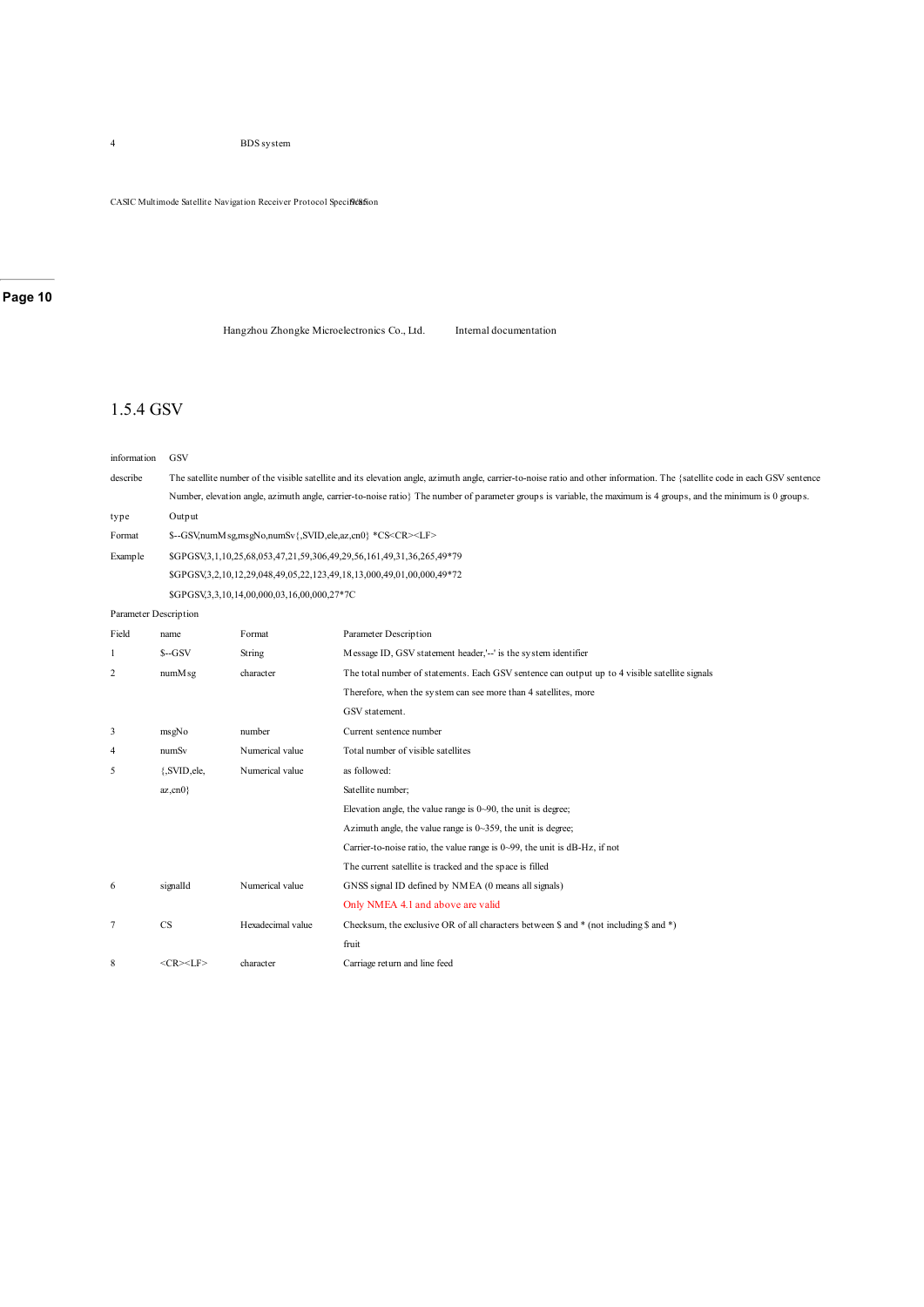| 4 | BDS system |
|---|---|

## 1.5.4 GSV

| | |
|---|---|
| information | GSV |
| describe | The satellite number of the visible satellite and its elevation angle, azimuth angle, carrier-to-noise ratio and other information. The {satellite code in each GSV sentence Number, elevation angle, azimuth angle, carrier-to-noise ratio} The number of parameter groups is variable, the maximum is 4 groups, and the minimum is 0 groups. |
| type | Output |
| Format | $--GSV,numMsg,msgNo,numSv{,SVID,ele,az,cn0} *CS<CR><LF> |
| Example | $GPGSV,3,1,10,25,68,053,47,21,59,306,49,29,56,161,49,31,36,265,49*79<br>$GPGSV,3,2,10,12,29,048,49,05,22,123,49,18,13,000,49,01,00,000,49*72<br>$GPGSV,3,3,10,14,00,000,03,16,00,000,27*7C |

Parameter Description

| Field | name | Format | Parameter Description |
|---|---|---|---|
| 1 | $--GSV | String | Message ID, GSV statement header,'--' is the system identifier |
| 2 | numMsg | character | The total number of statements. Each GSV sentence can output up to 4 visible satellite signals Therefore, when the system can see more than 4 satellites, more GSV statement. |
| 3 | msgNo | number | Current sentence number |
| 4 | numSv | Numerical value | Total number of visible satellites |
| 5 | {,SVID,ele,<br>az,cn0} | Numerical value | as followed:<br>Satellite number;<br>Elevation angle, the value range is 0~90, the unit is degree;<br>Azimuth angle, the value range is 0~359, the unit is degree;<br>Carrier-to-noise ratio, the value range is 0~99, the unit is dB-Hz, if not The current satellite is tracked and the space is filled |
| 6 | signalId | Numerical value | GNSS signal ID defined by NMEA (0 means all signals)<br>Only NMEA 4.1 and above are valid |
| 7 | CS | Hexadecimal value | Checksum, the exclusive OR of all characters between $ and * (not including $ and *) fruit |
| 8 | <CR><LF> | character | Carriage return and line feed |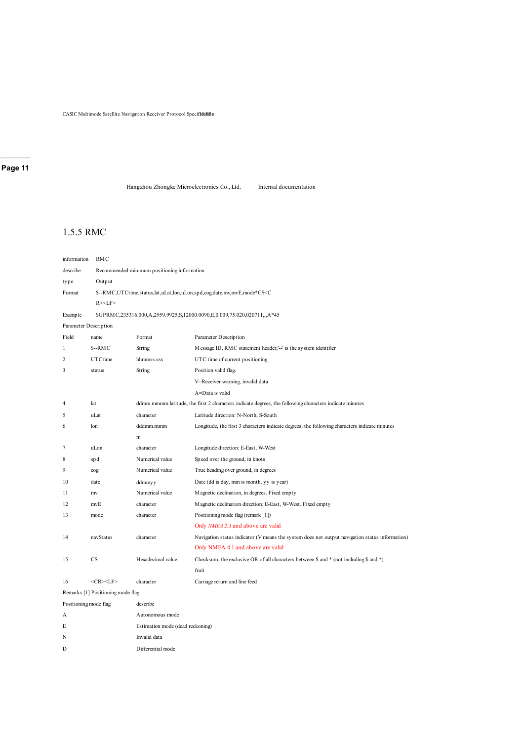Hangzhou Zhongke Microelectronics Co., Ltd. Internal documentation

## 1.5.5 RMC

| | |
|---|---|
| information | RMC |
| describe | Recommended minimum positioning information |
| type | Output |
| Format | $--RMC,UTCtime,status,lat,uLat,lon,uLon,spd,cog,date,mv,mvE,mode*CS<CR><LF> |
| Example | $GPRMC,235316.000,A,2959.9925,S,12000.0090,E,0.009,75.020,020711,,,A*45 |

Parameter Description

| Field | name | Format | Parameter Description |
|---|---|---|---|
| 1 | $--RMC | String | Message ID, RMC statement header,'--' is the system identifier |
| 2 | UTCtime | hhmmss.sss | UTC time of current positioning |
| 3 | status | String | Position valid flag.<br>V=Receiver warning, invalid data<br>A=Data is valid |
| 4 | lat | ddmm.mmmm | latitude, the first 2 characters indicate degrees, the following characters indicate minutes |
| 5 | uLat | character | Latitude direction: N-North, S-South |
| 6 | lon | dddmm.mmmm | Longitude, the first 3 characters indicate degrees, the following characters indicate minutes |
| 7 | uLon | character | Longitude direction: E-East, W-West |
| 8 | spd | Numerical value | Speed over the ground, in knots |
| 9 | cog | Numerical value | True heading over ground, in degrees |
| 10 | date | ddmmyy | Date (dd is day, mm is month, yy is year) |
| 11 | mv | Numerical value | Magnetic declination, in degrees. Fixed empty |
| 12 | mvE | character | Magnetic declination direction: E-East, W-West. Fixed empty |
| 13 | mode | character | Positioning mode flag (remark [1])<br>Only *NMEA 2.3* and above are valid |
| 14 | navStatus | character | Navigation status indicator (V means the system does not output navigation status information)<br>Only NMEA 4.1 and above are valid |
| 15 | CS | Hexadecimal value | Checksum, the exclusive OR of all characters between $ and * (not including $ and *)<br>fruit |
| 16 | <CR><LF> | character | Carriage return and line feed |

Remarks [1] Positioning mode flag

| Positioning mode flag | describe |
|---|---|
| A | Autonomous mode |
| E | Estimation mode (dead reckoning) |
| N | Invalid data |
| D | Differential mode |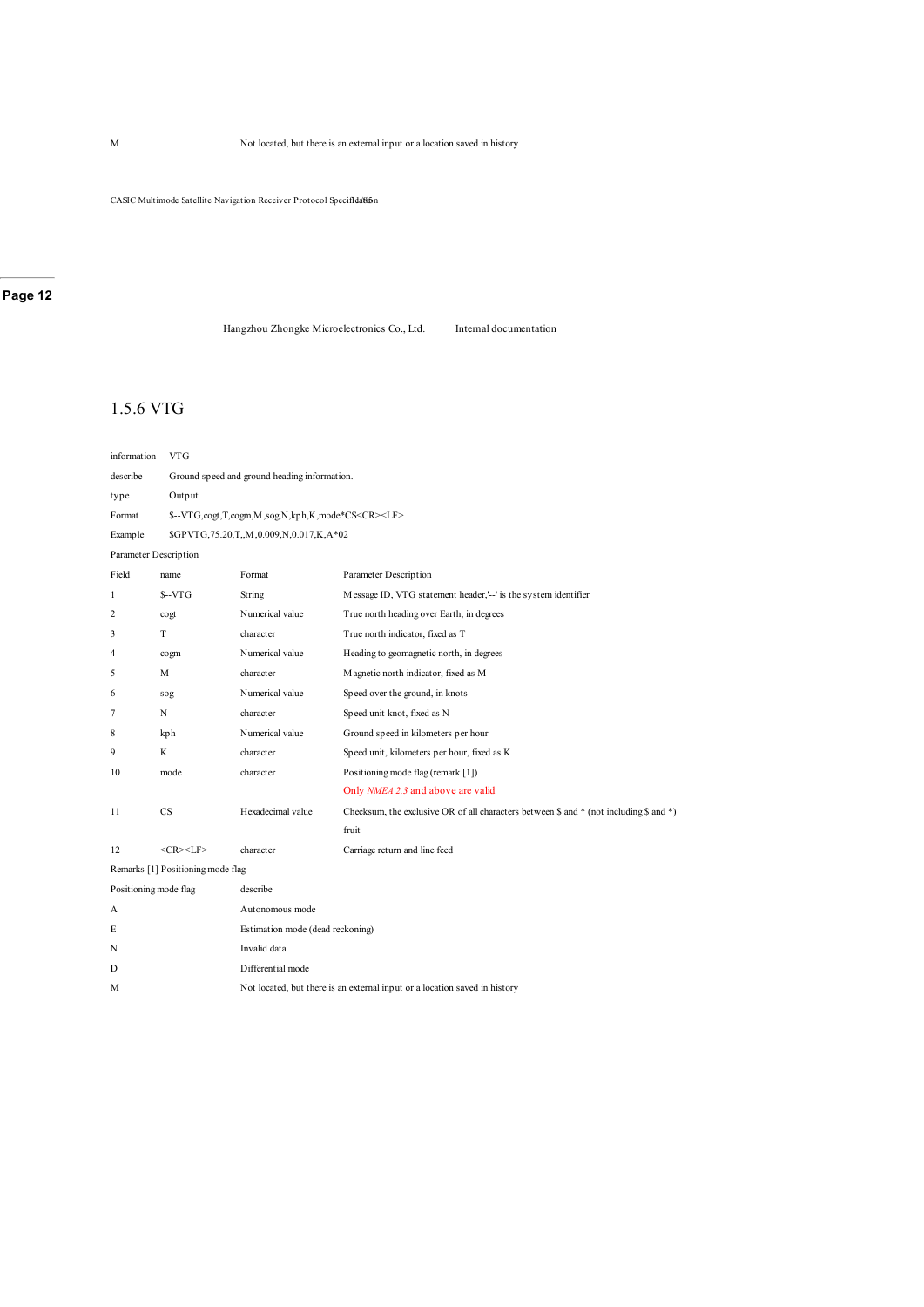M Not located, but there is an external input or a location saved in history

### 1.5.6 VTG

| | |
|---|---|
| information | VTG |
| describe | Ground speed and ground heading information. |
| type | Output |
| Format | $--VTG,cogt,T,cogm,M,sog,N,kph,K,mode*CS<CR><LF> |
| Example | $GPVTG,75.20,T,,M,0.009,N,0.017,K,A*02 |

Parameter Description

| Field | name | Format | Parameter Description |
|---|---|---|---|
| 1 | $--VTG | String | Message ID, VTG statement header,'--' is the system identifier |
| 2 | cogt | Numerical value | True north heading over Earth, in degrees |
| 3 | T | character | True north indicator, fixed as T |
| 4 | cogm | Numerical value | Heading to geomagnetic north, in degrees |
| 5 | M | character | Magnetic north indicator, fixed as M |
| 6 | sog | Numerical value | Speed over the ground, in knots |
| 7 | N | character | Speed unit knot, fixed as N |
| 8 | kph | Numerical value | Ground speed in kilometers per hour |
| 9 | K | character | Speed unit, kilometers per hour, fixed as K |
| 10 | mode | character | Positioning mode flag (remark [1])<br>Only *NMEA 2.3* and above are valid |
| 11 | CS | Hexadecimal value | Checksum, the exclusive OR of all characters between $ and * (not including $ and *) fruit |
| 12 | <CR><LF> | character | Carriage return and line feed |

Remarks [1] Positioning mode flag

| Positioning mode flag | describe |
|---|---|
| A | Autonomous mode |
| E | Estimation mode (dead reckoning) |
| N | Invalid data |
| D | Differential mode |
| M | Not located, but there is an external input or a location saved in history |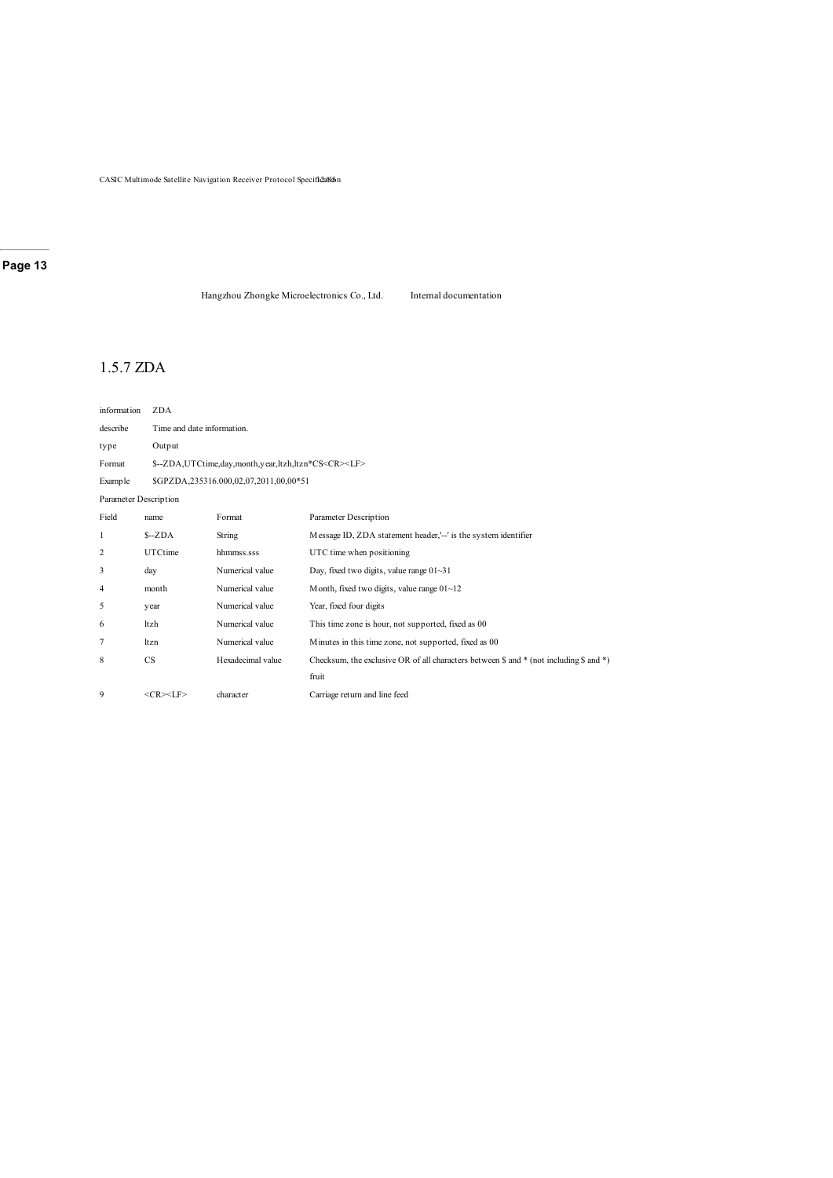### 1.5.7 ZDA

| information | ZDA |
|---|---|
| describe | Time and date information. |
| type | Output |
| Format | $--ZDA,UTCtime,day,month,year,ltzh,ltzn*CS<CR><LF> |
| Example | $GPZDA,235316.000,02,07,2011,00,00*51 |

Parameter Description

| Field | name | Format | Parameter Description |
|---|---|---|---|
| 1 | $--ZDA | String | Message ID, ZDA statement header,'--' is the system identifier |
| 2 | UTCtime | hhmmss.sss | UTC time when positioning |
| 3 | day | Numerical value | Day, fixed two digits, value range 01~31 |
| 4 | month | Numerical value | Month, fixed two digits, value range 01~12 |
| 5 | year | Numerical value | Year, fixed four digits |
| 6 | ltzh | Numerical value | This time zone is hour, not supported, fixed as 00 |
| 7 | ltzn | Numerical value | Minutes in this time zone, not supported, fixed as 00 |
| 8 | CS | Hexadecimal value | Checksum, the exclusive OR of all characters between $ and * (not including $ and *) fruit |
| 9 | <CR><LF> | character | Carriage return and line feed |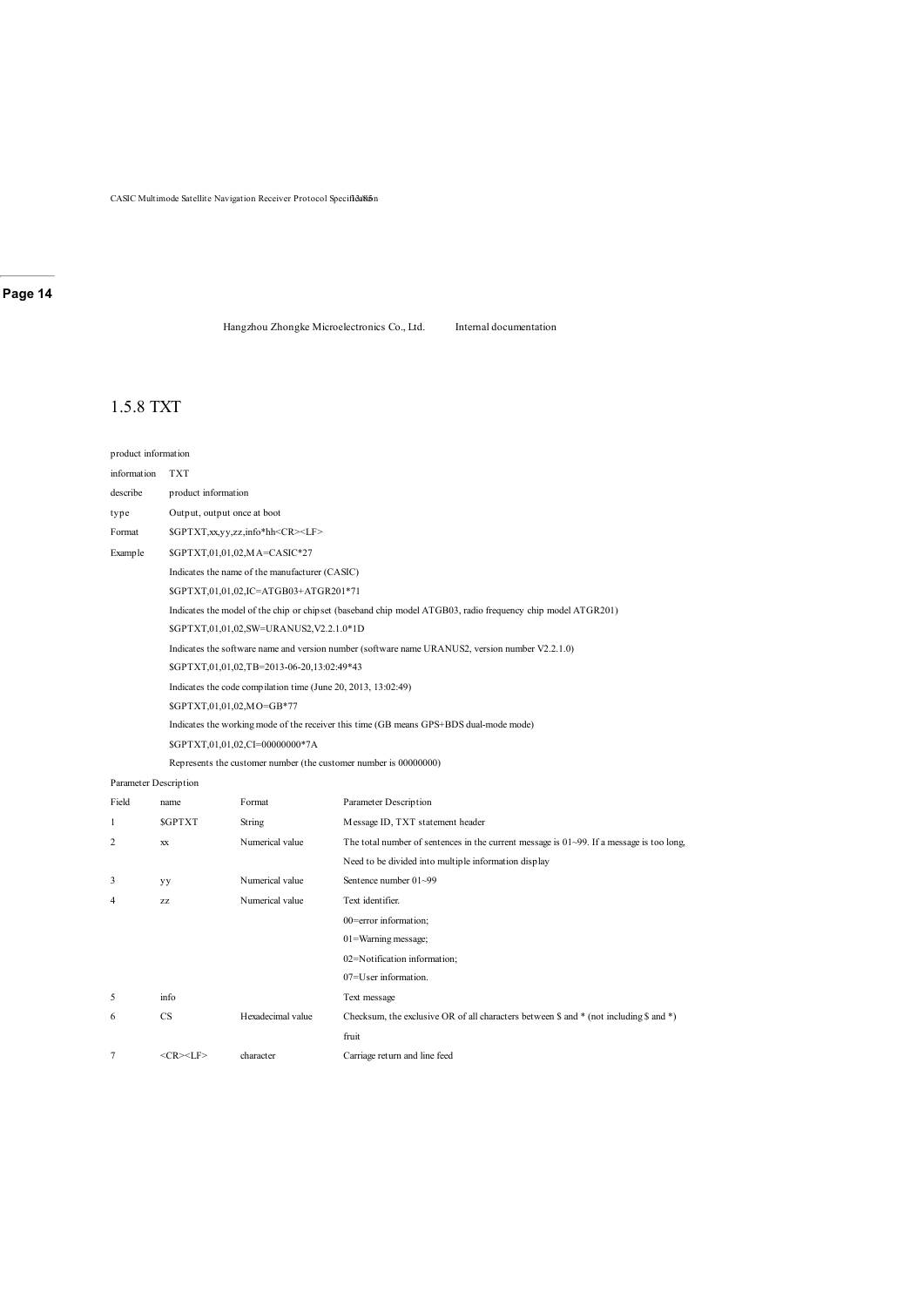## 1.5.8 TXT

product information

| | |
|---|---|
| information | TXT |
| describe | product information |
| type | Output, output once at boot |
| Format | $GPTXT,xx,yy,zz,info*hh<CR><LF> |
| Example | $GPTXT,01,01,02,MA=CASIC*27 |
| | Indicates the name of the manufacturer (CASIC) |
| | $GPTXT,01,01,02,IC=ATGB03+ATGR201*71 |
| | Indicates the model of the chip or chipset (baseband chip model ATGB03, radio frequency chip model ATGR201) |
| | $GPTXT,01,01,02,SW=URANUS2,V2.2.1.0*1D |
| | Indicates the software name and version number (software name URANUS2, version number V2.2.1.0) |
| | $GPTXT,01,01,02,TB=2013-06-20,13:02:49*43 |
| | Indicates the code compilation time (June 20, 2013, 13:02:49) |
| | $GPTXT,01,01,02,MO=GB*77 |
| | Indicates the working mode of the receiver this time (GB means GPS+BDS dual-mode mode) |
| | $GPTXT,01,01,02,CI=00000000*7A |
| | Represents the customer number (the customer number is 00000000) |

Parameter Description

| Field | name | Format | Parameter Description |
|---|---|---|---|
| 1 | $GPTXT | String | Message ID, TXT statement header |
| 2 | xx | Numerical value | The total number of sentences in the current message is 01~99. If a message is too long, Need to be divided into multiple information display |
| 3 | yy | Numerical value | Sentence number 01~99 |
| 4 | zz | Numerical value | Text identifier.<br>00=error information;<br>01=Warning message;<br>02=Notification information;<br>07=User information. |
| 5 | info | | Text message |
| 6 | CS | Hexadecimal value | Checksum, the exclusive OR of all characters between $ and * (not including $ and *) fruit |
| 7 | <CR><LF> | character | Carriage return and line feed |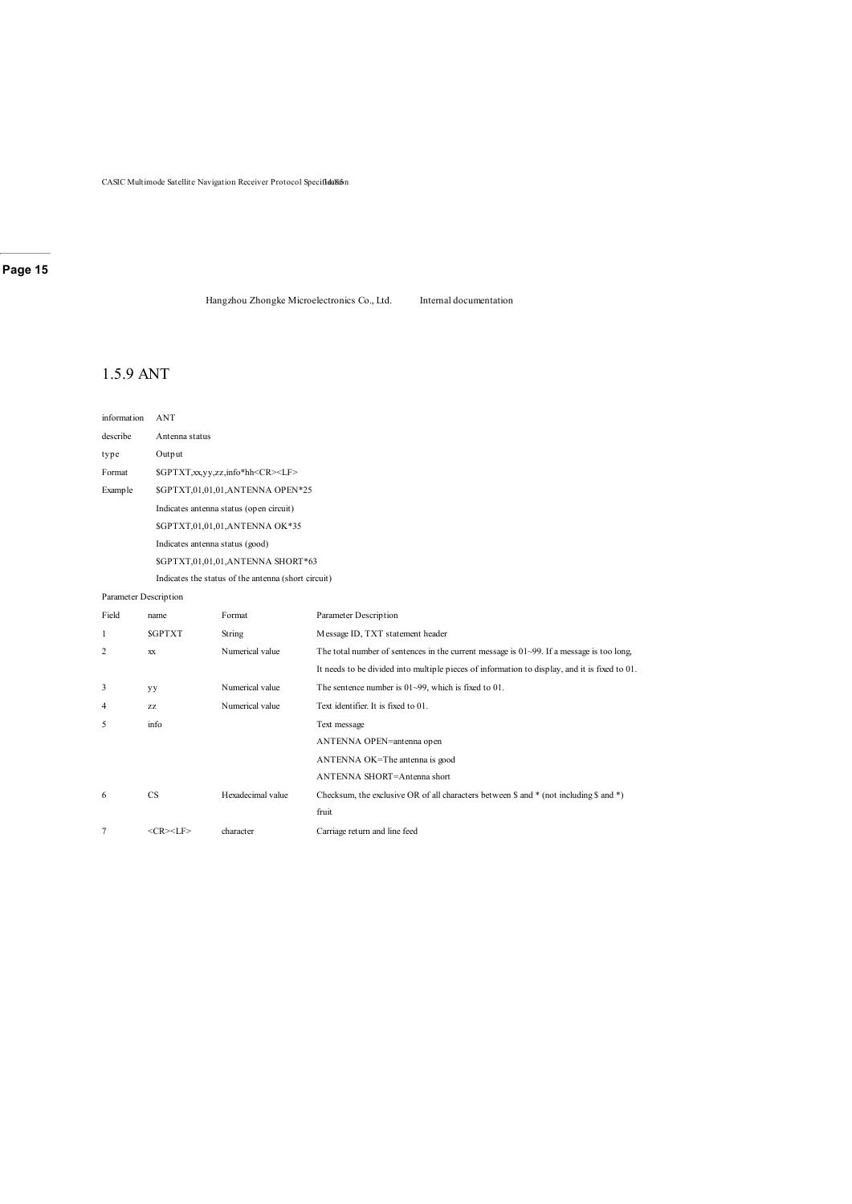## 1.5.9 ANT

| | |
|---|---|
| information | ANT |
| describe | Antenna status |
| type | Output |
| Format | $GPTXT,xx,yy,zz,info*hh<CR><LF> |
| Example | $GPTXT,01,01,01,ANTENNA OPEN*25 |
| | Indicates antenna status (open circuit) |
| | $GPTXT,01,01,01,ANTENNA OK*35 |
| | Indicates antenna status (good) |
| | $GPTXT,01,01,01,ANTENNA SHORT*63 |
| | Indicates the status of the antenna (short circuit) |

Parameter Description

| Field | name | Format | Parameter Description |
|---|---|---|---|
| 1 | $GPTXT | String | Message ID, TXT statement header |
| 2 | xx | Numerical value | The total number of sentences in the current message is 01~99. If a message is too long, It needs to be divided into multiple pieces of information to display, and it is fixed to 01. |
| 3 | yy | Numerical value | The sentence number is 01~99, which is fixed to 01. |
| 4 | zz | Numerical value | Text identifier. It is fixed to 01. |
| 5 | info | | Text message<br>ANTENNA OPEN=antenna open<br>ANTENNA OK=The antenna is good<br>ANTENNA SHORT=Antenna short |
| 6 | CS | Hexadecimal value | Checksum, the exclusive OR of all characters between $ and * (not including $ and *) fruit |
| 7 | <CR><LF> | character | Carriage return and line feed |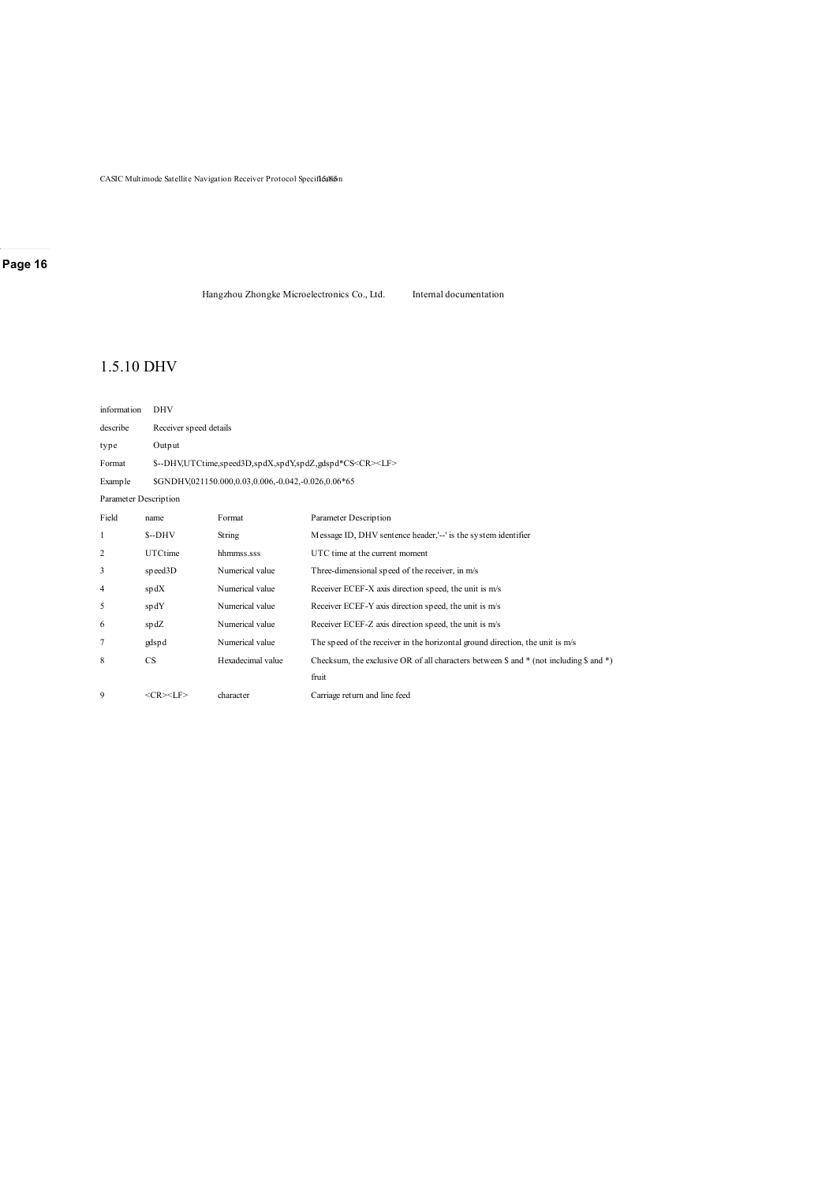## 1.5.10 DHV

| information | DHV |
|---|---|
| describe | Receiver speed details |
| type | Output |
| Format | $--DHV,UTCtime,speed3D,spdX,spdY,spdZ,gdspd*CS<CR><LF> |
| Example | $GNDHV,021150.000,0.03,0.006,-0.042,-0.026,0.06*65 |

Parameter Description

| Field | name | Format | Parameter Description |
|---|---|---|---|
| 1 | $--DHV | String | Message ID, DHV sentence header,'--' is the system identifier |
| 2 | UTCtime | hhmmss.sss | UTC time at the current moment |
| 3 | speed3D | Numerical value | Three-dimensional speed of the receiver, in m/s |
| 4 | spdX | Numerical value | Receiver ECEF-X axis direction speed, the unit is m/s |
| 5 | spdY | Numerical value | Receiver ECEF-Y axis direction speed, the unit is m/s |
| 6 | spdZ | Numerical value | Receiver ECEF-Z axis direction speed, the unit is m/s |
| 7 | gdspd | Numerical value | The speed of the receiver in the horizontal ground direction, the unit is m/s |
| 8 | CS | Hexadecimal value | Checksum, the exclusive OR of all characters between $ and * (not including $ and *) fruit |
| 9 | <CR><LF> | character | Carriage return and line feed |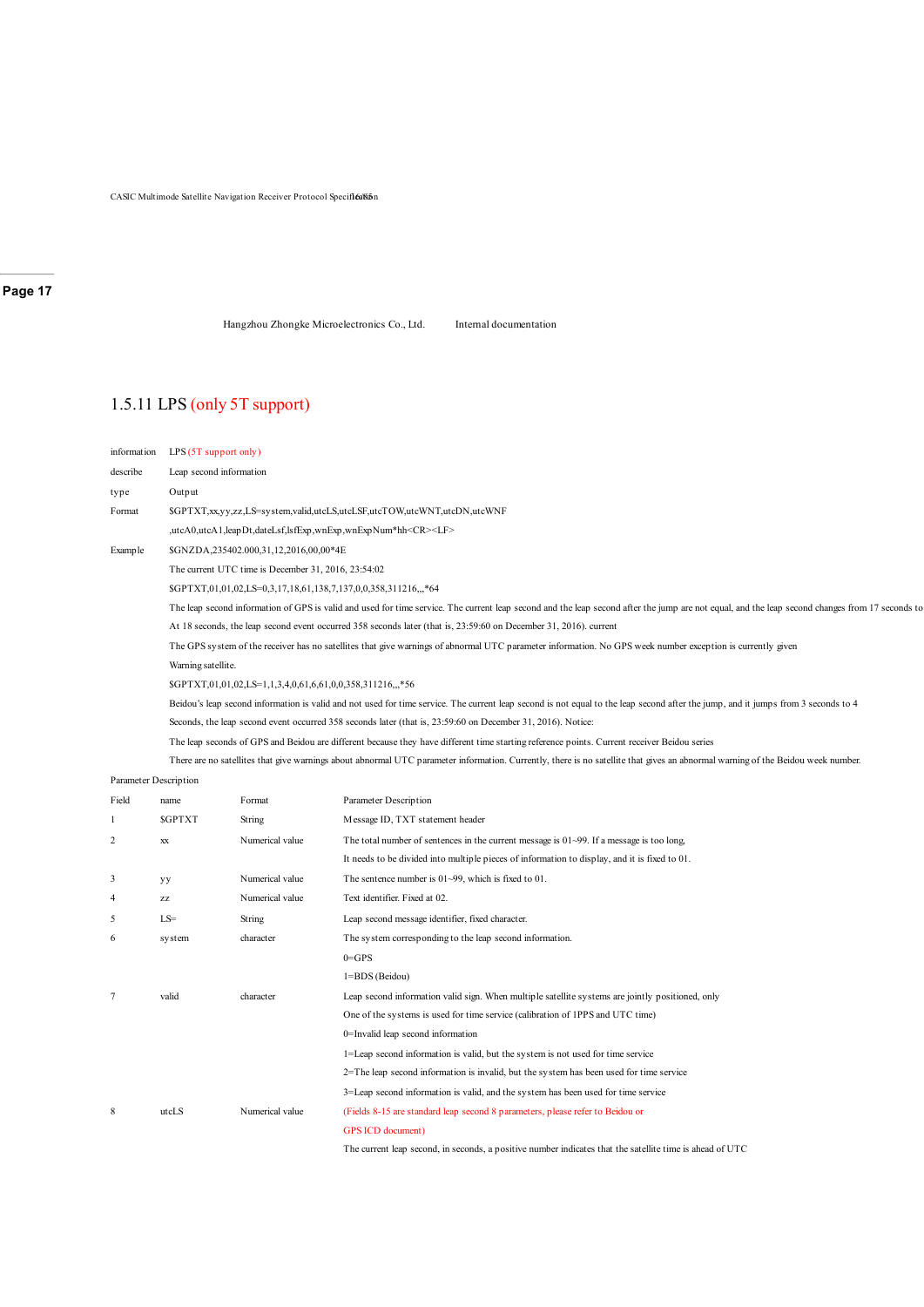## 1.5.11 LPS (only 5T support)

| | |
|---|---|
| information | LPS (5T support only) |
| describe | Leap second information |
| type | Output |
| Format | $GPTXT,xx,yy,zz,LS=system,valid,utcLS,utcLSF,utcTOW,utcWNT,utcDN,utcWNF ,utcA0,utcA1,leapDt,dateLsf,lsfExp,wnExp,wnExpNum*hh<CR><LF> |
| Example | $GNZDA,235402.000,31,12,2016,00,00*4E<br>The current UTC time is December 31, 2016, 23:54:02<br>$GPTXT,01,01,02,LS=0,3,17,18,61,138,7,137,0,0,358,311216,,,*64<br>The leap second information of GPS is valid and used for time service. The current leap second and the leap second after the jump are not equal, and the leap second changes from 17 seconds to At 18 seconds, the leap second event occurred 358 seconds later (that is, 23:59:60 on December 31, 2016). current The GPS system of the receiver has no satellites that give warnings of abnormal UTC parameter information. No GPS week number exception is currently given Warning satellite.<br>$GPTXT,01,01,02,LS=1,1,3,4,0,61,6,61,0,0,358,311216,,,*56<br>Beidou's leap second information is valid and not used for time service. The current leap second is not equal to the leap second after the jump, and it jumps from 3 seconds to 4 Seconds, the leap second event occurred 358 seconds later (that is, 23:59:60 on December 31, 2016). Notice: The leap seconds of GPS and Beidou are different because they have different time starting reference points. Current receiver Beidou series There are no satellites that give warnings about abnormal UTC parameter information. Currently, there is no satellite that gives an abnormal warning of the Beidou week number. |

Parameter Description

| Field | name | Format | Parameter Description |
|---|---|---|---|
| 1 | $GPTXT | String | Message ID, TXT statement header |
| 2 | xx | Numerical value | The total number of sentences in the current message is 01~99. If a message is too long, It needs to be divided into multiple pieces of information to display, and it is fixed to 01. |
| 3 | yy | Numerical value | The sentence number is 01~99, which is fixed to 01. |
| 4 | zz | Numerical value | Text identifier. Fixed at 02. |
| 5 | LS= | String | Leap second message identifier, fixed character. |
| 6 | system | character | The system corresponding to the leap second information.<br>0=GPS<br>1=BDS (Beidou) |
| 7 | valid | character | Leap second information valid sign. When multiple satellite systems are jointly positioned, only One of the systems is used for time service (calibration of 1PPS and UTC time)<br>0=Invalid leap second information<br>1=Leap second information is valid, but the system is not used for time service<br>2=The leap second information is invalid, but the system has been used for time service<br>3=Leap second information is valid, and the system has been used for time service |
| 8 | utcLS | Numerical value | (Fields 8-15 are standard leap second 8 parameters, please refer to Beidou or GPS ICD document)<br>The current leap second, in seconds, a positive number indicates that the satellite time is ahead of UTC |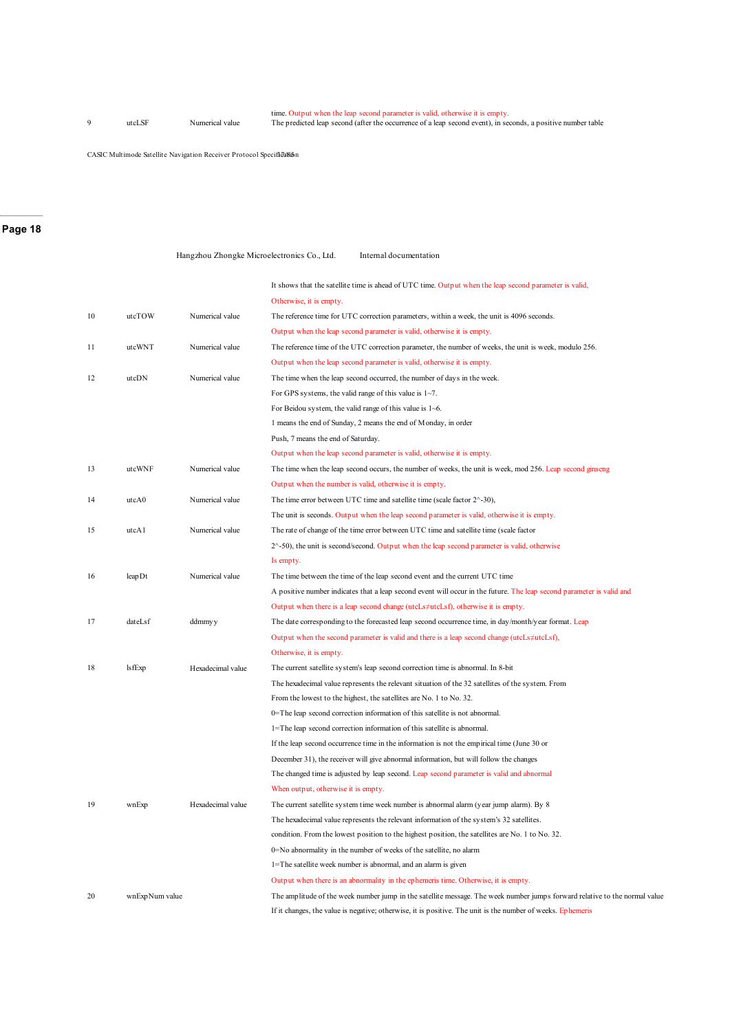| 9 | utcLSF | Numerical value | time. Output when the leap second parameter is valid, otherwise it is empty. The predicted leap second (after the occurrence of a leap second event), in seconds, a positive number table |
|---|---|---|---|

| | | | It shows that the satellite time is ahead of UTC time. Output when the leap second parameter is valid, Otherwise, it is empty. |
|---|---|---|---|
| 10 | utcTOW | Numerical value | The reference time for UTC correction parameters, within a week, the unit is 4096 seconds. Output when the leap second parameter is valid, otherwise it is empty. |
| 11 | utcWNT | Numerical value | The reference time of the UTC correction parameter, the number of weeks, the unit is week, modulo 256. Output when the leap second parameter is valid, otherwise it is empty. |
| 12 | utcDN | Numerical value | The time when the leap second occurred, the number of days in the week. For GPS systems, the valid range of this value is 1~7. For Beidou system, the valid range of this value is 1~6. 1 means the end of Sunday, 2 means the end of Monday, in order Push, 7 means the end of Saturday. Output when the leap second parameter is valid, otherwise it is empty. |
| 13 | utcWNF | Numerical value | The time when the leap second occurs, the number of weeks, the unit is week, mod 256. Leap second ginseng Output when the number is valid, otherwise it is empty. |
| 14 | utcA0 | Numerical value | The time error between UTC time and satellite time (scale factor 2^-30), The unit is seconds. Output when the leap second parameter is valid, otherwise it is empty. |
| 15 | utcA1 | Numerical value | The rate of change of the time error between UTC time and satellite time (scale factor 2^-50), the unit is second/second. Output when the leap second parameter is valid, otherwise Is empty. |
| 16 | leapDt | Numerical value | The time between the time of the leap second event and the current UTC time A positive number indicates that a leap second event will occur in the future. The leap second parameter is valid and Output when there is a leap second change (utcLs≠utcLsf), otherwise it is empty. |
| 17 | dateLsf | ddmmyy | The date corresponding to the forecasted leap second occurrence time, in day/month/year format. Leap Output when the second parameter is valid and there is a leap second change (utcLs≠utcLsf), Otherwise, it is empty. |
| 18 | lsfExp | Hexadecimal value | The current satellite system's leap second correction time is abnormal. In 8-bit The hexadecimal value represents the relevant situation of the 32 satellites of the system. From From the lowest to the highest, the satellites are No. 1 to No. 32. 0=The leap second correction information of this satellite is not abnormal. 1=The leap second correction information of this satellite is abnormal. If the leap second occurrence time in the information is not the empirical time (June 30 or December 31), the receiver will give abnormal information, but will follow the changes The changed time is adjusted by leap second. Leap second parameter is valid and abnormal When output, otherwise it is empty. |
| 19 | wnExp | Hexadecimal value | The current satellite system time week number is abnormal alarm (year jump alarm). By 8 The hexadecimal value represents the relevant information of the system's 32 satellites. condition. From the lowest position to the highest position, the satellites are No. 1 to No. 32. 0=No abnormality in the number of weeks of the satellite, no alarm 1=The satellite week number is abnormal, and an alarm is given Output when there is an abnormality in the ephemeris time. Otherwise, it is empty. |
| 20 | wnExpNum value | | The amplitude of the week number jump in the satellite message. The week number jumps forward relative to the normal value If it changes, the value is negative; otherwise, it is positive. The unit is the number of weeks. Ephemeris |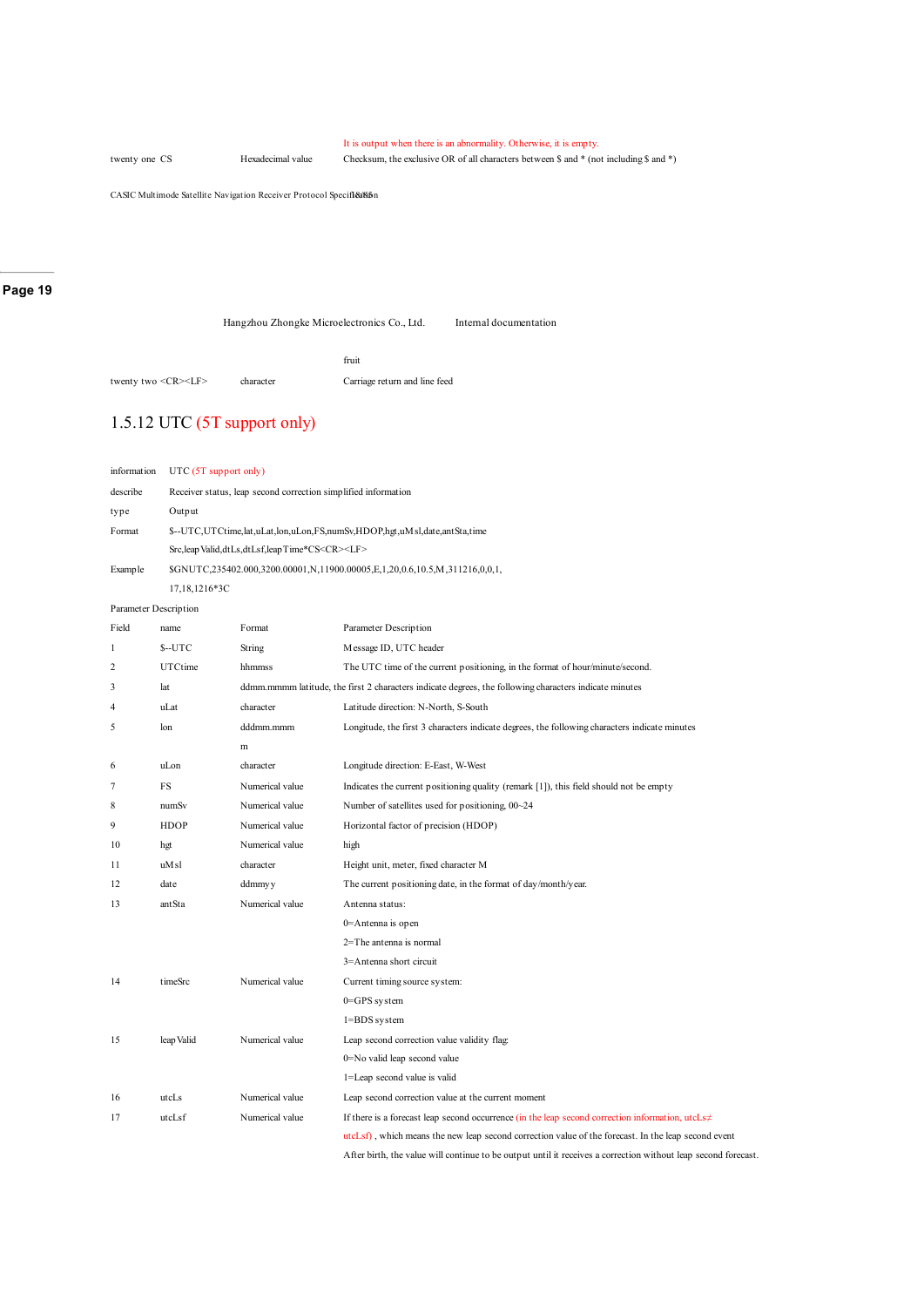| | | | It is output when there is an abnormality. Otherwise, it is empty. |
|---|---|---|---|
| twenty one | CS | Hexadecimal value | Checksum, the exclusive OR of all characters between $ and * (not including $ and *) |

| | | | fruit |
|---|---|---|---|
| twenty two | <CR><LF> | character | Carriage return and line feed |

## 1.5.12 UTC (5T support only)

| | |
|---|---|
| information | UTC (5T support only) |
| describe | Receiver status, leap second correction simplified information |
| type | Output |
| Format | $--UTC,UTCtime,lat,uLat,lon,uLon,FS,numSv,HDOP,hgt,uMsl,date,antSta,timeSrc,leapValid,dtLs,dtLsf,leapTime*CS<CR><LF> |
| Example | $GNUTC,235402.000,3200.00001,N,11900.00005,E,1,20,0.6,10.5,M,311216,0,0,1,17,18,1216*3C |

Parameter Description

| Field | name | Format | Parameter Description |
|---|---|---|---|
| 1 | $--UTC | String | Message ID, UTC header |
| 2 | UTCtime | hhmmss | The UTC time of the current positioning, in the format of hour/minute/second. |
| 3 | lat | ddmm.mmmm | latitude, the first 2 characters indicate degrees, the following characters indicate minutes |
| 4 | uLat | character | Latitude direction: N-North, S-South |
| 5 | lon | dddmm.mmmm | Longitude, the first 3 characters indicate degrees, the following characters indicate minutes |
| 6 | uLon | character | Longitude direction: E-East, W-West |
| 7 | FS | Numerical value | Indicates the current positioning quality (remark [1]), this field should not be empty |
| 8 | numSv | Numerical value | Number of satellites used for positioning, 00~24 |
| 9 | HDOP | Numerical value | Horizontal factor of precision (HDOP) |
| 10 | hgt | Numerical value | high |
| 11 | uMsl | character | Height unit, meter, fixed character M |
| 12 | date | ddmmyy | The current positioning date, in the format of day/month/year. |
| 13 | antSta | Numerical value | Antenna status:<br>0=Antenna is open<br>2=The antenna is normal<br>3=Antenna short circuit |
| 14 | timeSrc | Numerical value | Current timing source system:<br>0=GPS system<br>1=BDS system |
| 15 | leapValid | Numerical value | Leap second correction value validity flag:<br>0=No valid leap second value<br>1=Leap second value is valid |
| 16 | utcLs | Numerical value | Leap second correction value at the current moment |
| 17 | utcLsf | Numerical value | If there is a forecast leap second occurrence (in the leap second correction information, utcLs≠utcLsf) , which means the new leap second correction value of the forecast. In the leap second event After birth, the value will continue to be output until it receives a correction without leap second forecast. |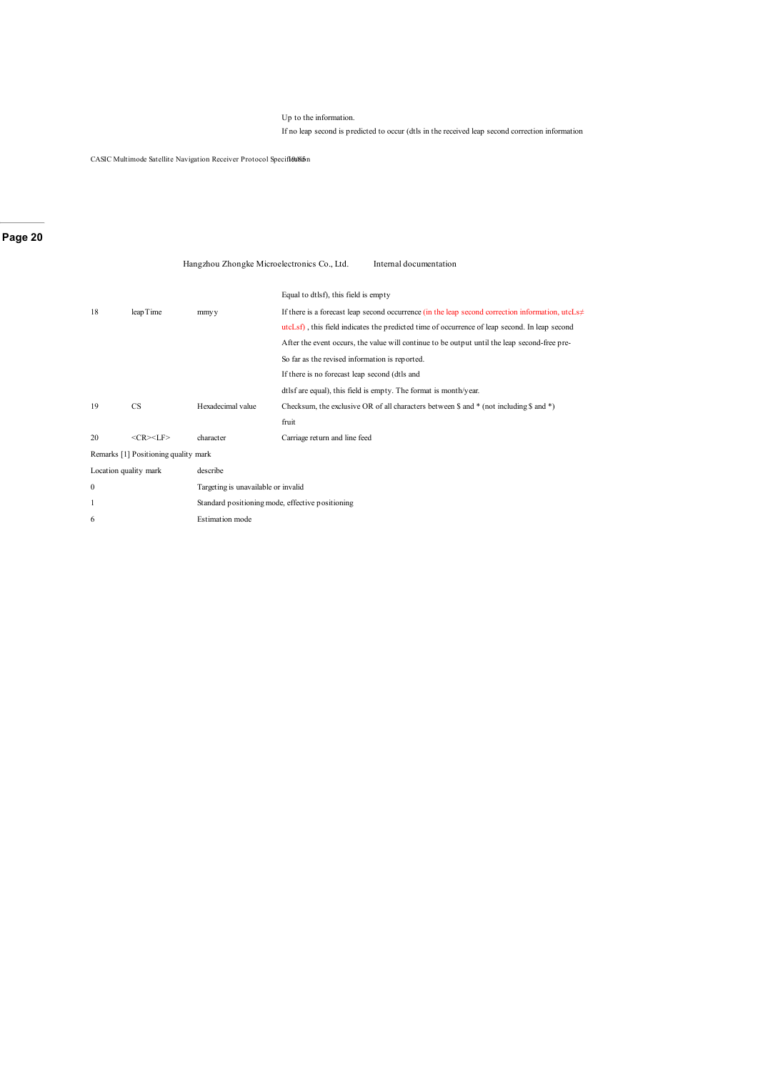Up to the information.

If no leap second is predicted to occur (dtls in the received leap second correction information

Equal to dtlsf), this field is empty

| 18 | leapTime | mmyy | If there is a forecast leap second occurrence (in the leap second correction information, utcLs≠ utcLsf) , this field indicates the predicted time of occurrence of leap second. In leap second After the event occurs, the value will continue to be output until the leap second-free pre- So far as the revised information is reported. If there is no forecast leap second (dtls and dtlsf are equal), this field is empty. The format is month/year. |
|---|---|---|---|
| 19 | CS | Hexadecimal value | Checksum, the exclusive OR of all characters between $ and * (not including $ and *) fruit |
| 20 | <CR><LF> | character | Carriage return and line feed |

Remarks [1] Positioning quality mark

| Location quality mark | describe |
|---|---|
| 0 | Targeting is unavailable or invalid |
| 1 | Standard positioning mode, effective positioning |
| 6 | Estimation mode |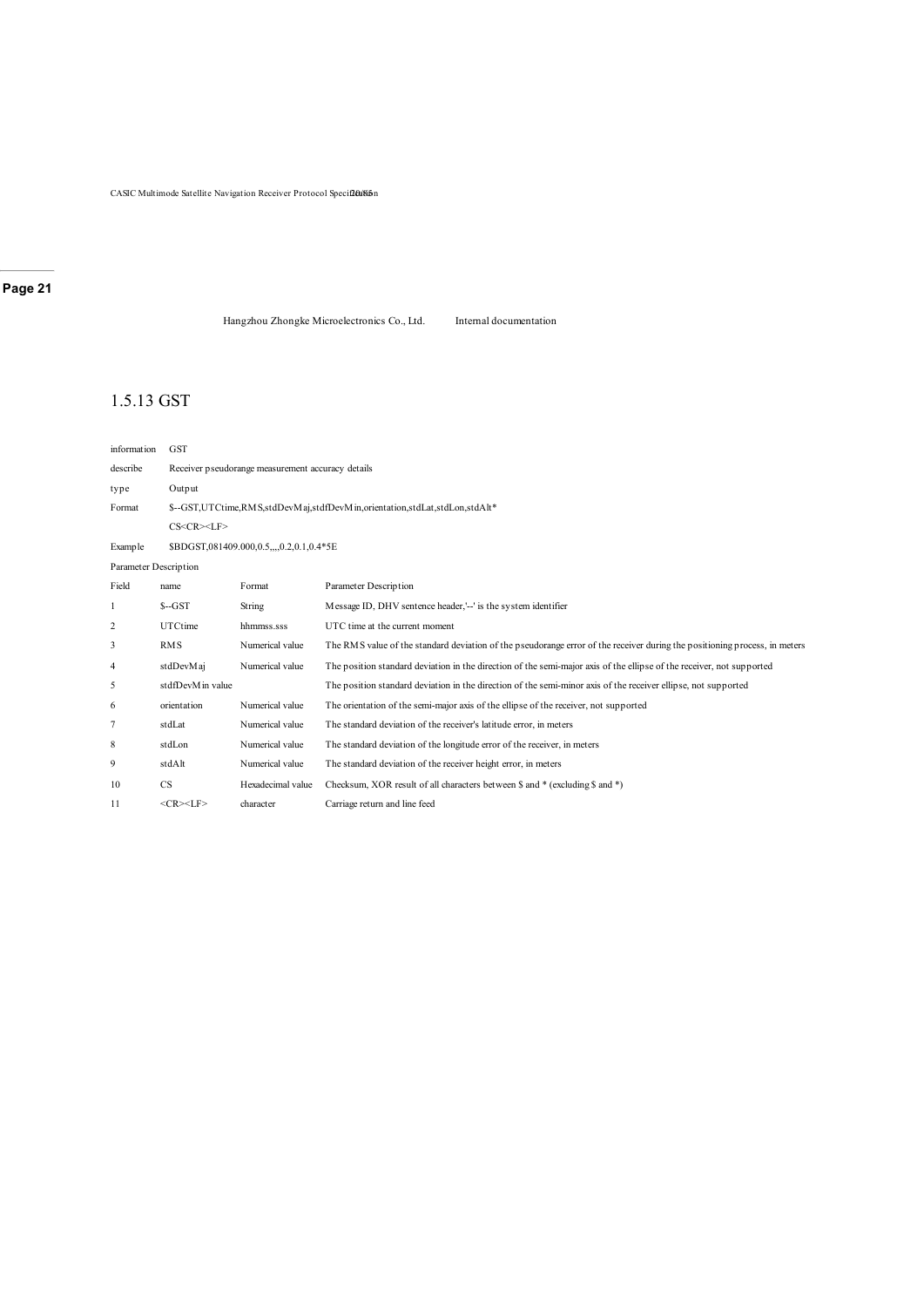Hangzhou Zhongke Microelectronics Co., Ltd. Internal documentation

## 1.5.13 GST

| | |
|---|---|
| information | GST |
| describe | Receiver pseudorange measurement accuracy details |
| type | Output |
| Format | $--GST,UTCtime,RMS,stdDevMaj,stdfDevMin,orientation,stdLat,stdLon,stdAlt*CS<CR><LF> |
| Example | $BDGST,081409.000,0.5,,,,0.2,0.1,0.4*5E |

Parameter Description

| Field | name | Format | Parameter Description |
|---|---|---|---|
| 1 | $--GST | String | Message ID, DHV sentence header,'--' is the system identifier |
| 2 | UTCtime | hhmmss.sss | UTC time at the current moment |
| 3 | RMS | Numerical value | The RMS value of the standard deviation of the pseudorange error of the receiver during the positioning process, in meters |
| 4 | stdDevMaj | Numerical value | The position standard deviation in the direction of the semi-major axis of the ellipse of the receiver, not supported |
| 5 | stdfDevMin value | | The position standard deviation in the direction of the semi-minor axis of the receiver ellipse, not supported |
| 6 | orientation | Numerical value | The orientation of the semi-major axis of the ellipse of the receiver, not supported |
| 7 | stdLat | Numerical value | The standard deviation of the receiver's latitude error, in meters |
| 8 | stdLon | Numerical value | The standard deviation of the longitude error of the receiver, in meters |
| 9 | stdAlt | Numerical value | The standard deviation of the receiver height error, in meters |
| 10 | CS | Hexadecimal value | Checksum, XOR result of all characters between $ and * (excluding $ and *) |
| 11 | <CR><LF> | character | Carriage return and line feed |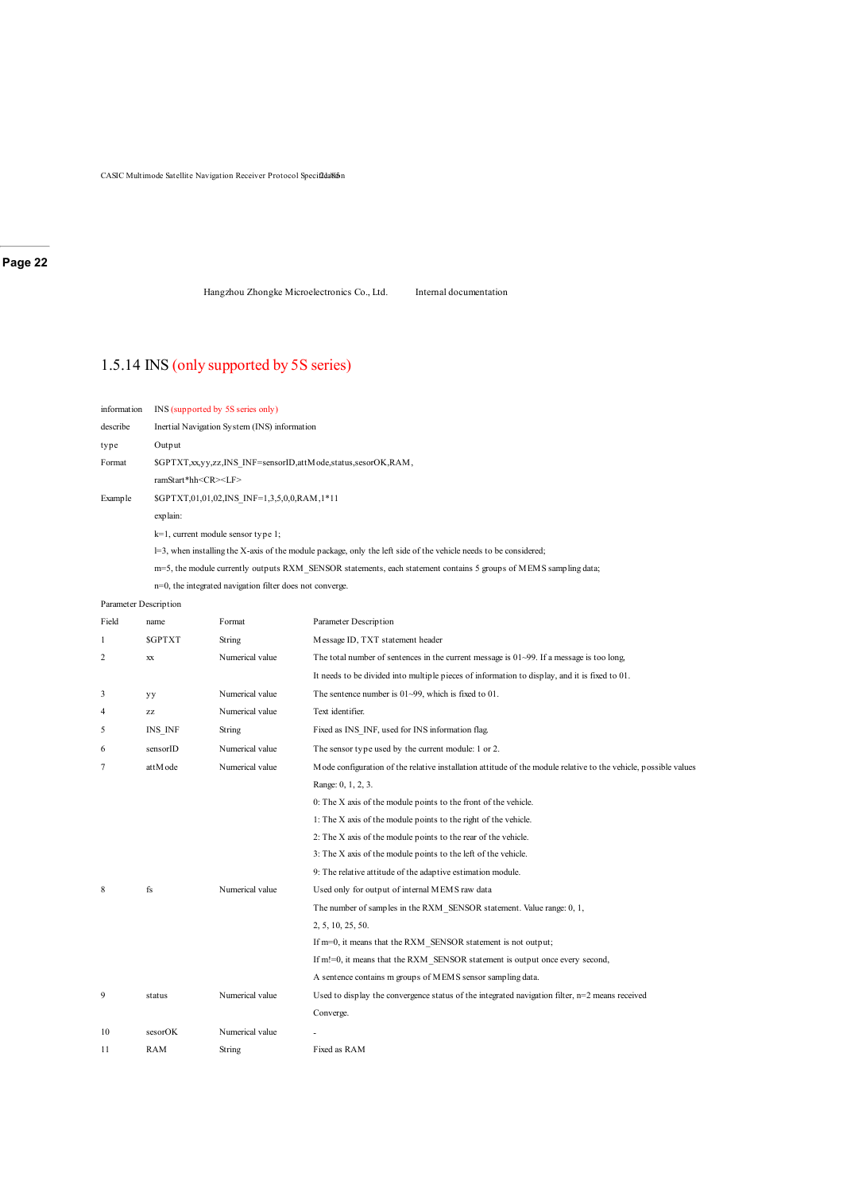## 1.5.14 INS (only supported by 5S series)

| | |
|---|---|
| information | INS (supported by 5S series only) |
| describe | Inertial Navigation System (INS) information |
| type | Output |
| Format | $GPTXT,xx,yy,zz,INS_INF=sensorID,attMode,status,sesorOK,RAM, ramStart*hh<CR><LF> |
| Example | $GPTXT,01,01,02,INS_INF=1,3,5,0,0,RAM,1*11 |

explain:

k=1, current module sensor type 1;

l=3, when installing the X-axis of the module package, only the left side of the vehicle needs to be considered;

m=5, the module currently outputs RXM_SENSOR statements, each statement contains 5 groups of MEMS sampling data;

n=0, the integrated navigation filter does not converge.

Parameter Description

| Field | name | Format | Parameter Description |
|---|---|---|---|
| 1 | $GPTXT | String | Message ID, TXT statement header |
| 2 | xx | Numerical value | The total number of sentences in the current message is 01~99. If a message is too long, It needs to be divided into multiple pieces of information to display, and it is fixed to 01. |
| 3 | yy | Numerical value | The sentence number is 01~99, which is fixed to 01. |
| 4 | zz | Numerical value | Text identifier. |
| 5 | INS_INF | String | Fixed as INS_INF, used for INS information flag. |
| 6 | sensorID | Numerical value | The sensor type used by the current module: 1 or 2. |
| 7 | attMode | Numerical value | Mode configuration of the relative installation attitude of the module relative to the vehicle, possible values Range: 0, 1, 2, 3.<br>0: The X axis of the module points to the front of the vehicle.<br>1: The X axis of the module points to the right of the vehicle.<br>2: The X axis of the module points to the rear of the vehicle.<br>3: The X axis of the module points to the left of the vehicle.<br>9: The relative attitude of the adaptive estimation module. |
| 8 | fs | Numerical value | Used only for output of internal MEMS raw data<br>The number of samples in the RXM_SENSOR statement. Value range: 0, 1, 2, 5, 10, 25, 50.<br>If m=0, it means that the RXM_SENSOR statement is not output;<br>If m!=0, it means that the RXM_SENSOR statement is output once every second,<br>A sentence contains m groups of MEMS sensor sampling data. |
| 9 | status | Numerical value | Used to display the convergence status of the integrated navigation filter, n=2 means received Converge. |
| 10 | sesorOK | Numerical value | - |
| 11 | RAM | String | Fixed as RAM |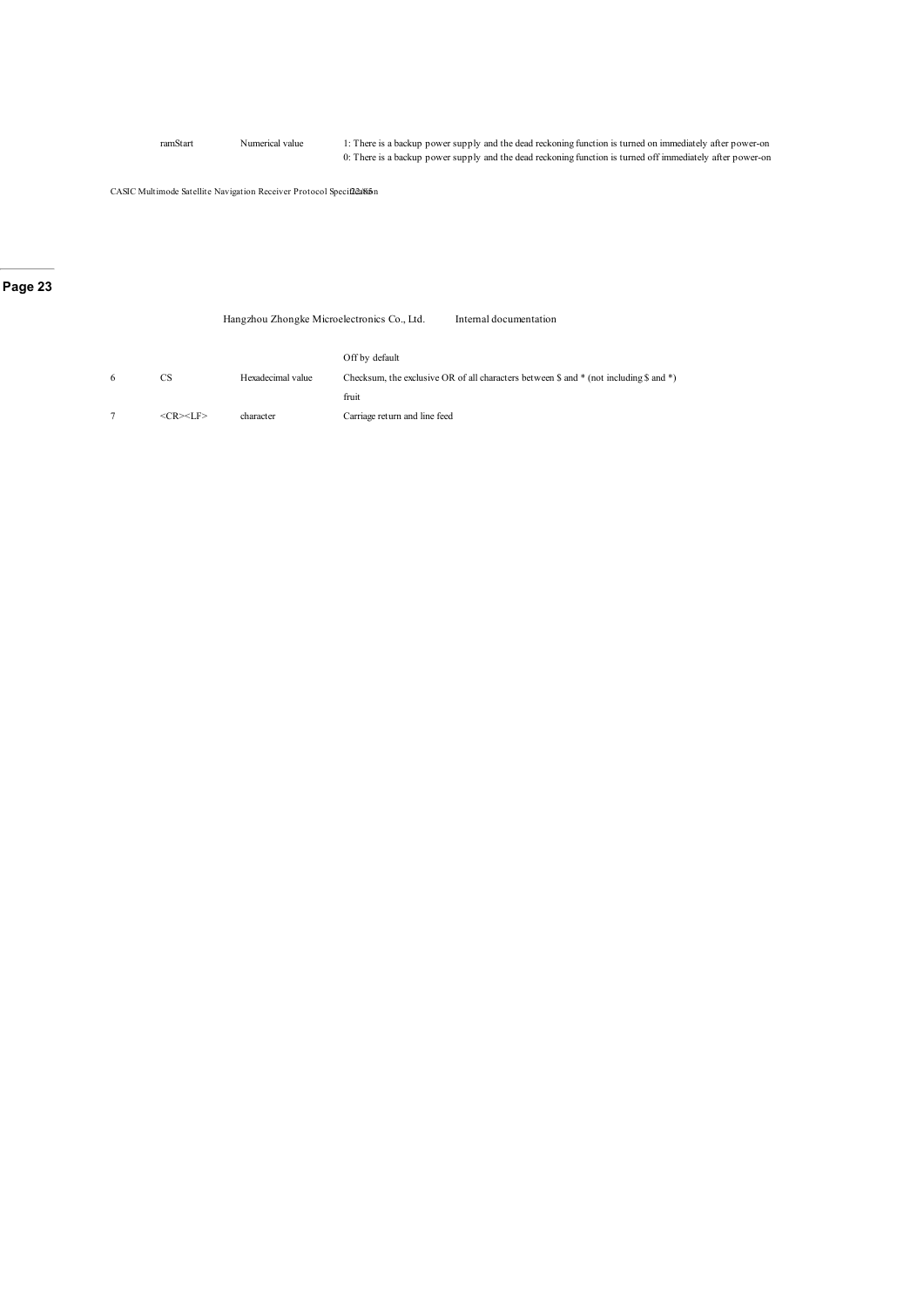| | ramStart | Numerical value | 1: There is a backup power supply and the dead reckoning function is turned on immediately after power-on<br>0: There is a backup power supply and the dead reckoning function is turned off immediately after power-on<br>Off by default |
|---|---|---|---|
| 6 | CS | Hexadecimal value | Checksum, the exclusive OR of all characters between $ and * (not including $ and *)<br>fruit |
| 7 | <CR><LF> | character | Carriage return and line feed |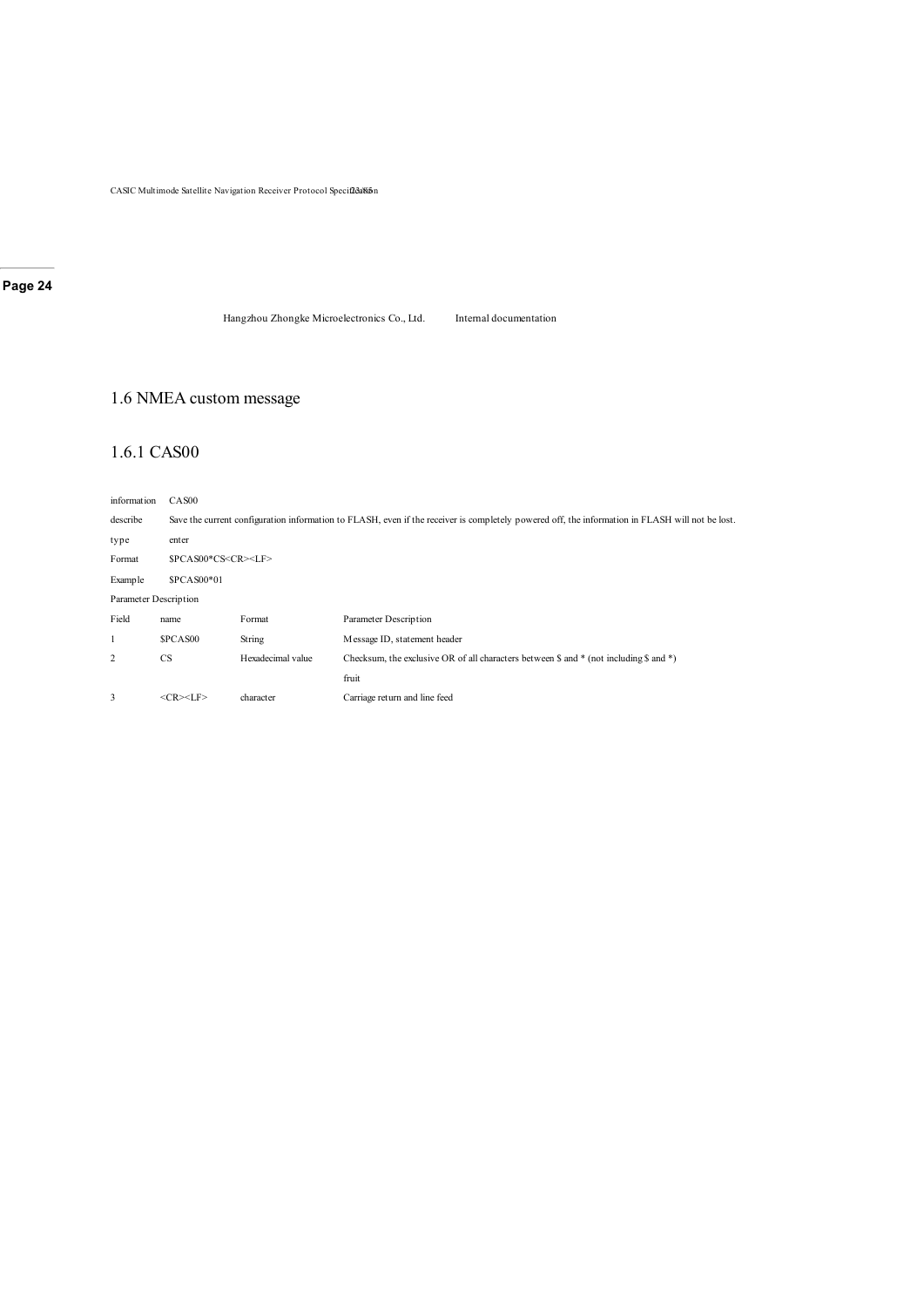## 1.6 NMEA custom message

### 1.6.1 CAS00

| information | CAS00 |
|---|---|
| describe | Save the current configuration information to FLASH, even if the receiver is completely powered off, the information in FLASH will not be lost. |
| type | enter |
| Format | $PCAS00*CS<CR><LF> |
| Example | $PCAS00*01 |

Parameter Description

| Field | name | Format | Parameter Description |
|---|---|---|---|
| 1 | $PCAS00 | String | Message ID, statement header |
| 2 | CS | Hexadecimal value | Checksum, the exclusive OR of all characters between $ and * (not including $ and *) fruit |
| 3 | <CR><LF> | character | Carriage return and line feed |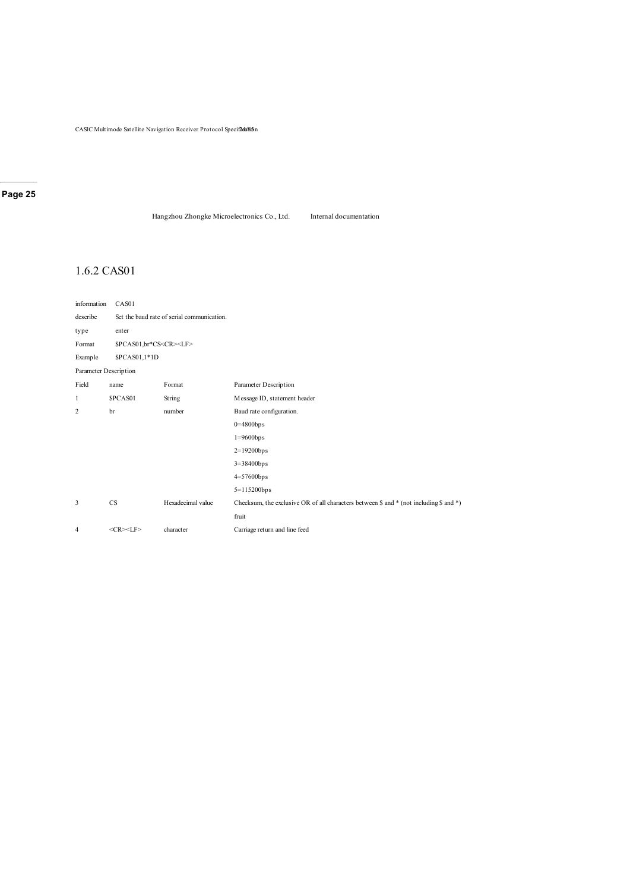## 1.6.2 CAS01

| information | CAS01 |
|---|---|
| describe | Set the baud rate of serial communication. |
| type | enter |
| Format | $PCAS01,br*CS<CR><LF> |
| Example | $PCAS01,1*1D |

Parameter Description

| Field | name | Format | Parameter Description |
|---|---|---|---|
| 1 | $PCAS01 | String | Message ID, statement header |
| 2 | br | number | Baud rate configuration.<br>0=4800bps<br>1=9600bps<br>2=19200bps<br>3=38400bps<br>4=57600bps<br>5=115200bps |
| 3 | CS | Hexadecimal value | Checksum, the exclusive OR of all characters between $ and * (not including $ and *) fruit |
| 4 | <CR><LF> | character | Carriage return and line feed |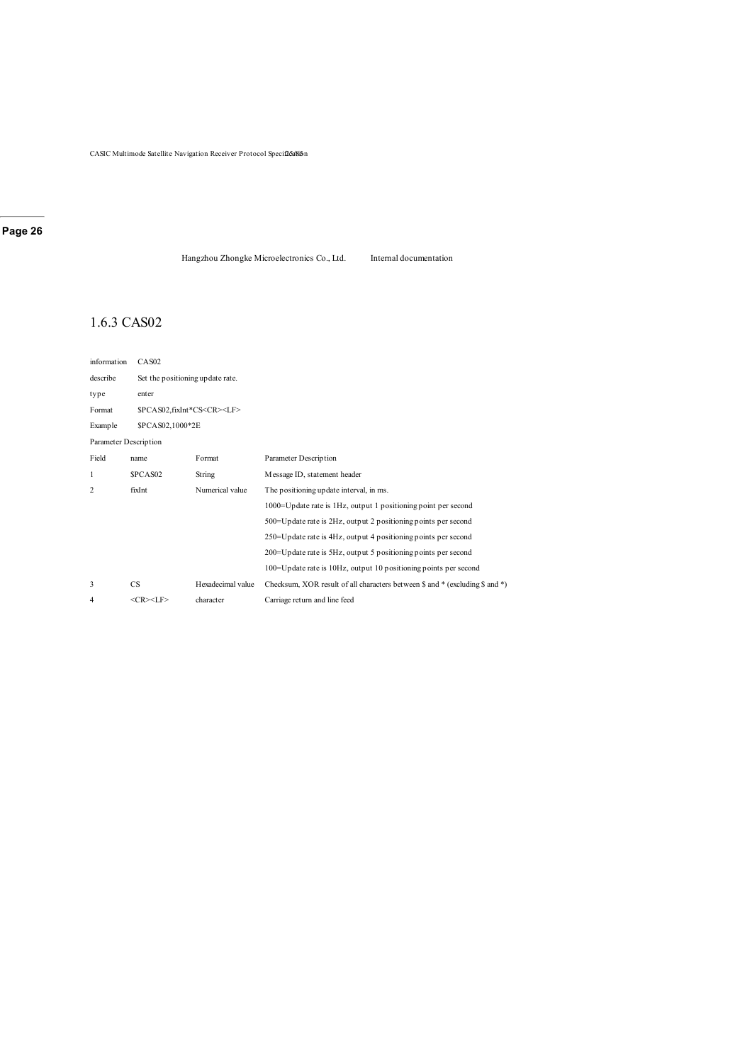### 1.6.3 CAS02

| | |
|---|---|
| information | CAS02 |
| describe | Set the positioning update rate. |
| type | enter |
| Format | $PCAS02,fixInt*CS<CR><LF> |
| Example | $PCAS02,1000*2E |

Parameter Description

| Field | name | Format | Parameter Description |
|---|---|---|---|
| 1 | $PCAS02 | String | Message ID, statement header |
| 2 | fixInt | Numerical value | The positioning update interval, in ms. |
| | | | 1000=Update rate is 1Hz, output 1 positioning point per second |
| | | | 500=Update rate is 2Hz, output 2 positioning points per second |
| | | | 250=Update rate is 4Hz, output 4 positioning points per second |
| | | | 200=Update rate is 5Hz, output 5 positioning points per second |
| | | | 100=Update rate is 10Hz, output 10 positioning points per second |
| 3 | CS | Hexadecimal value | Checksum, XOR result of all characters between $ and * (excluding $ and *) |
| 4 | <CR><LF> | character | Carriage return and line feed |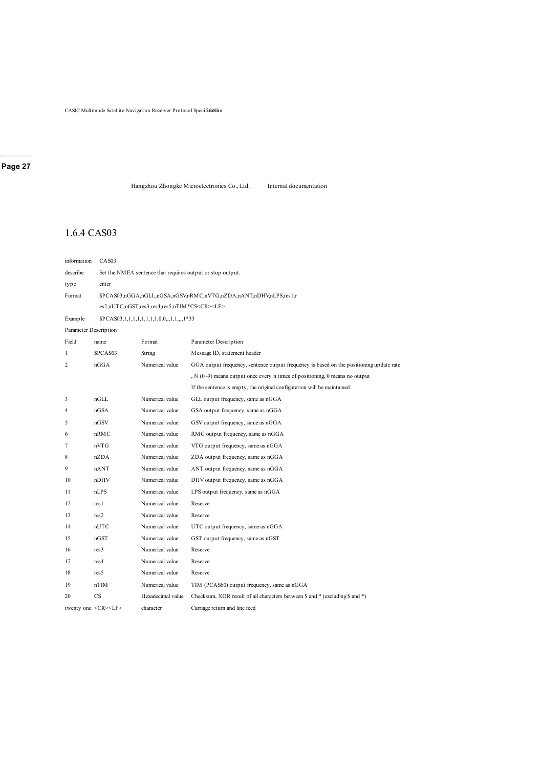## 1.6.4 CAS03

| information | CAS03 |
|---|---|
| describe | Set the NMEA sentence that requires output or stop output. |
| type | enter |
| Format | $PCAS03,nGGA,nGLL,nGSA,nGSV,nRMC,nVTG,nZDA,nANT,nDHV,nLPS,res1,res2,nUTC,nGST,res3,res4,res5,nTIM*CS<CR><LF> |
| Example | $PCAS03,1,1,1,1,1,1,1,0,0,,,1,1,,,,1*33 |

Parameter Description

| Field | name | Format | Parameter Description |
|---|---|---|---|
| 1 | $PCAS03 | String | Message ID, statement header |
| 2 | nGGA | Numerical value | GGA output frequency, sentence output frequency is based on the positioning update rate, N (0~9) means output once every n times of positioning, 0 means no output. If the sentence is empty, the original configuration will be maintained. |
| 3 | nGLL | Numerical value | GLL output frequency, same as nGGA |
| 4 | nGSA | Numerical value | GSA output frequency, same as nGGA |
| 5 | nGSV | Numerical value | GSV output frequency, same as nGGA |
| 6 | nRMC | Numerical value | RMC output frequency, same as nGGA |
| 7 | nVTG | Numerical value | VTG output frequency, same as nGGA |
| 8 | nZDA | Numerical value | ZDA output frequency, same as nGGA |
| 9 | nANT | Numerical value | ANT output frequency, same as nGGA |
| 10 | nDHV | Numerical value | DHV output frequency, same as nGGA |
| 11 | nLPS | Numerical value | LPS output frequency, same as nGGA |
| 12 | res1 | Numerical value | Reserve |
| 13 | res2 | Numerical value | Reserve |
| 14 | nUTC | Numerical value | UTC output frequency, same as nGGA |
| 15 | nGST | Numerical value | GST output frequency, same as nGST |
| 16 | res3 | Numerical value | Reserve |
| 17 | res4 | Numerical value | Reserve |
| 18 | res5 | Numerical value | Reserve |
| 19 | nTIM | Numerical value | TIM (PCAS60) output frequency, same as nGGA |
| 20 | CS | Hexadecimal value | Checksum, XOR result of all characters between $ and * (excluding $ and *) |
| twenty one | <CR><LF> | character | Carriage return and line feed |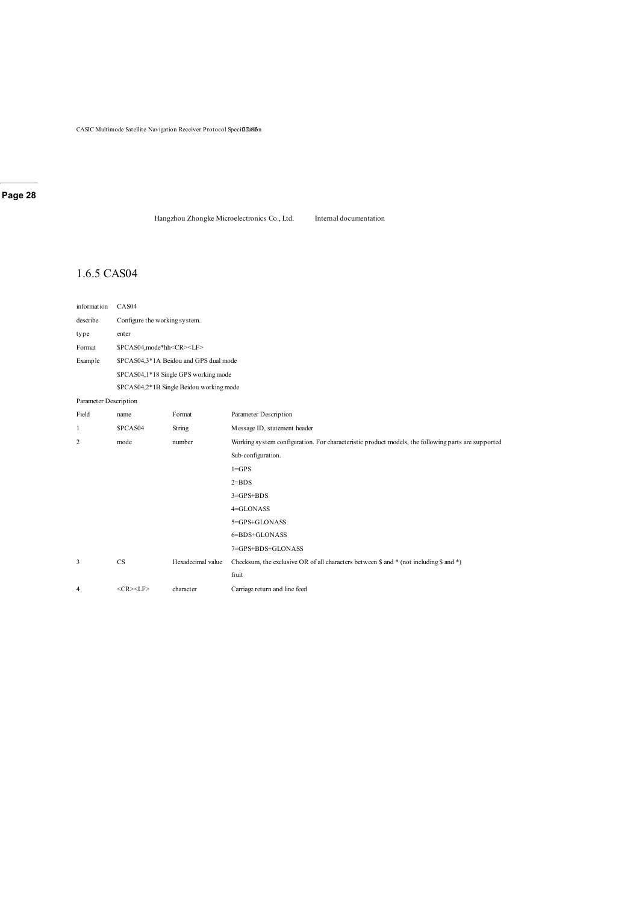## 1.6.5 CAS04

| information | CAS04 |
|---|---|
| describe | Configure the working system. |
| type | enter |
| Format | $PCAS04,mode*hh<CR><LF> |
| Example | $PCAS04,3*1A Beidou and GPS dual mode |
| | $PCAS04,1*18 Single GPS working mode |
| | $PCAS04,2*1B Single Beidou working mode |

Parameter Description

| Field | name | Format | Parameter Description |
|---|---|---|---|
| 1 | $PCAS04 | String | Message ID, statement header |
| 2 | mode | number | Working system configuration. For characteristic product models, the following parts are supported Sub-configuration.<br>1=GPS<br>2=BDS<br>3=GPS+BDS<br>4=GLONASS<br>5=GPS+GLONASS<br>6=BDS+GLONASS<br>7=GPS+BDS+GLONASS |
| 3 | CS | Hexadecimal value | Checksum, the exclusive OR of all characters between $ and * (not including $ and *) fruit |
| 4 | <CR><LF> | character | Carriage return and line feed |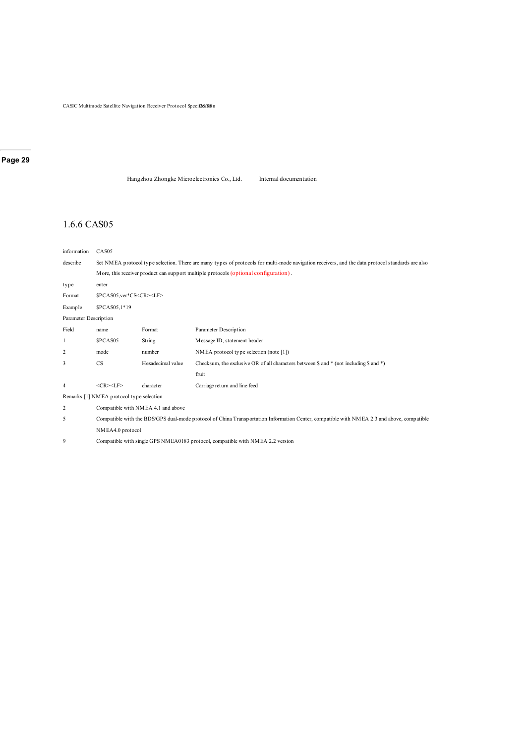## 1.6.6 CAS05

| | |
|---|---|
| information | CAS05 |
| describe | Set NMEA protocol type selection. There are many types of protocols for multi-mode navigation receivers, and the data protocol standards are also More, this receiver product can support multiple protocols (optional configuration) . |
| type | enter |
| Format | $PCAS05,ver*CS<CR><LF> |
| Example | $PCAS05,1*19 |

Parameter Description

| Field | name | Format | Parameter Description |
|---|---|---|---|
| 1 | $PCAS05 | String | Message ID, statement header |
| 2 | mode | number | NMEA protocol type selection (note [1]) |
| 3 | CS | Hexadecimal value | Checksum, the exclusive OR of all characters between $ and * (not including $ and *) fruit |
| 4 | <CR><LF> | character | Carriage return and line feed |

Remarks [1] NMEA protocol type selection

| | |
|---|---|
| 2 | Compatible with NMEA 4.1 and above |
| 5 | Compatible with the BDS/GPS dual-mode protocol of China Transportation Information Center, compatible with NMEA 2.3 and above, compatible NMEA4.0 protocol |
| 9 | Compatible with single GPS NMEA0183 protocol, compatible with NMEA 2.2 version |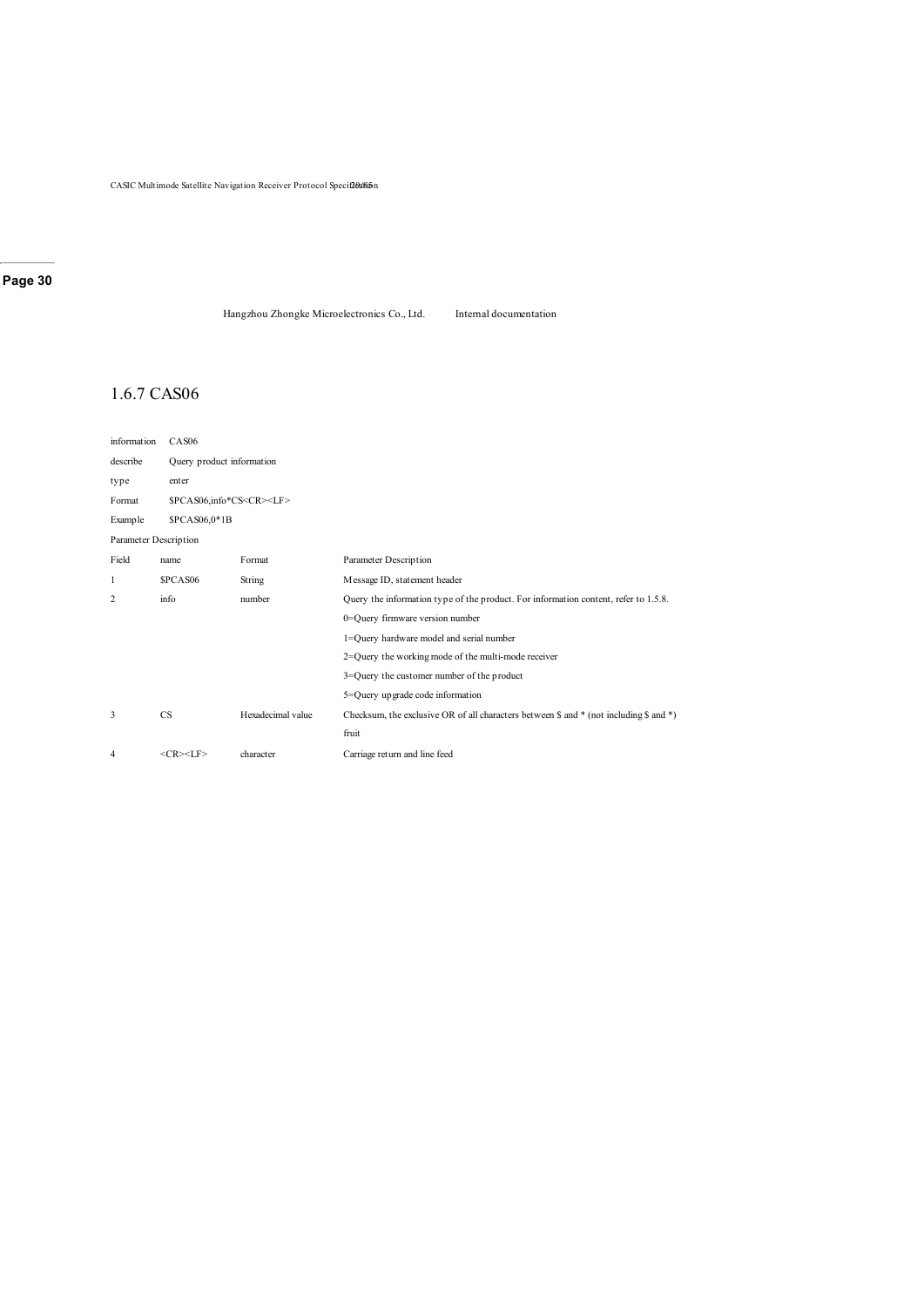## 1.6.7 CAS06

| | |
|---|---|
| information | CAS06 |
| describe | Query product information |
| type | enter |
| Format | $PCAS06,info*CS<CR><LF> |
| Example | $PCAS06,0*1B |

Parameter Description

| Field | name | Format | Parameter Description |
|---|---|---|---|
| 1 | $PCAS06 | String | Message ID, statement header |
| 2 | info | number | Query the information type of the product. For information content, refer to 1.5.8.<br>0=Query firmware version number<br>1=Query hardware model and serial number<br>2=Query the working mode of the multi-mode receiver<br>3=Query the customer number of the product<br>5=Query upgrade code information |
| 3 | CS | Hexadecimal value | Checksum, the exclusive OR of all characters between $ and * (not including $ and *) fruit |
| 4 | <CR><LF> | character | Carriage return and line feed |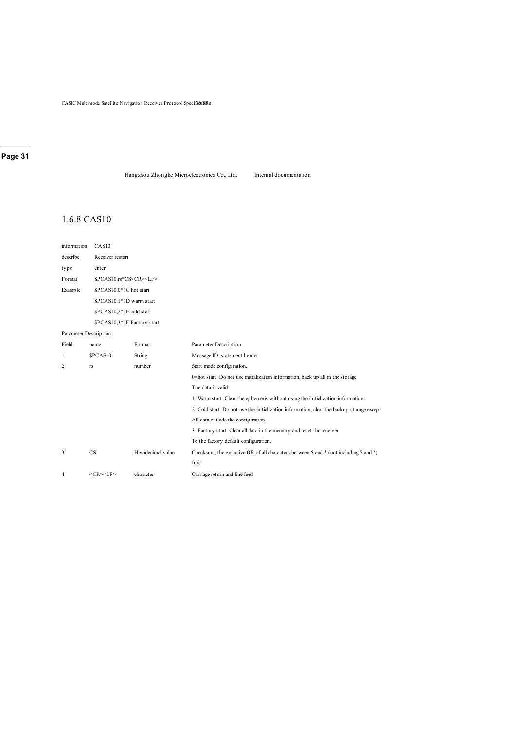## 1.6.8 CAS10

| | |
|---|---|
| information | CAS10 |
| describe | Receiver restart |
| type | enter |
| Format | $PCAS10,rs*CS<CR><LF> |
| Example | $PCAS10,0*1C hot start |
| | $PCAS10,1*1D warm start |
| | $PCAS10,2*1E cold start |
| | $PCAS10,3*1F Factory start |

Parameter Description

| Field | name | Format | Parameter Description |
|---|---|---|---|
| 1 | $PCAS10 | String | Message ID, statement header |
| 2 | rs | number | Start mode configuration.<br>0=hot start. Do not use initialization information, back up all in the storage The data is valid.<br>1=Warm start. Clear the ephemeris without using the initialization information.<br>2=Cold start. Do not use the initialization information, clear the backup storage except All data outside the configuration.<br>3=Factory start. Clear all data in the memory and reset the receiver To the factory default configuration. |
| 3 | CS | Hexadecimal value | Checksum, the exclusive OR of all characters between $ and * (not including $ and *) fruit |
| 4 | <CR><LF> | character | Carriage return and line feed |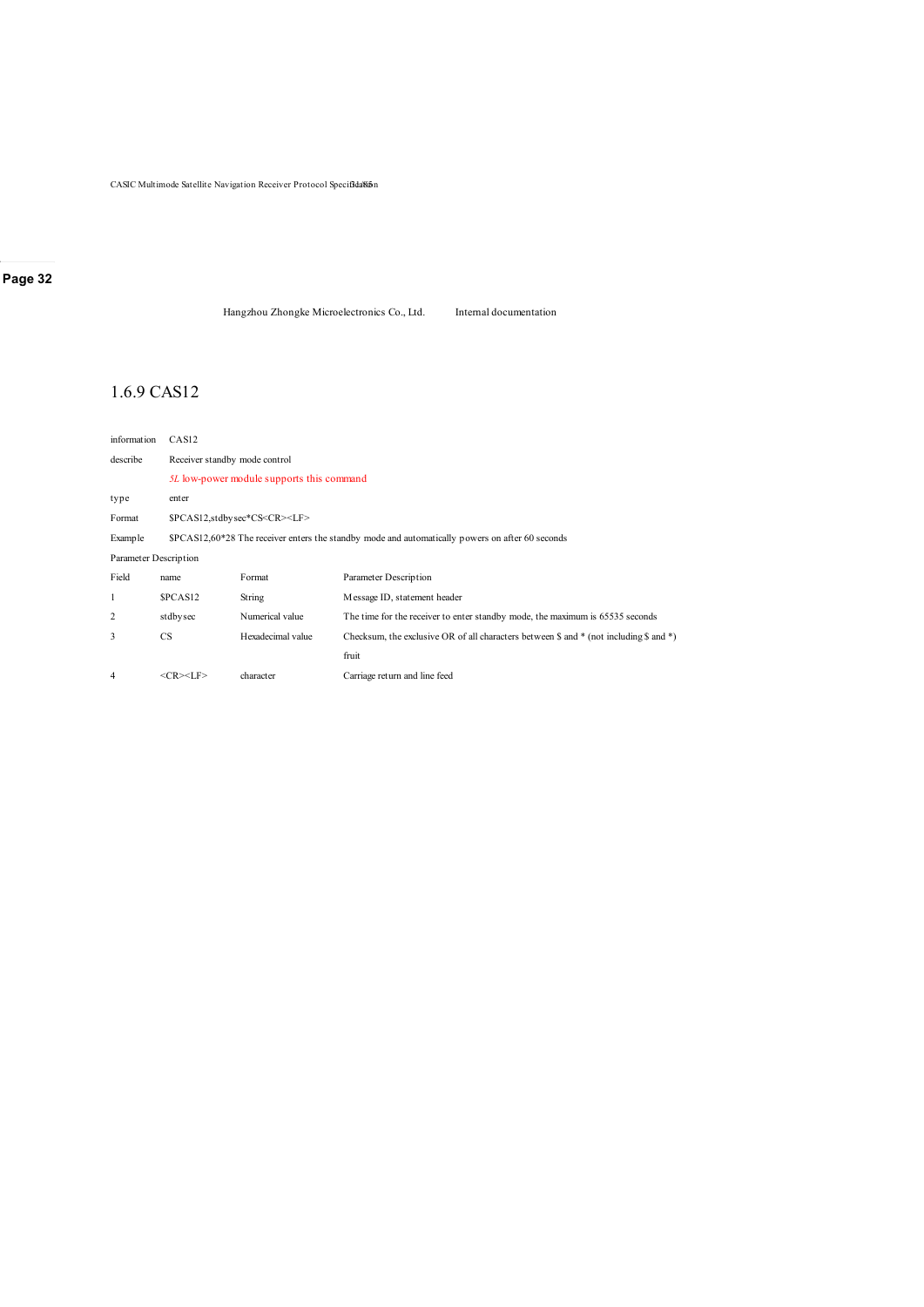## 1.6.9 CAS12

| | |
|---|---|
| information | CAS12 |
| describe | Receiver standby mode control |
| | *5L* low-power module supports this command |
| type | enter |
| Format | $PCAS12,stdbysec*CS<CR><LF> |
| Example | $PCAS12,60*28 The receiver enters the standby mode and automatically powers on after 60 seconds |

Parameter Description

| Field | name | Format | Parameter Description |
|---|---|---|---|
| 1 | $PCAS12 | String | Message ID, statement header |
| 2 | stdbysec | Numerical value | The time for the receiver to enter standby mode, the maximum is 65535 seconds |
| 3 | CS | Hexadecimal value | Checksum, the exclusive OR of all characters between $ and * (not including $ and *) fruit |
| 4 | <CR><LF> | character | Carriage return and line feed |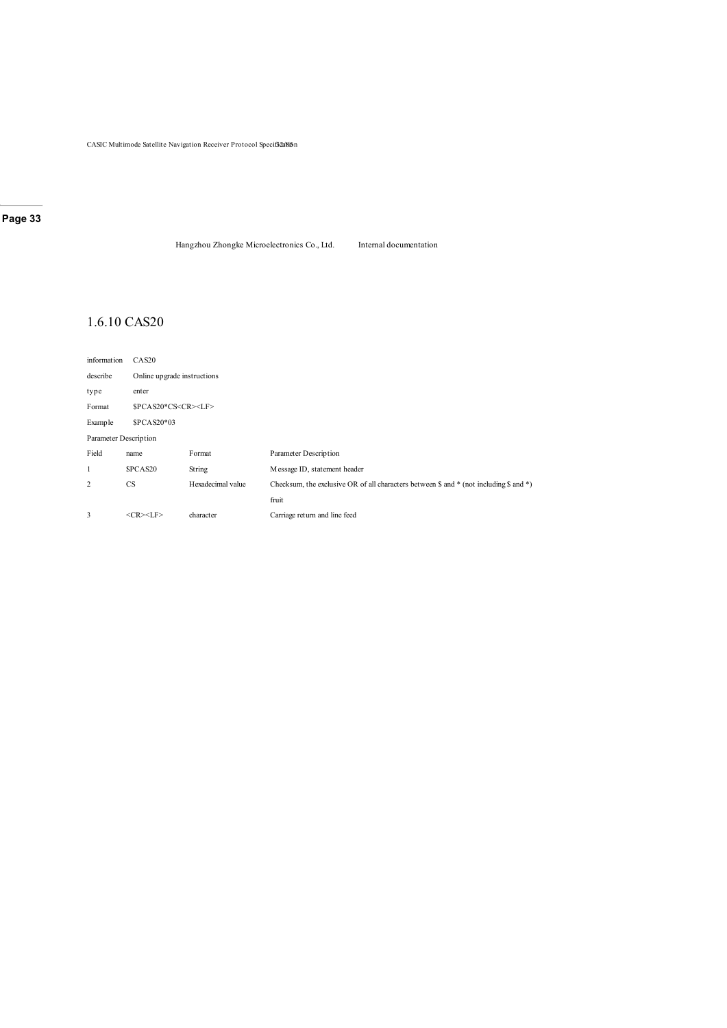## 1.6.10 CAS20

| | |
|---|---|
| information | CAS20 |
| describe | Online upgrade instructions |
| type | enter |
| Format | $PCAS20*CS<CR><LF> |
| Example | $PCAS20*03 |

Parameter Description

| Field | name | Format | Parameter Description |
|---|---|---|---|
| 1 | $PCAS20 | String | Message ID, statement header |
| 2 | CS | Hexadecimal value | Checksum, the exclusive OR of all characters between $ and * (not including $ and *) fruit |
| 3 | <CR><LF> | character | Carriage return and line feed |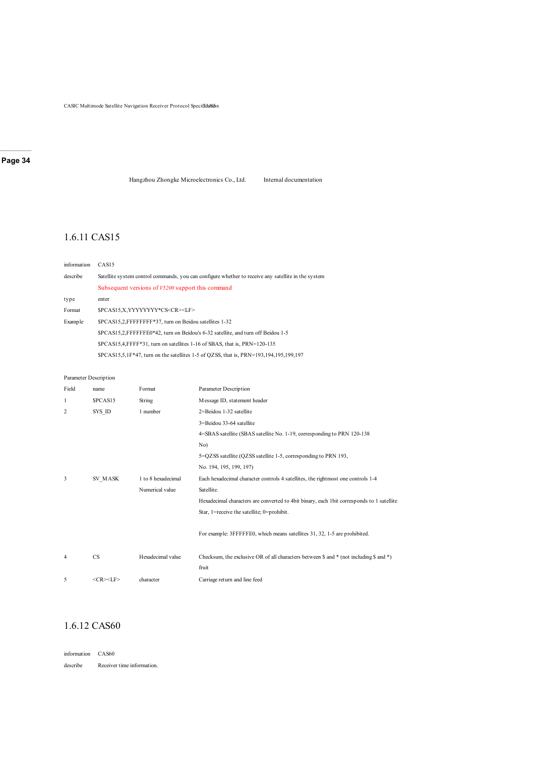## 1.6.11 CAS15

| | |
|---|---|
| information | CAS15 |
| describe | Satellite system control commands, you can configure whether to receive any satellite in the system<br>Subsequent versions of *V5200* support this command |
| type | enter |
| Format | $PCAS15,X,YYYYYYYY*CS<CR><LF> |
| Example | $PCAS15,2,FFFFFFFF*37, turn on Beidou satellites 1-32<br>$PCAS15,2,FFFFFFE0*42, turn on Beidou's 6-32 satellite, and turn off Beidou 1-5<br>$PCAS15,4,FFFF*31, turn on satellites 1-16 of SBAS, that is, PRN=120-135<br>$PCAS15,5,1F*47, turn on the satellites 1-5 of QZSS, that is, PRN=193,194,195,199,197 |

Parameter Description

| Field | name | Format | Parameter Description |
|---|---|---|---|
| 1 | $PCAS15 | String | Message ID, statement header |
| 2 | SYS_ID | 1 number | 2=Beidou 1-32 satellite<br>3=Beidou 33-64 satellite<br>4=SBAS satellite (SBAS satellite No. 1-19, corresponding to PRN 120-138 No)<br>5=QZSS satellite (QZSS satellite 1-5, corresponding to PRN 193, No. 194, 195, 199, 197) |
| 3 | SV_MASK | 1 to 8 hexadecimal Numerical value | Each hexadecimal character controls 4 satellites, the rightmost one controls 1-4 Satellite.<br>Hexadecimal characters are converted to 4bit binary, each 1bit corresponds to 1 satellite Star, 1=receive the satellite; 0=prohibit.<br><br>For example: 3FFFFFE0, which means satellites 31, 32, 1-5 are prohibited. |
| 4 | CS | Hexadecimal value | Checksum, the exclusive OR of all characters between $ and * (not including $ and *) fruit |
| 5 | <CR><LF> | character | Carriage return and line feed |

## 1.6.12 CAS60

| | |
|---|---|
| information | CAS60 |
| describe | Receiver time information. |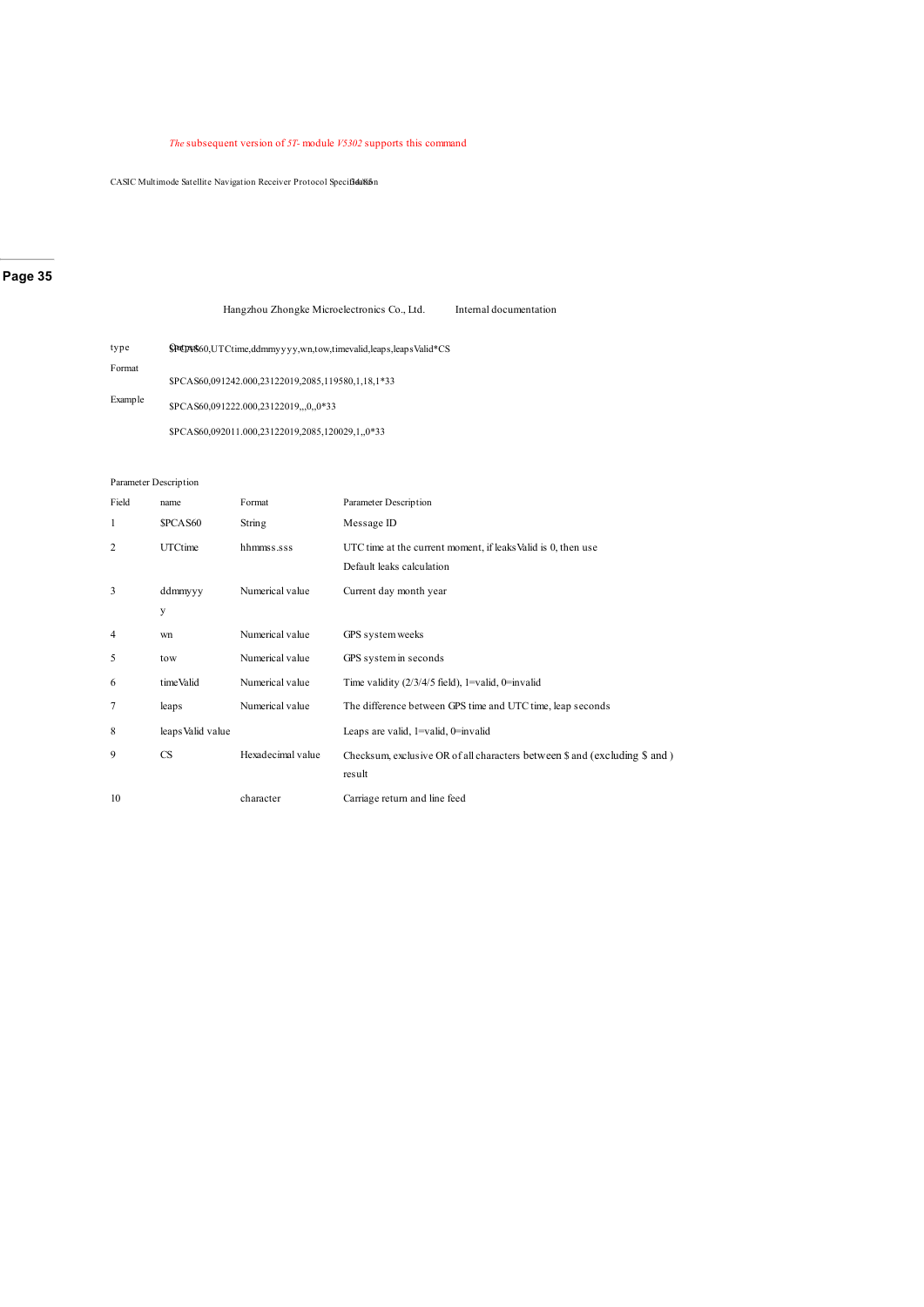*The* subsequent version of *5T-* module *V5302* supports this command

| type | Output |
|---|---|
| Format | $PCAS60,UTCtime,ddmmyyyy,wn,tow,timevalid,leaps,leapsValid*CS |
| Example | $PCAS60,091242.000,23122019,2085,119580,1,18,1*33<br>$PCAS60,091222.000,23122019,,,0,,0*33<br>$PCAS60,092011.000,23122019,2085,120029,1,,0*33 |

Parameter Description

| Field | name | Format | Parameter Description |
|---|---|---|---|
| 1 | $PCAS60 | String | Message ID |
| 2 | UTCtime | hhmmss.sss | UTC time at the current moment, if leaksValid is 0, then use Default leaks calculation |
| 3 | ddmmyyyy | Numerical value | Current day month year |
| 4 | wn | Numerical value | GPS system weeks |
| 5 | tow | Numerical value | GPS system in seconds |
| 6 | timeValid | Numerical value | Time validity (2/3/4/5 field), 1=valid, 0=invalid |
| 7 | leaps | Numerical value | The difference between GPS time and UTC time, leap seconds |
| 8 | leapsValid value | | Leaps are valid, 1=valid, 0=invalid |
| 9 | CS | Hexadecimal value | Checksum, exclusive OR of all characters between $ and (excluding $ and ) result |
| 10 | | character | Carriage return and line feed |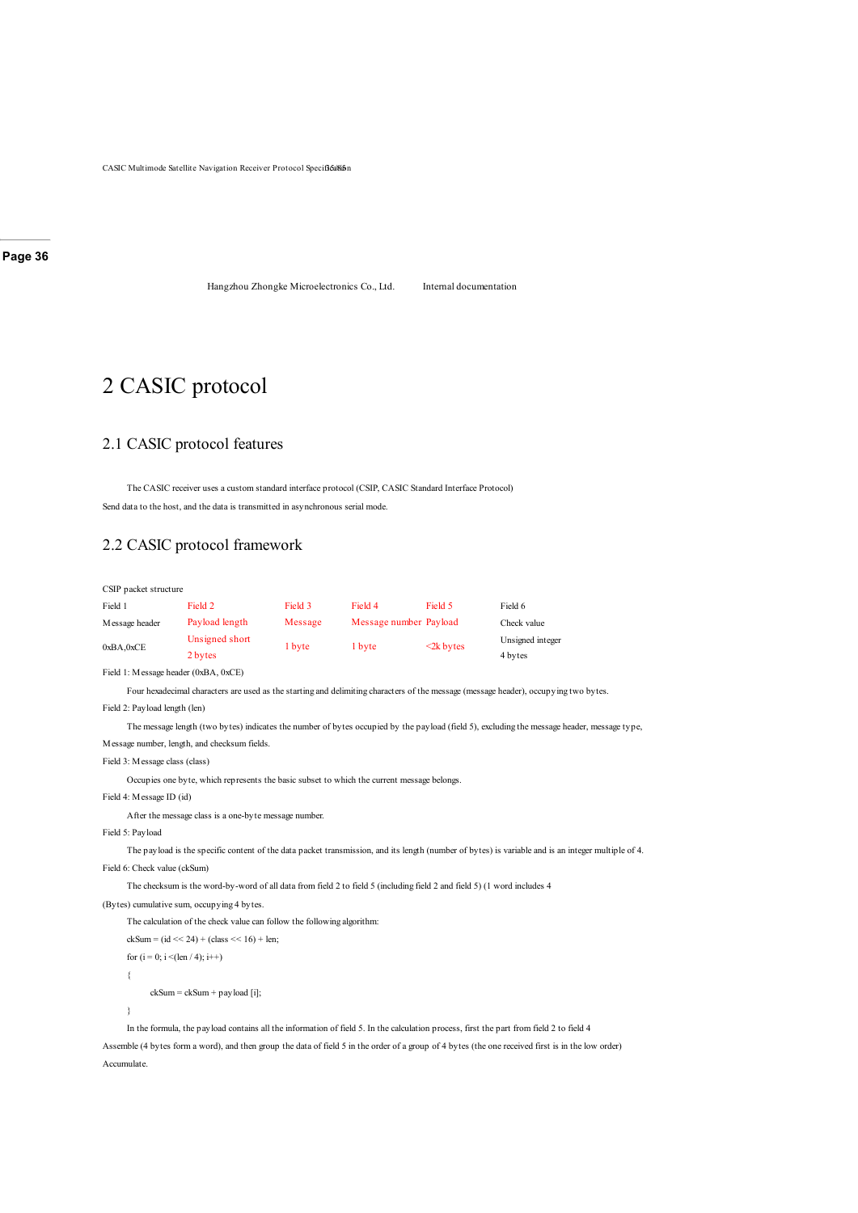# 2 CASIC protocol

## 2.1 CASIC protocol features

The CASIC receiver uses a custom standard interface protocol (CSIP, CASIC Standard Interface Protocol)

Send data to the host, and the data is transmitted in asynchronous serial mode.

## 2.2 CASIC protocol framework

CSIP packet structure

| Field 1 | Field 2 | Field 3 | Field 4 | Field 5 | Field 6 |
|---|---|---|---|---|---|
| Message header | Payload length | Message | Message number | Payload | Check value |
| 0xBA,0xCE | Unsigned short 2 bytes | 1 byte | 1 byte | <2k bytes | Unsigned integer 4 bytes |

Field 1: Message header (0xBA, 0xCE)

Four hexadecimal characters are used as the starting and delimiting characters of the message (message header), occupying two bytes.

Field 2: Payload length (len)

The message length (two bytes) indicates the number of bytes occupied by the payload (field 5), excluding the message header, message type, Message number, length, and checksum fields.

Field 3: Message class (class)

Occupies one byte, which represents the basic subset to which the current message belongs.

Field 4: Message ID (id)

After the message class is a one-byte message number.

Field 5: Payload

The payload is the specific content of the data packet transmission, and its length (number of bytes) is variable and is an integer multiple of 4.

Field 6: Check value (ckSum)

The checksum is the word-by-word of all data from field 2 to field 5 (including field 2 and field 5) (1 word includes 4 (Bytes) cumulative sum, occupying 4 bytes.

The calculation of the check value can follow the following algorithm:

```
ckSum = (id << 24) + (class << 16) + len;
for (i = 0; i <(len / 4); i++)
{
        ckSum = ckSum + payload [i];
}
```

In the formula, the payload contains all the information of field 5. In the calculation process, first the part from field 2 to field 4 Assemble (4 bytes form a word), and then group the data of field 5 in the order of a group of 4 bytes (the one received first is in the low order) Accumulate.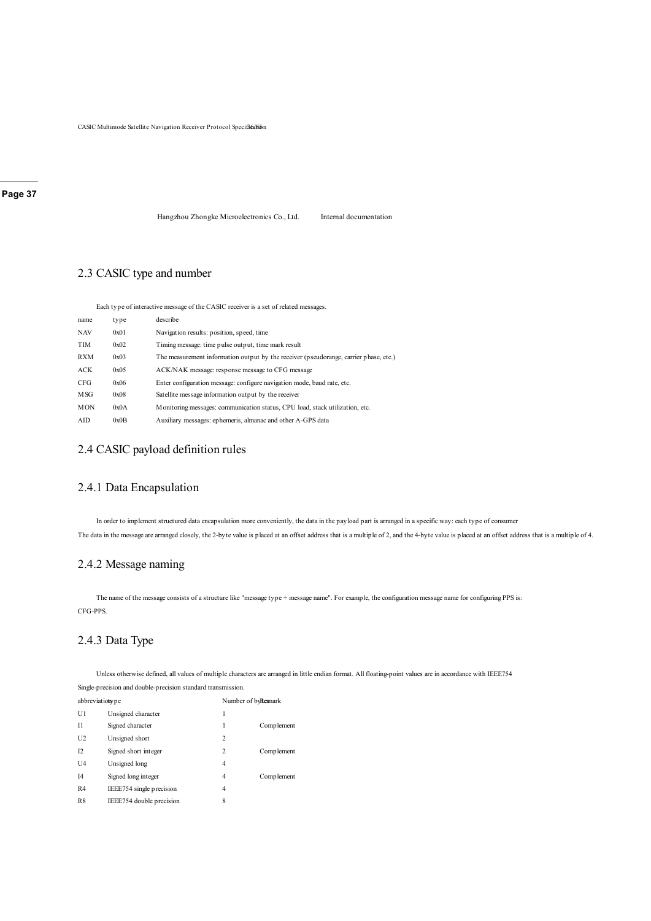## 2.3 CASIC type and number

Each type of interactive message of the CASIC receiver is a set of related messages.

| name | type | describe |
|---|---|---|
| NAV | 0x01 | Navigation results: position, speed, time |
| TIM | 0x02 | Timing message: time pulse output, time mark result |
| RXM | 0x03 | The measurement information output by the receiver (pseudorange, carrier phase, etc.) |
| ACK | 0x05 | ACK/NAK message: response message to CFG message |
| CFG | 0x06 | Enter configuration message: configure navigation mode, baud rate, etc. |
| MSG | 0x08 | Satellite message information output by the receiver |
| MON | 0x0A | Monitoring messages: communication status, CPU load, stack utilization, etc. |
| AID | 0x0B | Auxiliary messages: ephemeris, almanac and other A-GPS data |

## 2.4 CASIC payload definition rules

### 2.4.1 Data Encapsulation

In order to implement structured data encapsulation more conveniently, the data in the payload part is arranged in a specific way: each type of consumer

The data in the message are arranged closely, the 2-byte value is placed at an offset address that is a multiple of 2, and the 4-byte value is placed at an offset address that is a multiple of 4.

### 2.4.2 Message naming

The name of the message consists of a structure like "message type + message name". For example, the configuration message name for configuring PPS is: CFG-PPS.

### 2.4.3 Data Type

Unless otherwise defined, all values of multiple characters are arranged in little endian format. All floating-point values are in accordance with IEEE754 Single-precision and double-precision standard transmission.

| abbreviation | type | Number of bytes | Remark |
|---|---|---|---|
| U1 | Unsigned character | 1 | |
| I1 | Signed character | 1 | Complement |
| U2 | Unsigned short | 2 | |
| I2 | Signed short integer | 2 | Complement |
| U4 | Unsigned long | 4 | |
| I4 | Signed long integer | 4 | Complement |
| R4 | IEEE754 single precision | 4 | |
| R8 | IEEE754 double precision | 8 | |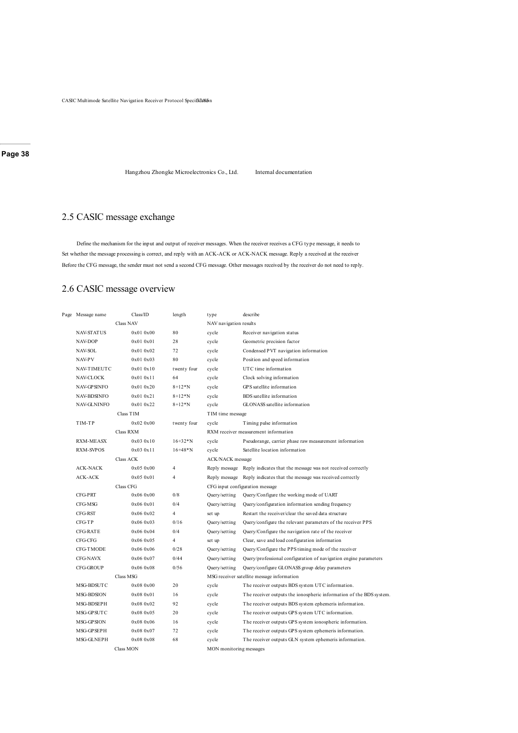## 2.5 CASIC message exchange

Define the mechanism for the input and output of receiver messages. When the receiver receives a CFG type message, it needs to Set whether the message processing is correct, and reply with an ACK-ACK or ACK-NACK message. Reply a received at the receiver Before the CFG message, the sender must not send a second CFG message. Other messages received by the receiver do not need to reply.

## 2.6 CASIC message overview

| Page | Message name | Class/ID | length | type | describe |
|---|---|---|---|---|---|
| | | Class NAV | | NAV navigation results | |
| | NAV-STATUS | 0x01 0x00 | 80 | cycle | Receiver navigation status |
| | NAV-DOP | 0x01 0x01 | 28 | cycle | Geometric precision factor |
| | NAV-SOL | 0x01 0x02 | 72 | cycle | Condensed PVT navigation information |
| | NAV-PV | 0x01 0x03 | 80 | cycle | Position and speed information |
| | NAV-TIMEUTC | 0x01 0x10 | twenty four | cycle | UTC time information |
| | NAV-CLOCK | 0x01 0x11 | 64 | cycle | Clock solving information |
| | NAV-GPSINFO | 0x01 0x20 | 8+12*N | cycle | GPS satellite information |
| | NAV-BDSINFO | 0x01 0x21 | 8+12*N | cycle | BDS satellite information |
| | NAV-GLNINFO | 0x01 0x22 | 8+12*N | cycle | GLONASS satellite information |
| | | Class TIM | | TIM time message | |
| | TIM-TP | 0x02 0x00 | twenty four | cycle | Timing pulse information |
| | | Class RXM | | RXM receiver measurement information | |
| | RXM-MEASX | 0x03 0x10 | 16+32*N | cycle | Pseudorange, carrier phase raw measurement information |
| | RXM-SVPOS | 0x03 0x11 | 16+48*N | cycle | Satellite location information |
| | | Class ACK | | ACK/NACK message | |
| | ACK-NACK | 0x05 0x00 | 4 | Reply message | Reply indicates that the message was not received correctly |
| | ACK-ACK | 0x05 0x01 | 4 | Reply message | Reply indicates that the message was received correctly |
| | | Class CFG | | CFG input configuration message | |
| | CFG-PRT | 0x06 0x00 | 0/8 | Query/setting | Query/Configure the working mode of UART |
| | CFG-MSG | 0x06 0x01 | 0/4 | Query/setting | Query/configuration information sending frequency |
| | CFG-RST | 0x06 0x02 | 4 | set up | Restart the receiver/clear the saved data structure |
| | CFG-TP | 0x06 0x03 | 0/16 | Query/setting | Query/configure the relevant parameters of the receiver PPS |
| | CFG-RATE | 0x06 0x04 | 0/4 | Query/setting | Query/Configure the navigation rate of the receiver |
| | CFG-CFG | 0x06 0x05 | 4 | set up | Clear, save and load configuration information |
| | CFG-TMODE | 0x06 0x06 | 0/28 | Query/setting | Query/Configure the PPS timing mode of the receiver |
| | CFG-NAVX | 0x06 0x07 | 0/44 | Query/setting | Query/professional configuration of navigation engine parameters |
| | CFG-GROUP | 0x06 0x08 | 0/56 | Query/setting | Query/configure GLONASS group delay parameters |
| | | Class MSG | | MSG receiver satellite message information | |
| | MSG-BDSUTC | 0x08 0x00 | 20 | cycle | The receiver outputs BDS system UTC information. |
| | MSG-BDSION | 0x08 0x01 | 16 | cycle | The receiver outputs the ionospheric information of the BDS system. |
| | MSG-BDSEPH | 0x08 0x02 | 92 | cycle | The receiver outputs BDS system ephemeris information. |
| | MSG-GPSUTC | 0x08 0x05 | 20 | cycle | The receiver outputs GPS system UTC information. |
| | MSG-GPSION | 0x08 0x06 | 16 | cycle | The receiver outputs GPS system ionospheric information. |
| | MSG-GPSEPH | 0x08 0x07 | 72 | cycle | The receiver outputs GPS system ephemeris information. |
| | MSG-GLNEPH | 0x08 0x08 | 68 | cycle | The receiver outputs GLN system ephemeris information. |
| | | Class MON | | MON monitoring messages | |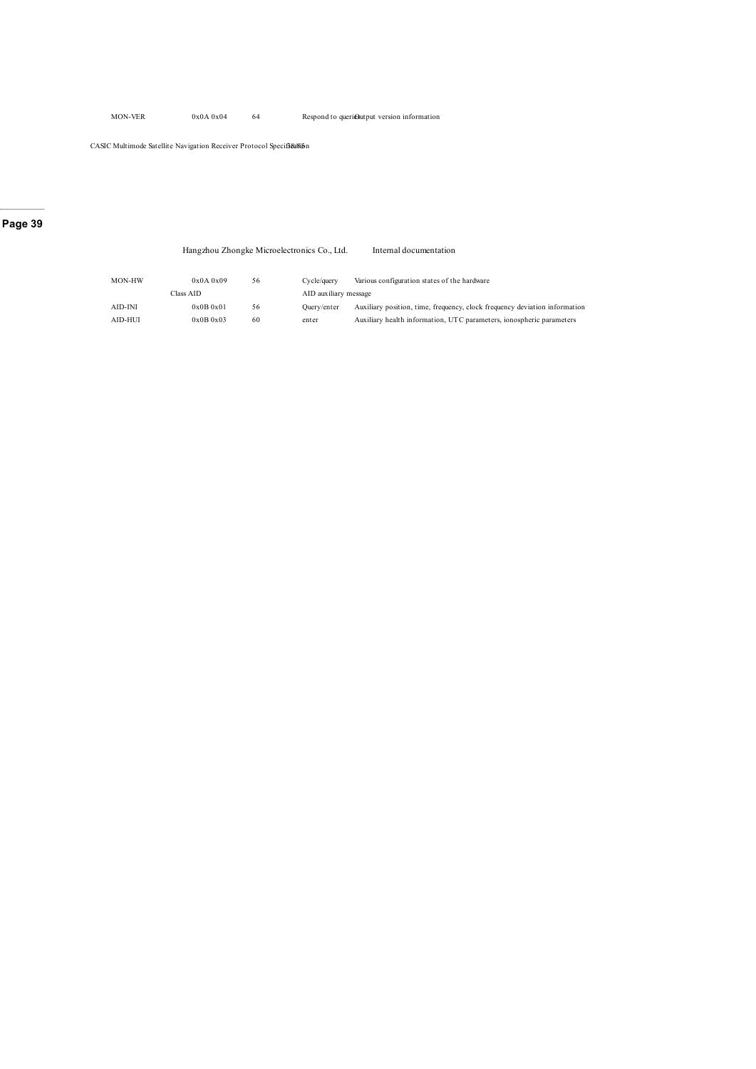| MON-VER | 0x0A 0x04 | 64 | Respond to queries | Output version information |
|---|---|---|---|---|
| MON-HW | 0x0A 0x09 | 56 | Cycle/query | Various configuration states of the hardware |
| Class AID | | | AID auxiliary message | |
| AID-INI | 0x0B 0x01 | 56 | Query/enter | Auxiliary position, time, frequency, clock frequency deviation information |
| AID-HUI | 0x0B 0x03 | 60 | enter | Auxiliary health information, UTC parameters, ionospheric parameters |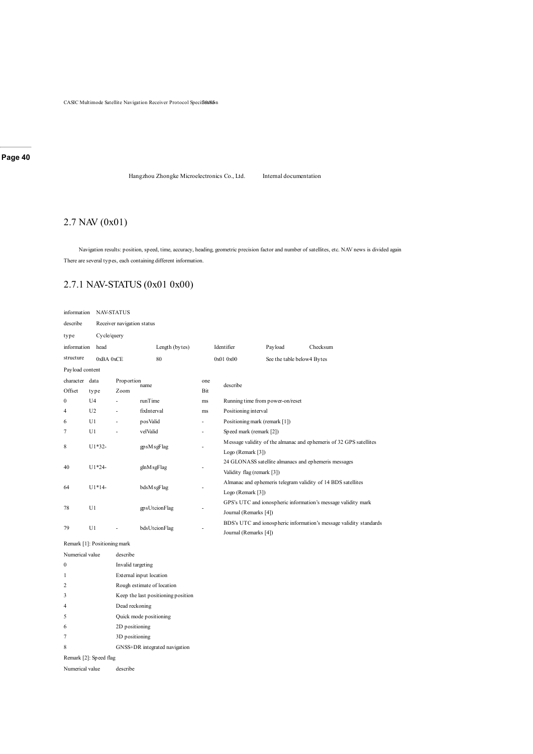## 2.7 NAV (0x01)

Navigation results: position, speed, time, accuracy, heading, geometric precision factor and number of satellites, etc. NAV news is divided again There are several types, each containing different information.

### 2.7.1 NAV-STATUS (0x01 0x00)

| information | NAV-STATUS | | | | |
|---|---|---|---|---|---|
| describe | Receiver navigation status | | | | |
| type | Cycle/query | | | | |
| information structure | head | Length (bytes) | Identifier | Payload | Checksum |
| | 0xBA 0xCE | 80 | 0x01 0x00 | See the table below | 4 Bytes |

Payload content

| character Offset | data type | Proportion Zoom | name | one Bit | describe |
|---|---|---|---|---|---|
| 0 | U4 | - | runTime | ms | Running time from power-on/reset |
| 4 | U2 | - | fixInterval | ms | Positioning interval |
| 6 | U1 | - | posValid | - | Positioning mark (remark [1]) |
| 7 | U1 | - | velValid | - | Speed mark (remark [2]) |
| 8 | U1*32- | | gpsMsgFlag | - | Message validity of the almanac and ephemeris of 32 GPS satellites Logo (Remark [3]) |
| 40 | U1*24- | | glnMsgFlag | - | 24 GLONASS satellite almanacs and ephemeris messages Validity flag (remark [3]) |
| 64 | U1*14- | | bdsMsgFlag | - | Almanac and ephemeris telegram validity of 14 BDS satellites Logo (Remark [3]) |
| 78 | U1 | | gpsUtcionFlag | - | GPS's UTC and ionospheric information's message validity mark Journal (Remarks [4]) |
| 79 | U1 | - | bdsUtcionFlag | - | BDS's UTC and ionospheric information's message validity standards Journal (Remarks [4]) |

Remark [1]: Positioning mark

| Numerical value | describe |
|---|---|
| 0 | Invalid targeting |
| 1 | External input location |
| 2 | Rough estimate of location |
| 3 | Keep the last positioning position |
| 4 | Dead reckoning |
| 5 | Quick mode positioning |
| 6 | 2D positioning |
| 7 | 3D positioning |
| 8 | GNSS+DR integrated navigation |

Remark [2]: Speed flag

| Numerical value | describe |
|---|---|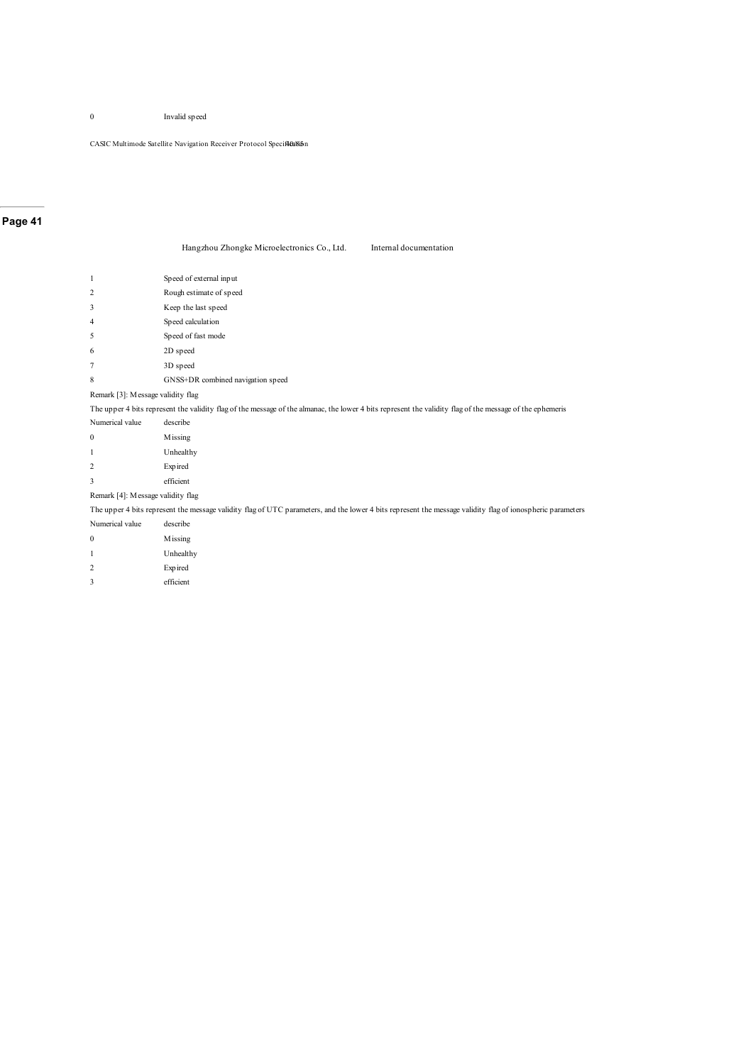| Numerical value | describe |
| --- | --- |
| 0 | Invalid speed |
| 1 | Speed of external input |
| 2 | Rough estimate of speed |
| 3 | Keep the last speed |
| 4 | Speed calculation |
| 5 | Speed of fast mode |
| 6 | 2D speed |
| 7 | 3D speed |
| 8 | GNSS+DR combined navigation speed |

Remark [3]: Message validity flag

The upper 4 bits represent the validity flag of the message of the almanac, the lower 4 bits represent the validity flag of the message of the ephemeris

| Numerical value | describe |
| --- | --- |
| 0 | Missing |
| 1 | Unhealthy |
| 2 | Expired |
| 3 | efficient |

Remark [4]: Message validity flag

The upper 4 bits represent the message validity flag of UTC parameters, and the lower 4 bits represent the message validity flag of ionospheric parameters

| Numerical value | describe |
| --- | --- |
| 0 | Missing |
| 1 | Unhealthy |
| 2 | Expired |
| 3 | efficient |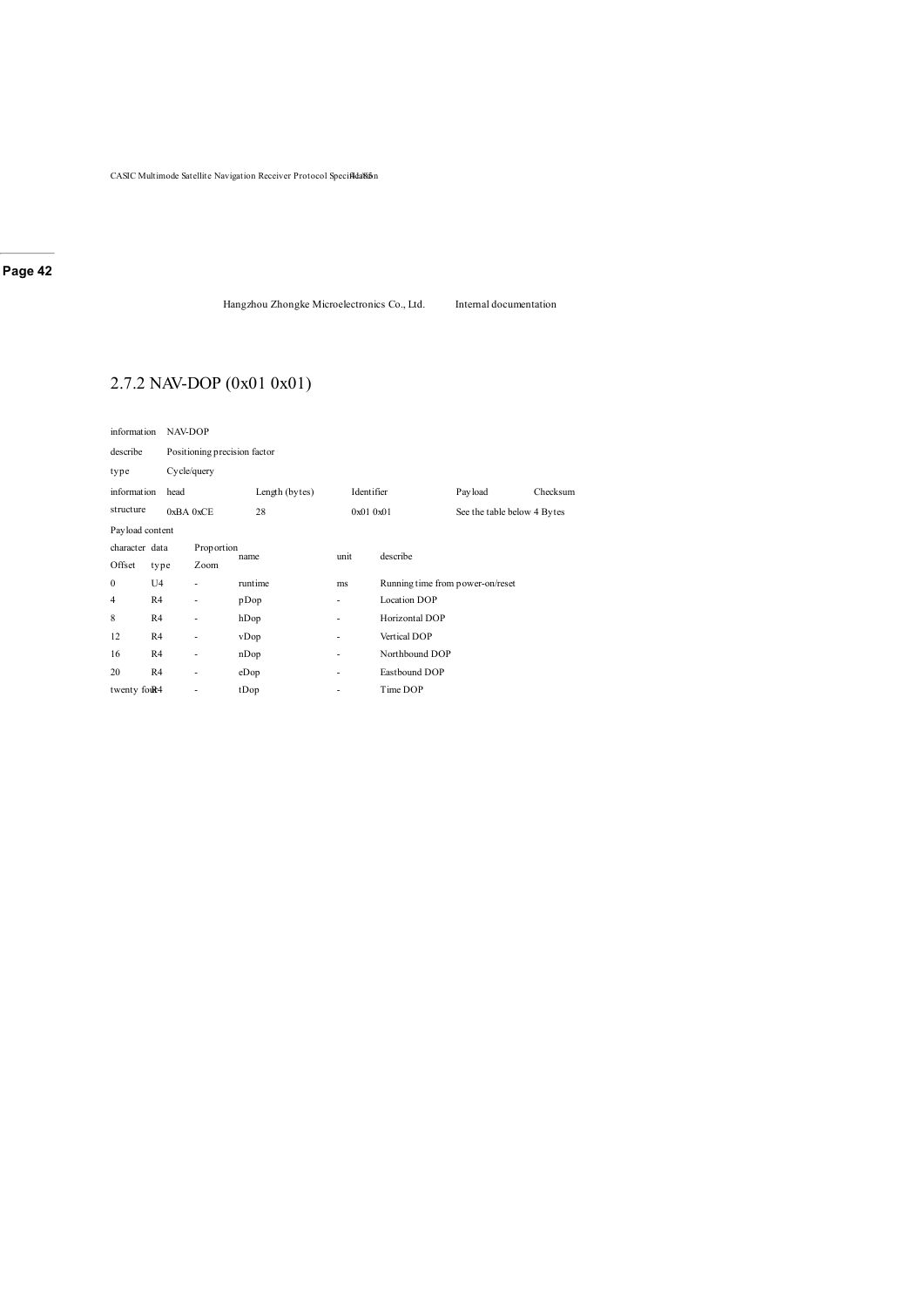## 2.7.2 NAV-DOP (0x01 0x01)

| information | NAV-DOP | | | | |
|---|---|---|---|---|---|
| describe | Positioning precision factor | | | | |
| type | Cycle/query | | | | |
| information structure | head | Length (bytes) | Identifier | Payload | Checksum |
| | 0xBA 0xCE | 28 | 0x01 0x01 | See the table below | 4 Bytes |

Payload content

| character Offset | data type | Proportion Zoom | name | unit | describe |
|---|---|---|---|---|---|
| 0 | U4 | - | runtime | ms | Running time from power-on/reset |
| 4 | R4 | - | pDop | - | Location DOP |
| 8 | R4 | - | hDop | - | Horizontal DOP |
| 12 | R4 | - | vDop | - | Vertical DOP |
| 16 | R4 | - | nDop | - | Northbound DOP |
| 20 | R4 | - | eDop | - | Eastbound DOP |
| twenty four | R4 | - | tDop | - | Time DOP |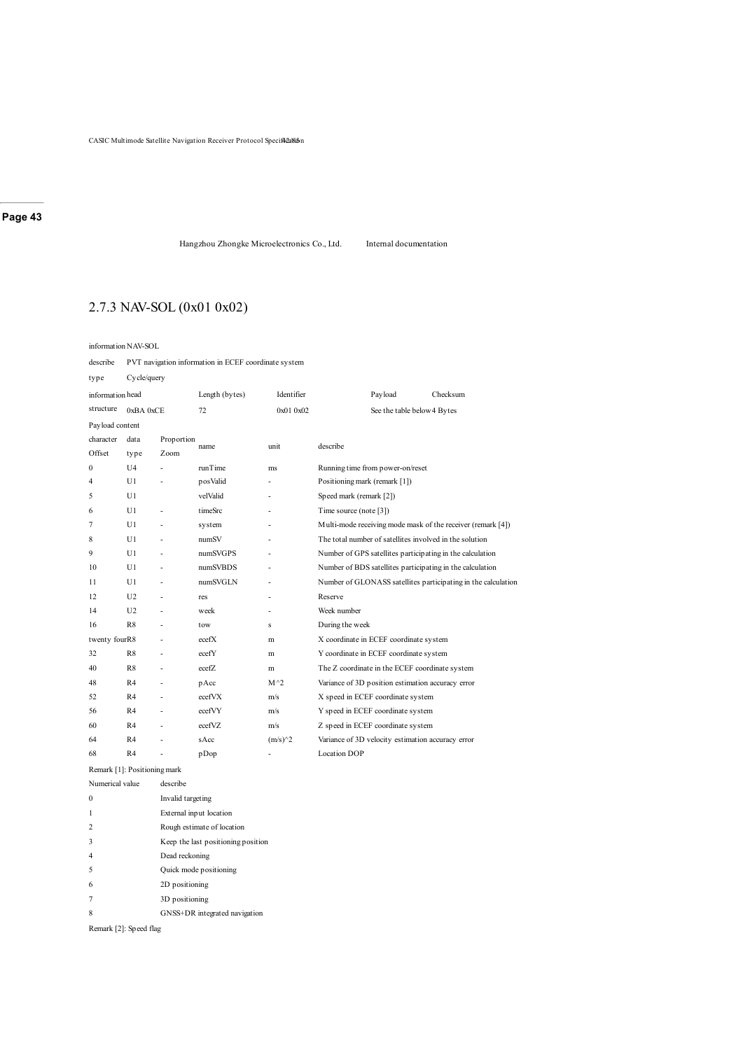## 2.7.3 NAV-SOL (0x01 0x02)

| | |
|---|---|
| information | NAV-SOL |
| describe | PVT navigation information in ECEF coordinate system |
| type | Cycle/query |

| information structure | head | Length (bytes) | Identifier | Payload | Checksum |
|---|---|---|---|---|---|
| | 0xBA 0xCE | 72 | 0x01 0x02 | See the table below | 4 Bytes |

Payload content

| character Offset | data type | Proportion Zoom | name | unit | describe |
|---|---|---|---|---|---|
| 0 | U4 | - | runTime | ms | Running time from power-on/reset |
| 4 | U1 | - | posValid | - | Positioning mark (remark [1]) |
| 5 | U1 | | velValid | - | Speed mark (remark [2]) |
| 6 | U1 | - | timeSrc | - | Time source (note [3]) |
| 7 | U1 | - | system | - | Multi-mode receiving mode mask of the receiver (remark [4]) |
| 8 | U1 | - | numSV | - | The total number of satellites involved in the solution |
| 9 | U1 | - | numSVGPS | - | Number of GPS satellites participating in the calculation |
| 10 | U1 | - | numSVBDS | - | Number of BDS satellites participating in the calculation |
| 11 | U1 | - | numSVGLN | - | Number of GLONASS satellites participating in the calculation |
| 12 | U2 | - | res | - | Reserve |
| 14 | U2 | - | week | - | Week number |
| 16 | R8 | - | tow | s | During the week |
| twenty four | R8 | - | ecefX | m | X coordinate in ECEF coordinate system |
| 32 | R8 | - | ecefY | m | Y coordinate in ECEF coordinate system |
| 40 | R8 | - | ecefZ | m | The Z coordinate in the ECEF coordinate system |
| 48 | R4 | - | pAcc | M^2 | Variance of 3D position estimation accuracy error |
| 52 | R4 | - | ecefVX | m/s | X speed in ECEF coordinate system |
| 56 | R4 | - | ecefVY | m/s | Y speed in ECEF coordinate system |
| 60 | R4 | - | ecefVZ | m/s | Z speed in ECEF coordinate system |
| 64 | R4 | - | sAcc | (m/s)^2 | Variance of 3D velocity estimation accuracy error |
| 68 | R4 | - | pDop | - | Location DOP |

Remark [1]: Positioning mark

| Numerical value | describe |
|---|---|
| 0 | Invalid targeting |
| 1 | External input location |
| 2 | Rough estimate of location |
| 3 | Keep the last positioning position |
| 4 | Dead reckoning |
| 5 | Quick mode positioning |
| 6 | 2D positioning |
| 7 | 3D positioning |
| 8 | GNSS+DR integrated navigation |

Remark [2]: Speed flag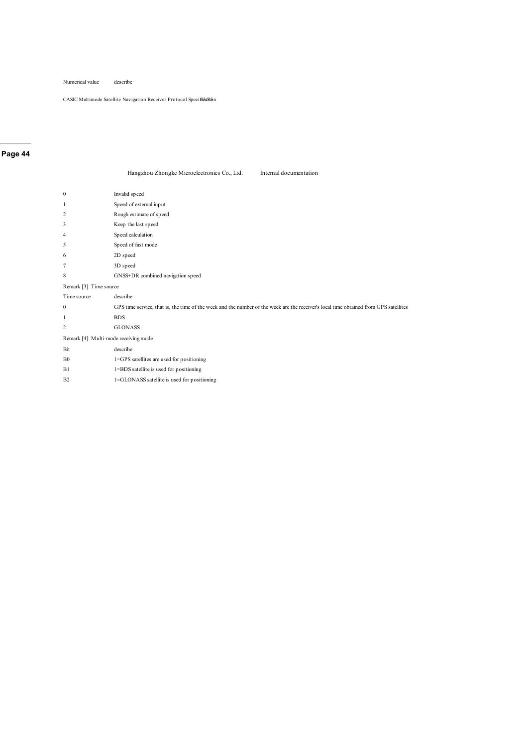| Numerical value | describe |
| --- | --- |
| 0 | Invalid speed |
| 1 | Speed of external input |
| 2 | Rough estimate of speed |
| 3 | Keep the last speed |
| 4 | Speed calculation |
| 5 | Speed of fast mode |
| 6 | 2D speed |
| 7 | 3D speed |
| 8 | GNSS+DR combined navigation speed |

Remark [3]: Time source

| Time source | describe |
| --- | --- |
| 0 | GPS time service, that is, the time of the week and the number of the week are the receiver's local time obtained from GPS satellites |
| 1 | BDS |
| 2 | GLONASS |

Remark [4]: Multi-mode receiving mode

| Bit | describe |
| --- | --- |
| B0 | 1=GPS satellites are used for positioning |
| B1 | 1=BDS satellite is used for positioning |
| B2 | 1=GLONASS satellite is used for positioning |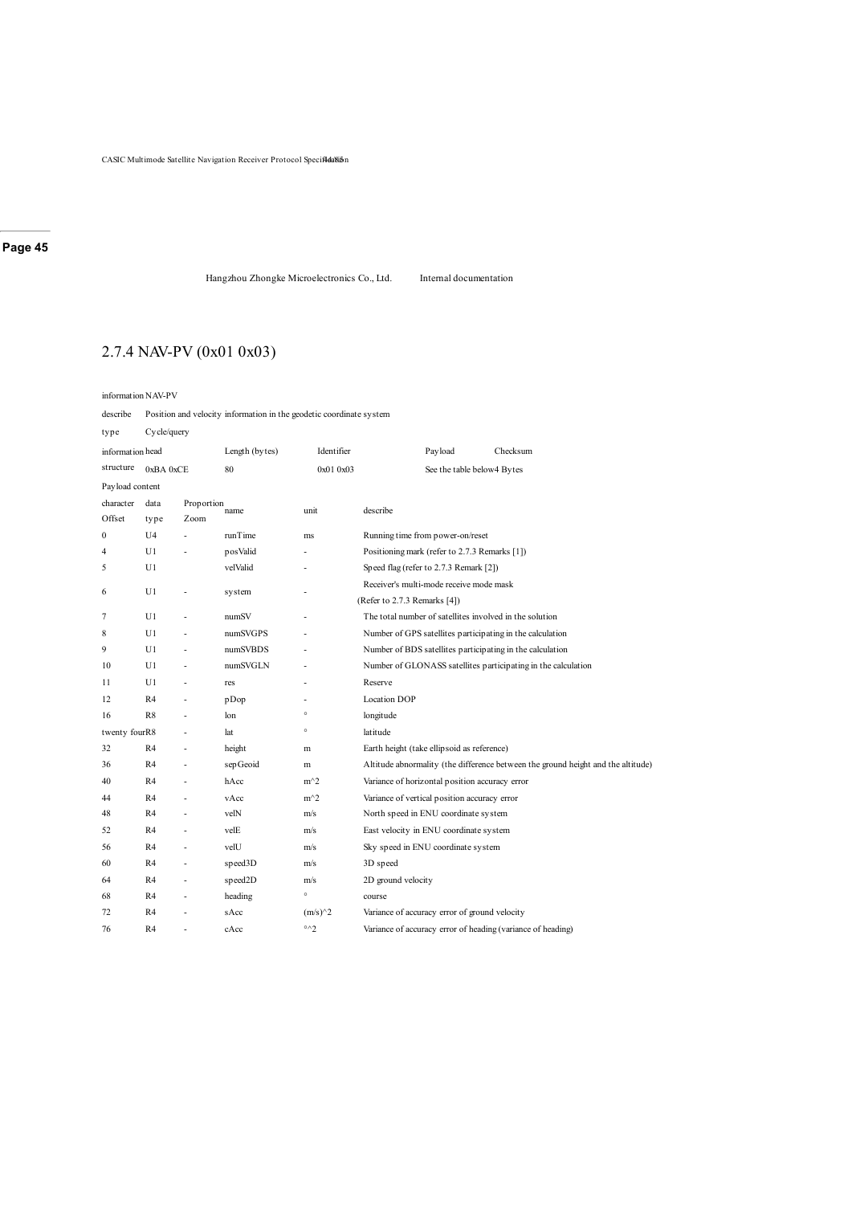## 2.7.4 NAV-PV (0x01 0x03)

| information | NAV-PV | | | | |
|---|---|---|---|---|---|
| describe | Position and velocity information in the geodetic coordinate system | | | | |
| type | Cycle/query | | | | |
| information | head | Length (bytes) | Identifier | Payload | Checksum |
| structure | 0xBA 0xCE | 80 | 0x01 0x03 | See the table below | 4 Bytes |

Payload content

| character Offset | data type | Proportion Zoom | name | unit | describe |
|---|---|---|---|---|---|
| 0 | U4 | - | runTime | ms | Running time from power-on/reset |
| 4 | U1 | - | posValid | - | Positioning mark (refer to 2.7.3 Remarks [1]) |
| 5 | U1 | | velValid | - | Speed flag (refer to 2.7.3 Remark [2]) |
| 6 | U1 | - | system | - | Receiver's multi-mode receive mode mask (Refer to 2.7.3 Remarks [4]) |
| 7 | U1 | - | numSV | - | The total number of satellites involved in the solution |
| 8 | U1 | - | numSVGPS | - | Number of GPS satellites participating in the calculation |
| 9 | U1 | - | numSVBDS | - | Number of BDS satellites participating in the calculation |
| 10 | U1 | - | numSVGLN | - | Number of GLONASS satellites participating in the calculation |
| 11 | U1 | - | res | - | Reserve |
| 12 | R4 | - | pDop | - | Location DOP |
| 16 | R8 | - | lon | ° | longitude |
| twenty four | R8 | - | lat | ° | latitude |
| 32 | R4 | - | height | m | Earth height (take ellipsoid as reference) |
| 36 | R4 | - | sepGeoid | m | Altitude abnormality (the difference between the ground height and the altitude) |
| 40 | R4 | - | hAcc | m^2 | Variance of horizontal position accuracy error |
| 44 | R4 | - | vAcc | m^2 | Variance of vertical position accuracy error |
| 48 | R4 | - | velN | m/s | North speed in ENU coordinate system |
| 52 | R4 | - | velE | m/s | East velocity in ENU coordinate system |
| 56 | R4 | - | velU | m/s | Sky speed in ENU coordinate system |
| 60 | R4 | - | speed3D | m/s | 3D speed |
| 64 | R4 | - | speed2D | m/s | 2D ground velocity |
| 68 | R4 | - | heading | ° | course |
| 72 | R4 | - | sAcc | (m/s)^2 | Variance of accuracy error of ground velocity |
| 76 | R4 | - | cAcc | °^2 | Variance of accuracy error of heading (variance of heading) |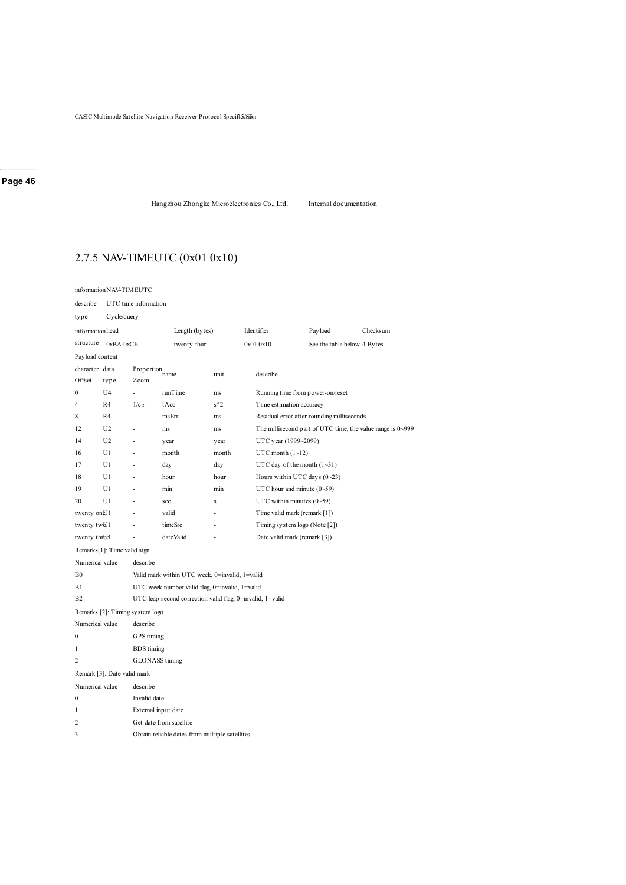## 2.7.5 NAV-TIMEUTC (0x01 0x10)

| information | NAV-TIMEUTC |
|---|---|
| describe | UTC time information |
| type | Cycle/query |

| information structure | head | Length (bytes) | Identifier | Payload | Checksum |
|---|---|---|---|---|---|
| | 0xBA 0xCE | twenty four | 0x01 0x10 | See the table below | 4 Bytes |

Payload content

| character Offset | data type | Proportion Zoom | name | unit | describe |
|---|---|---|---|---|---|
| 0 | U4 | - | runTime | ms | Running time from power-on/reset |
| 4 | R4 | $1/c^2$ | tAcc | s^2 | Time estimation accuracy |
| 8 | R4 | - | msErr | ms | Residual error after rounding milliseconds |
| 12 | U2 | - | ms | ms | The millisecond part of UTC time, the value range is 0~999 |
| 14 | U2 | - | year | year | UTC year (1999~2099) |
| 16 | U1 | - | month | month | UTC month (1~12) |
| 17 | U1 | - | day | day | UTC day of the month (1~31) |
| 18 | U1 | - | hour | hour | Hours within UTC days (0~23) |
| 19 | U1 | - | min | min | UTC hour and minute (0~59) |
| 20 | U1 | - | sec | s | UTC within minutes (0~59) |
| twenty one | U1 | - | valid | - | Time valid mark (remark [1]) |
| twenty two | U1 | - | timeSrc | - | Timing system logo (Note [2]) |
| twenty three | U1 | - | dateValid | - | Date valid mark (remark [3]) |

Remarks[1]: Time valid sign

| Numerical value | describe |
|---|---|
| B0 | Valid mark within UTC week, 0=invalid, 1=valid |
| B1 | UTC week number valid flag, 0=invalid, 1=valid |
| B2 | UTC leap second correction valid flag, 0=invalid, 1=valid |

Remarks [2]: Timing system logo

| Numerical value | describe |
|---|---|
| 0 | GPS timing |
| 1 | BDS timing |
| 2 | GLONASS timing |

Remark [3]: Date valid mark

| Numerical value | describe |
|---|---|
| 0 | Invalid date |
| 1 | External input date |
| 2 | Get date from satellite |
| 3 | Obtain reliable dates from multiple satellites |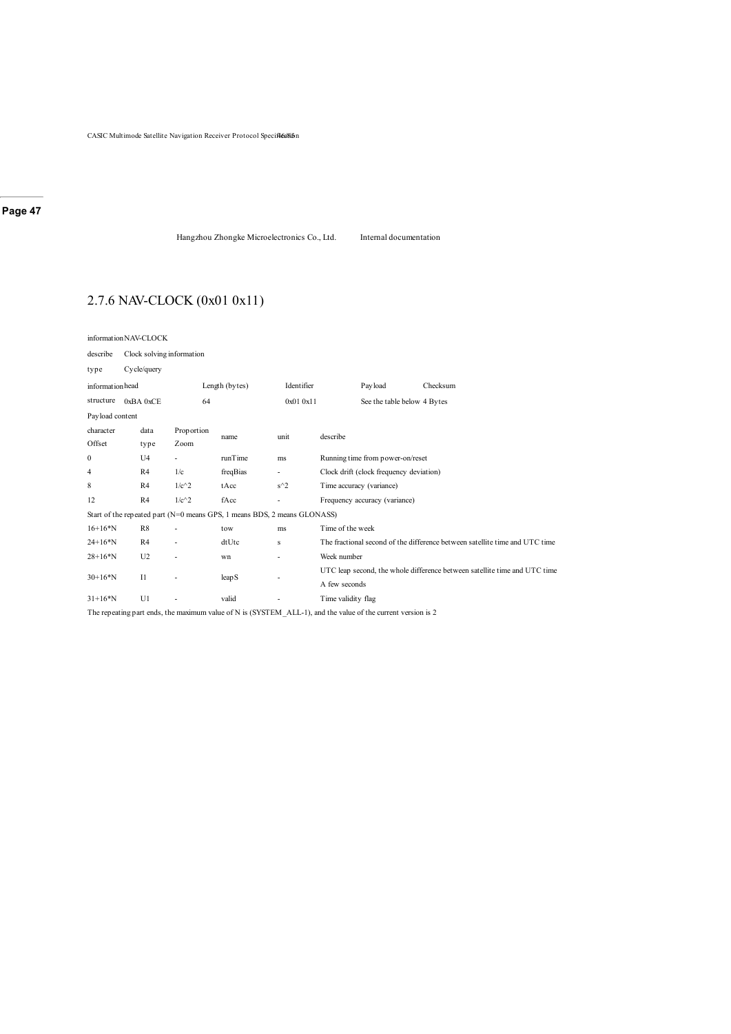## 2.7.6 NAV-CLOCK (0x01 0x11)

| | | | | | |
|---|---|---|---|---|---|
| information | NAV-CLOCK | | | | |
| describe | Clock solving information | | | | |
| type | Cycle/query | | | | |
| information | head | Length (bytes) | Identifier | Payload | Checksum |
| structure | 0xBA 0xCE | 64 | 0x01 0x11 | See the table below | 4 Bytes |

Payload content

| character Offset | data type | Proportion Zoom | name | unit | describe |
|---|---|---|---|---|---|
| 0 | U4 | - | runTime | ms | Running time from power-on/reset |
| 4 | R4 | 1/c | freqBias | - | Clock drift (clock frequency deviation) |
| 8 | R4 | 1/c^2 | tAcc | s^2 | Time accuracy (variance) |
| 12 | R4 | 1/c^2 | fAcc | - | Frequency accuracy (variance) |
| Start of the repeated part (N=0 means GPS, 1 means BDS, 2 means GLONASS) | | | | | |
| 16+16*N | R8 | - | tow | ms | Time of the week |
| 24+16*N | R4 | - | dtUtc | s | The fractional second of the difference between satellite time and UTC time |
| 28+16*N | U2 | - | wn | - | Week number |
| 30+16*N | I1 | - | leapS | - | UTC leap second, the whole difference between satellite time and UTC time A few seconds |
| 31+16*N | U1 | - | valid | - | Time validity flag |

The repeating part ends, the maximum value of N is (SYSTEM_ALL-1), and the value of the current version is 2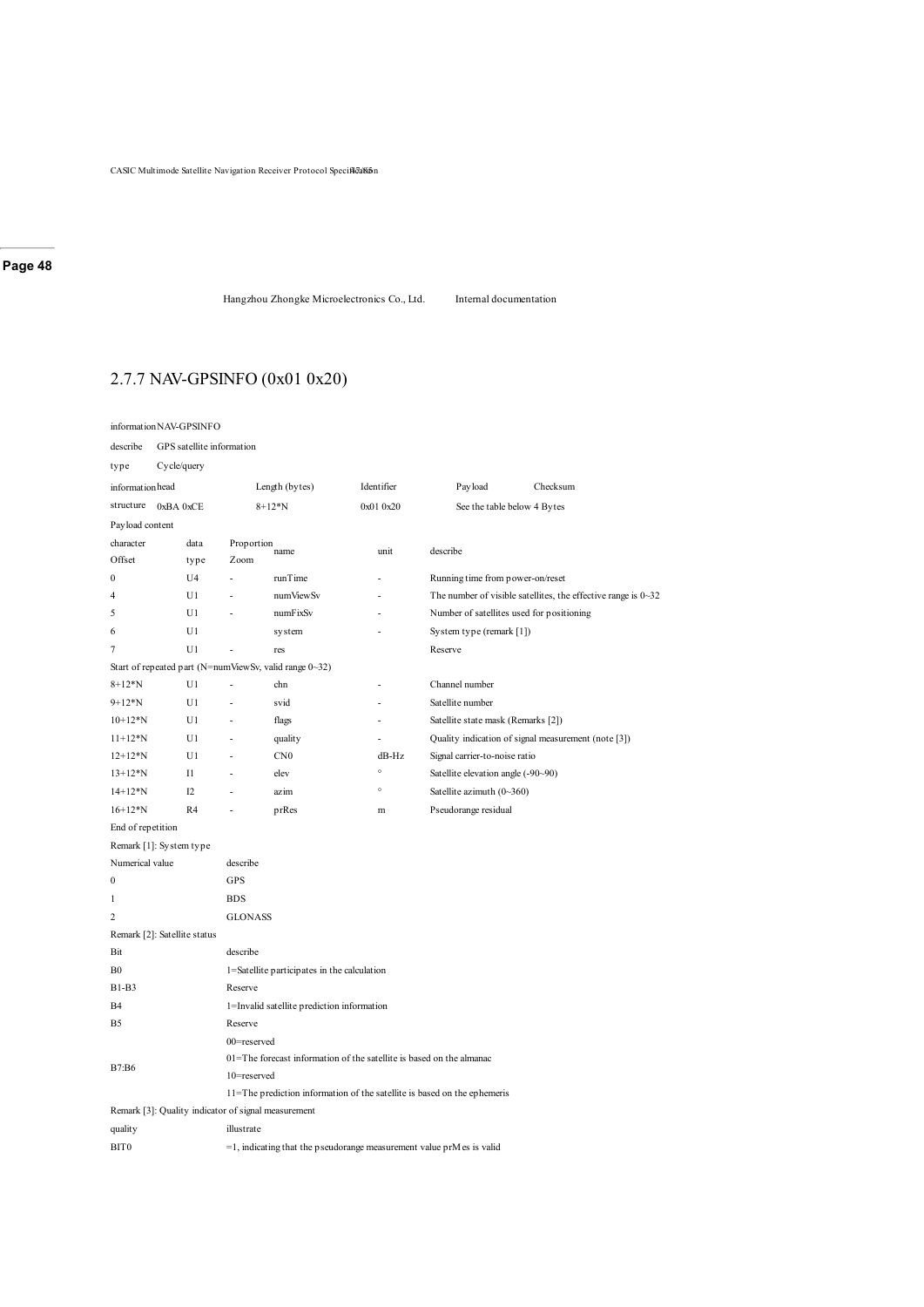## 2.7.7 NAV-GPSINFO (0x01 0x20)

| information | NAV-GPSINFO | | | |
|---|---|---|---|---|
| describe | GPS satellite information | | | |
| type | Cycle/query | | | |
| information head | Length (bytes) | Identifier | Payload | Checksum |
| structure 0xBA 0xCE | 8+12*N | 0x01 0x20 | See the table below | 4 Bytes |

Payload content

| character Offset | data type | Proportion Zoom | name | unit | describe |
|---|---|---|---|---|---|
| 0 | U4 | - | runTime | - | Running time from power-on/reset |
| 4 | U1 | - | numViewSv | - | The number of visible satellites, the effective range is 0~32 |
| 5 | U1 | - | numFixSv | - | Number of satellites used for positioning |
| 6 | U1 | | system | - | System type (remark [1]) |
| 7 | U1 | - | res | | Reserve |
| Start of repeated part (N=numViewSv, valid range 0~32) | | | | | |
| 8+12*N | U1 | - | chn | - | Channel number |
| 9+12*N | U1 | - | svid | - | Satellite number |
| 10+12*N | U1 | - | flags | - | Satellite state mask (Remarks [2]) |
| 11+12*N | U1 | - | quality | - | Quality indication of signal measurement (note [3]) |
| 12+12*N | U1 | - | CN0 | dB-Hz | Signal carrier-to-noise ratio |
| 13+12*N | I1 | - | elev | ° | Satellite elevation angle (-90~90) |
| 14+12*N | I2 | - | azim | ° | Satellite azimuth (0~360) |
| 16+12*N | R4 | - | prRes | m | Pseudorange residual |
| End of repetition | | | | | |

Remark [1]: System type

| Numerical value | describe |
|---|---|
| 0 | GPS |
| 1 | BDS |
| 2 | GLONASS |

Remark [2]: Satellite status

| Bit | describe |
|---|---|
| B0 | 1=Satellite participates in the calculation |
| B1-B3 | Reserve |
| B4 | 1=Invalid satellite prediction information |
| B5 | Reserve |
| B7:B6 | 00=reserved<br>01=The forecast information of the satellite is based on the almanac<br>10=reserved<br>11=The prediction information of the satellite is based on the ephemeris |

Remark [3]: Quality indicator of signal measurement

| quality | illustrate |
|---|---|
| BIT0 | =1, indicating that the pseudorange measurement value prMes is valid |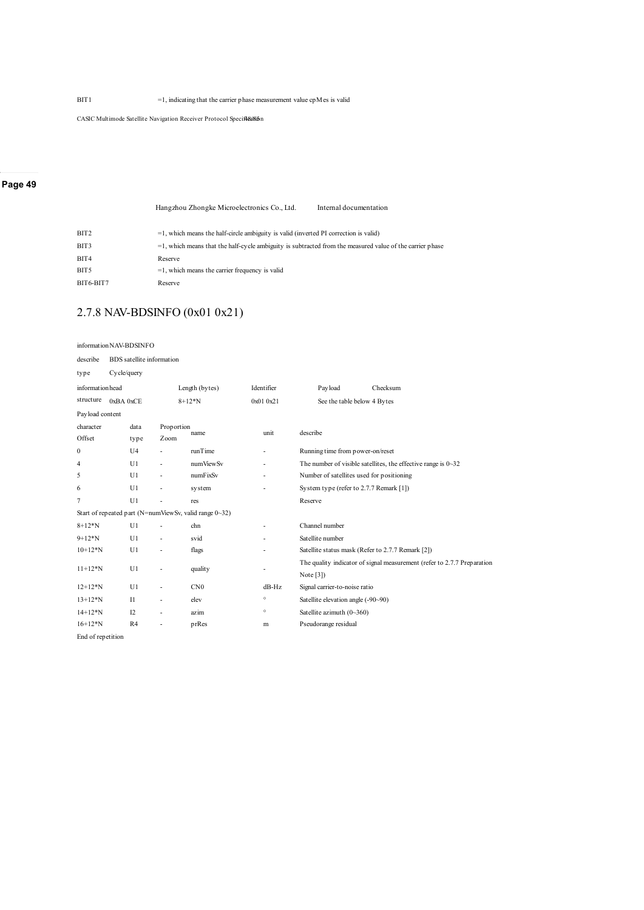| | |
|---|---|
| BIT1 | =1, indicating that the carrier phase measurement value cpMes is valid |
| BIT2 | =1, which means the half-circle ambiguity is valid (inverted PI correction is valid) |
| BIT3 | =1, which means that the half-cycle ambiguity is subtracted from the measured value of the carrier phase |
| BIT4 | Reserve |
| BIT5 | =1, which means the carrier frequency is valid |
| BIT6-BIT7 | Reserve |

## 2.7.8 NAV-BDSINFO (0x01 0x21)

information NAV-BDSINFO

describe BDS satellite information

type Cycle/query

| information head | Length (bytes) | Identifier | Payload | Checksum |
|---|---|---|---|---|
| structure 0xBA 0xCE | 8+12*N | 0x01 0x21 | See the table below | 4 Bytes |

Payload content

| character Offset | data type | Proportion Zoom | name | unit | describe |
|---|---|---|---|---|---|
| 0 | U4 | - | runTime | - | Running time from power-on/reset |
| 4 | U1 | - | numViewSv | - | The number of visible satellites, the effective range is 0~32 |
| 5 | U1 | - | numFixSv | - | Number of satellites used for positioning |
| 6 | U1 | - | system | - | System type (refer to 2.7.7 Remark [1]) |
| 7 | U1 | - | res | | Reserve |
| Start of repeated part (N=numViewSv, valid range 0~32) | | | | | |
| 8+12*N | U1 | - | chn | - | Channel number |
| 9+12*N | U1 | - | svid | - | Satellite number |
| 10+12*N | U1 | - | flags | - | Satellite status mask (Refer to 2.7.7 Remark [2]) |
| 11+12*N | U1 | - | quality | - | The quality indicator of signal measurement (refer to 2.7.7 Preparation Note [3]) |
| 12+12*N | U1 | - | CN0 | dB-Hz | Signal carrier-to-noise ratio |
| 13+12*N | I1 | - | elev | ° | Satellite elevation angle (-90~90) |
| 14+12*N | I2 | - | azim | ° | Satellite azimuth (0~360) |
| 16+12*N | R4 | - | prRes | m | Pseudorange residual |
| End of repetition | | | | | |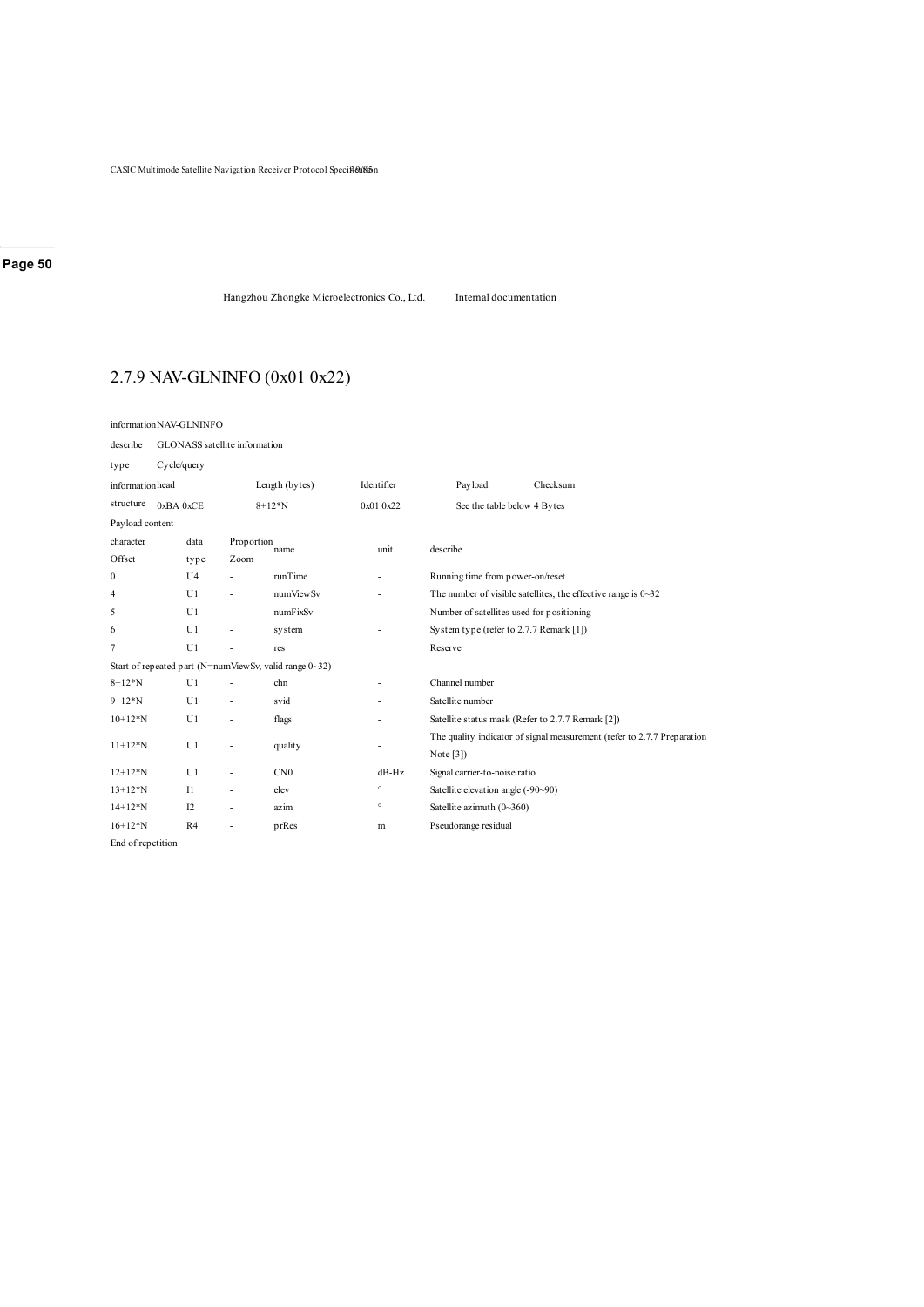Hangzhou Zhongke Microelectronics Co., Ltd. Internal documentation

### 2.7.9 NAV-GLNINFO (0x01 0x22)

| information | NAV-GLNINFO | | | |
|---|---|---|---|---|
| describe | GLONASS satellite information | | | |
| type | Cycle/query | | | |
| information structure | head | Length (bytes) | Identifier | Payload | Checksum |
| | 0xBA 0xCE | 8+12*N | 0x01 0x22 | See the table below | 4 Bytes |

Payload content

| character Offset | data type | Proportion Zoom | name | unit | describe |
|---|---|---|---|---|---|
| 0 | U4 | - | runTime | - | Running time from power-on/reset |
| 4 | U1 | - | numViewSv | - | The number of visible satellites, the effective range is 0~32 |
| 5 | U1 | - | numFixSv | - | Number of satellites used for positioning |
| 6 | U1 | - | system | - | System type (refer to 2.7.7 Remark [1]) |
| 7 | U1 | - | res | | Reserve |
| Start of repeated part (N=numViewSv, valid range 0~32) | | | | | |
| 8+12*N | U1 | - | chn | - | Channel number |
| 9+12*N | U1 | - | svid | - | Satellite number |
| 10+12*N | U1 | - | flags | - | Satellite status mask (Refer to 2.7.7 Remark [2]) |
| 11+12*N | U1 | - | quality | - | The quality indicator of signal measurement (refer to 2.7.7 Preparation Note [3]) |
| 12+12*N | U1 | - | CN0 | dB-Hz | Signal carrier-to-noise ratio |
| 13+12*N | I1 | - | elev | ° | Satellite elevation angle (-90~90) |
| 14+12*N | I2 | - | azim | ° | Satellite azimuth (0~360) |
| 16+12*N | R4 | - | prRes | m | Pseudorange residual |
| End of repetition | | | | | |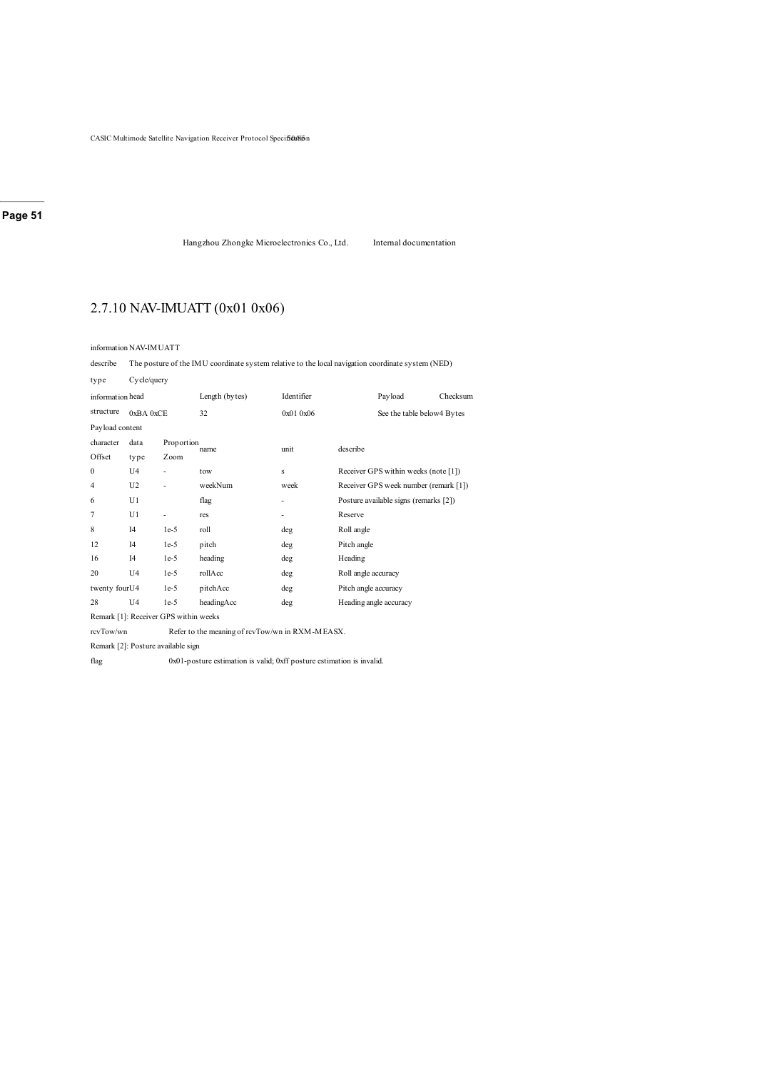## 2.7.10 NAV-IMUATT (0x01 0x06)

| information | NAV-IMUATT | | | |
|---|---|---|---|---|
| describe | The posture of the IMU coordinate system relative to the local navigation coordinate system (NED) | | | |
| type | Cycle/query | | | |
| information | head | Length (bytes) | Identifier | Payload | Checksum |
| structure | 0xBA 0xCE | 32 | 0x01 0x06 | See the table below | 4 Bytes |

Payload content

| character Offset | data type | Proportion Zoom | name | unit | describe |
|---|---|---|---|---|---|
| 0 | U4 | - | tow | s | Receiver GPS within weeks (note [1]) |
| 4 | U2 | - | weekNum | week | Receiver GPS week number (remark [1]) |
| 6 | U1 | | flag | - | Posture available signs (remarks [2]) |
| 7 | U1 | - | res | - | Reserve |
| 8 | I4 | 1e-5 | roll | deg | Roll angle |
| 12 | I4 | 1e-5 | pitch | deg | Pitch angle |
| 16 | I4 | 1e-5 | heading | deg | Heading |
| 20 | U4 | 1e-5 | rollAcc | deg | Roll angle accuracy |
| twenty four | U4 | 1e-5 | pitchAcc | deg | Pitch angle accuracy |
| 28 | U4 | 1e-5 | headingAcc | deg | Heading angle accuracy |

Remark [1]: Receiver GPS within weeks

| | |
|---|---|
| rcvTow/wn | Refer to the meaning of rcvTow/wn in RXM-MEASX. |

Remark [2]: Posture available sign

| | |
|---|---|
| flag | 0x01-posture estimation is valid; 0xff posture estimation is invalid. |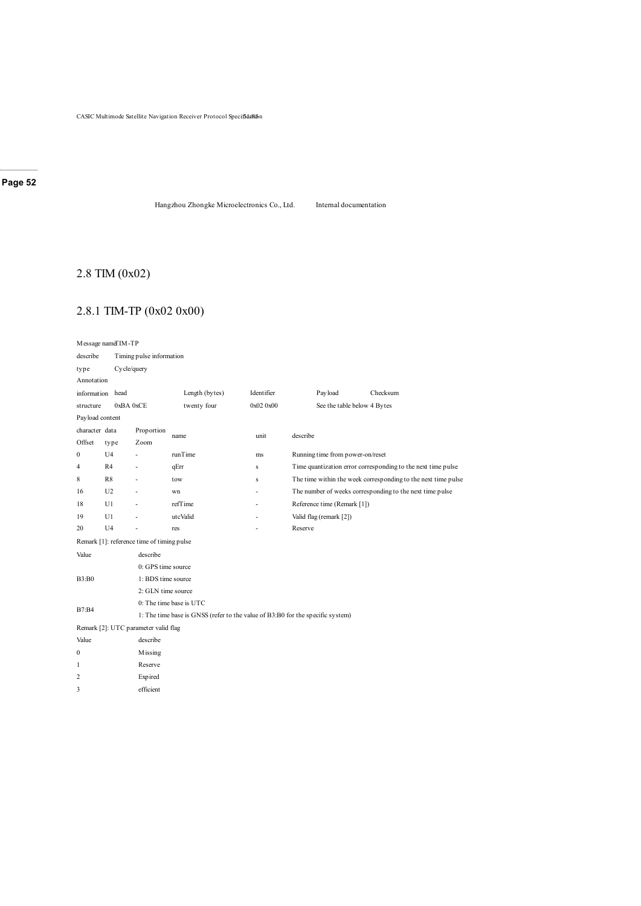## 2.8 TIM (0x02)

### 2.8.1 TIM-TP (0x02 0x00)

| | |
|---|---|
| Message name | TIM-TP |
| describe | Timing pulse information |
| type | Cycle/query |
| Annotation | |

| information structure | head | Length (bytes) | Identifier | Payload | Checksum |
|---|---|---|---|---|---|
| | 0xBA 0xCE | twenty four | 0x02 0x00 | See the table below | 4 Bytes |

Payload content

| character Offset | data type | Proportion Zoom | name | unit | describe |
|---|---|---|---|---|---|
| 0 | U4 | - | runTime | ms | Running time from power-on/reset |
| 4 | R4 | - | qErr | s | Time quantization error corresponding to the next time pulse |
| 8 | R8 | - | tow | s | The time within the week corresponding to the next time pulse |
| 16 | U2 | - | wn | - | The number of weeks corresponding to the next time pulse |
| 18 | U1 | - | refTime | - | Reference time (Remark [1]) |
| 19 | U1 | - | utcValid | - | Valid flag (remark [2]) |
| 20 | U4 | - | res | - | Reserve |

Remark [1]: reference time of timing pulse

| Value | describe |
|---|---|
| B3:B0 | 0: GPS time source<br>1: BDS time source<br>2: GLN time source |
| B7:B4 | 0: The time base is UTC<br>1: The time base is GNSS (refer to the value of B3:B0 for the specific system) |

Remark [2]: UTC parameter valid flag

| Value | describe |
|---|---|
| 0 | Missing |
| 1 | Reserve |
| 2 | Expired |
| 3 | efficient |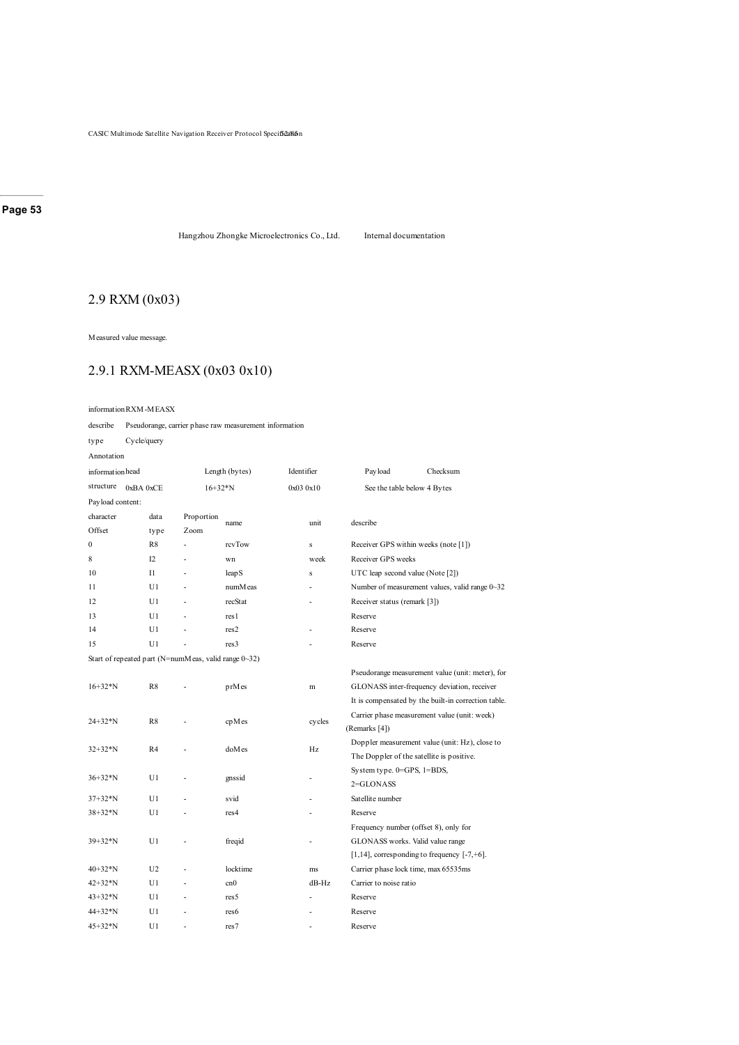## 2.9 RXM (0x03)

Measured value message.

### 2.9.1 RXM-MEASX (0x03 0x10)

| information | RXM-MEASX | | | |
|---|---|---|---|---|
| describe | Pseudorange, carrier phase raw measurement information | | | |
| type | Cycle/query | | | |
| Annotation | | | | |
| information structure | head | Length (bytes) | Identifier | Payload | Checksum |
| | 0xBA 0xCE | 16+32*N | 0x03 0x10 | See the table below | 4 Bytes |

Payload content:

| character Offset | data type | Proportion Zoom | name | unit | describe |
|---|---|---|---|---|---|
| 0 | R8 | - | rcvTow | s | Receiver GPS within weeks (note [1]) |
| 8 | I2 | - | wn | week | Receiver GPS weeks |
| 10 | I1 | - | leapS | s | UTC leap second value (Note [2]) |
| 11 | U1 | - | numMeas | - | Number of measurement values, valid range 0~32 |
| 12 | U1 | - | recStat | - | Receiver status (remark [3]) |
| 13 | U1 | - | res1 | | Reserve |
| 14 | U1 | - | res2 | - | Reserve |
| 15 | U1 | - | res3 | - | Reserve |
| Start of repeated part (N=numMeas, valid range 0~32) | | | | | |
| 16+32*N | R8 | - | prMes | m | Pseudorange measurement value (unit: meter), for GLONASS inter-frequency deviation, receiver It is compensated by the built-in correction table. |
| 24+32*N | R8 | - | cpMes | cycles | Carrier phase measurement value (unit: week) (Remarks [4]) |
| 32+32*N | R4 | - | doMes | Hz | Doppler measurement value (unit: Hz), close to The Doppler of the satellite is positive. |
| 36+32*N | U1 | - | gnssid | - | System type. 0=GPS, 1=BDS, 2=GLONASS |
| 37+32*N | U1 | - | svid | - | Satellite number |
| 38+32*N | U1 | - | res4 | - | Reserve |
| 39+32*N | U1 | - | freqid | - | Frequency number (offset 8), only for GLONASS works. Valid value range [1,14], corresponding to frequency [-7,+6]. |
| 40+32*N | U2 | - | locktime | ms | Carrier phase lock time, max 65535ms |
| 42+32*N | U1 | - | cn0 | dB-Hz | Carrier to noise ratio |
| 43+32*N | U1 | - | res5 | - | Reserve |
| 44+32*N | U1 | - | res6 | - | Reserve |
| 45+32*N | U1 | - | res7 | - | Reserve |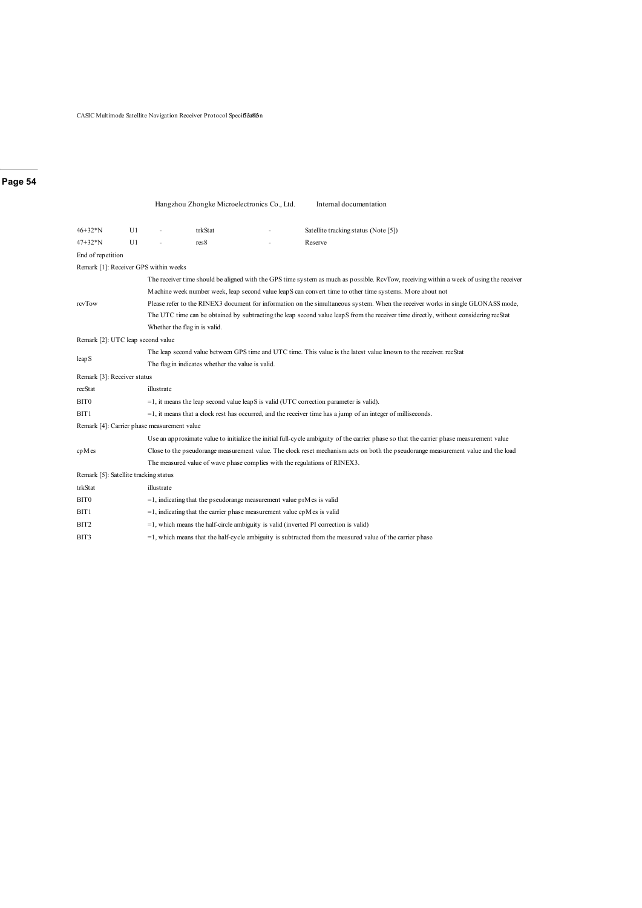| 46+32*N | U1 | - | trkStat | - | Satellite tracking status (Note [5]) |
|---|---|---|---|---|---|
| 47+32*N | U1 | - | res8 | - | Reserve |

End of repetition

Remark [1]: Receiver GPS within weeks

| | |
|---|---|
| rcvTow | The receiver time should be aligned with the GPS time system as much as possible. RcvTow, receiving within a week of using the receiver Machine week number week, leap second value leapS can convert time to other time systems. More about not Please refer to the RINEX3 document for information on the simultaneous system. When the receiver works in single GLONASS mode, The UTC time can be obtained by subtracting the leap second value leapS from the receiver time directly, without considering recStat Whether the flag in is valid. |

Remark [2]: UTC leap second value

| | |
|---|---|
| leapS | The leap second value between GPS time and UTC time. This value is the latest value known to the receiver. recStat The flag in indicates whether the value is valid. |

Remark [3]: Receiver status

| recStat | illustrate |
|---|---|
| BIT0 | =1, it means the leap second value leapS is valid (UTC correction parameter is valid). |
| BIT1 | =1, it means that a clock rest has occurred, and the receiver time has a jump of an integer of milliseconds. |

Remark [4]: Carrier phase measurement value

| | |
|---|---|
| cpMes | Use an approximate value to initialize the initial full-cycle ambiguity of the carrier phase so that the carrier phase measurement value Close to the pseudorange measurement value. The clock reset mechanism acts on both the pseudorange measurement value and the load The measured value of wave phase complies with the regulations of RINEX3. |

Remark [5]: Satellite tracking status

| trkStat | illustrate |
|---|---|
| BIT0 | =1, indicating that the pseudorange measurement value prMes is valid |
| BIT1 | =1, indicating that the carrier phase measurement value cpMes is valid |
| BIT2 | =1, which means the half-circle ambiguity is valid (inverted PI correction is valid) |
| BIT3 | =1, which means that the half-cycle ambiguity is subtracted from the measured value of the carrier phase |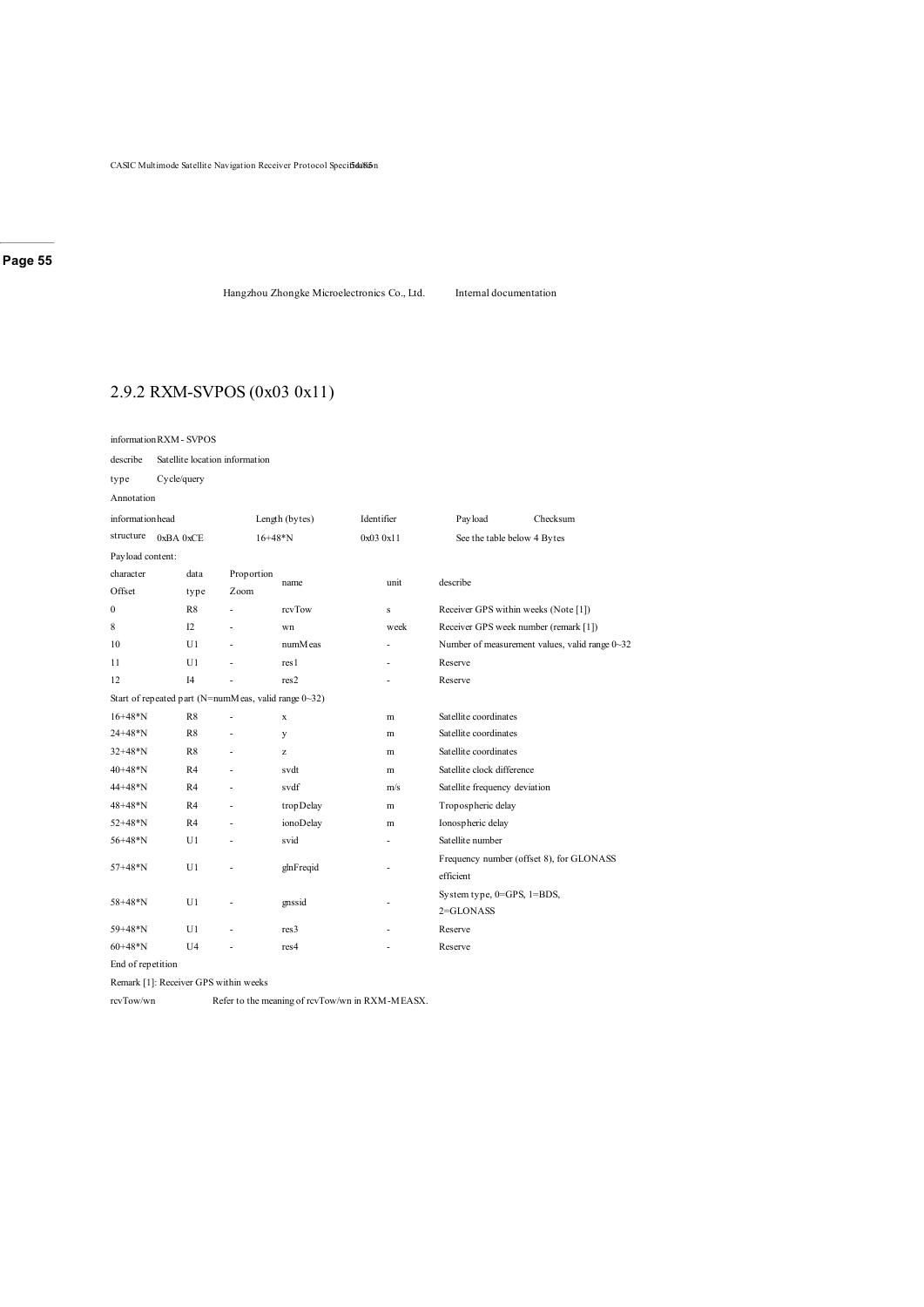## 2.9.2 RXM-SVPOS (0x03 0x11)

information RXM - SVPOS

describe Satellite location information

type Cycle/query

Annotation

| information head | Length (bytes) | Identifier | Payload | Checksum |
|---|---|---|---|---|
| structure 0xBA 0xCE | 16+48*N | 0x03 0x11 | See the table below | 4 Bytes |

Payload content:

| character Offset | data type | Proportion Zoom | name | unit | describe |
|---|---|---|---|---|---|
| 0 | R8 | - | rcvTow | s | Receiver GPS within weeks (Note [1]) |
| 8 | I2 | - | wn | week | Receiver GPS week number (remark [1]) |
| 10 | U1 | - | numMeas | - | Number of measurement values, valid range 0~32 |
| 11 | U1 | - | res1 | - | Reserve |
| 12 | I4 | - | res2 | - | Reserve |
| Start of repeated part (N=numMeas, valid range 0~32) | | | | | |
| 16+48*N | R8 | - | x | m | Satellite coordinates |
| 24+48*N | R8 | - | y | m | Satellite coordinates |
| 32+48*N | R8 | - | z | m | Satellite coordinates |
| 40+48*N | R4 | - | svdt | m | Satellite clock difference |
| 44+48*N | R4 | - | svdf | m/s | Satellite frequency deviation |
| 48+48*N | R4 | - | tropDelay | m | Tropospheric delay |
| 52+48*N | R4 | - | ionoDelay | m | Ionospheric delay |
| 56+48*N | U1 | - | svid | - | Satellite number |
| 57+48*N | U1 | - | glnFreqid | - | Frequency number (offset 8), for GLONASS efficient |
| 58+48*N | U1 | - | gnssid | - | System type, 0=GPS, 1=BDS, 2=GLONASS |
| 59+48*N | U1 | - | res3 | - | Reserve |
| 60+48*N | U4 | - | res4 | - | Reserve |
| End of repetition | | | | | |

Remark [1]: Receiver GPS within weeks

rcvTow/wn Refer to the meaning of rcvTow/wn in RXM-MEASX.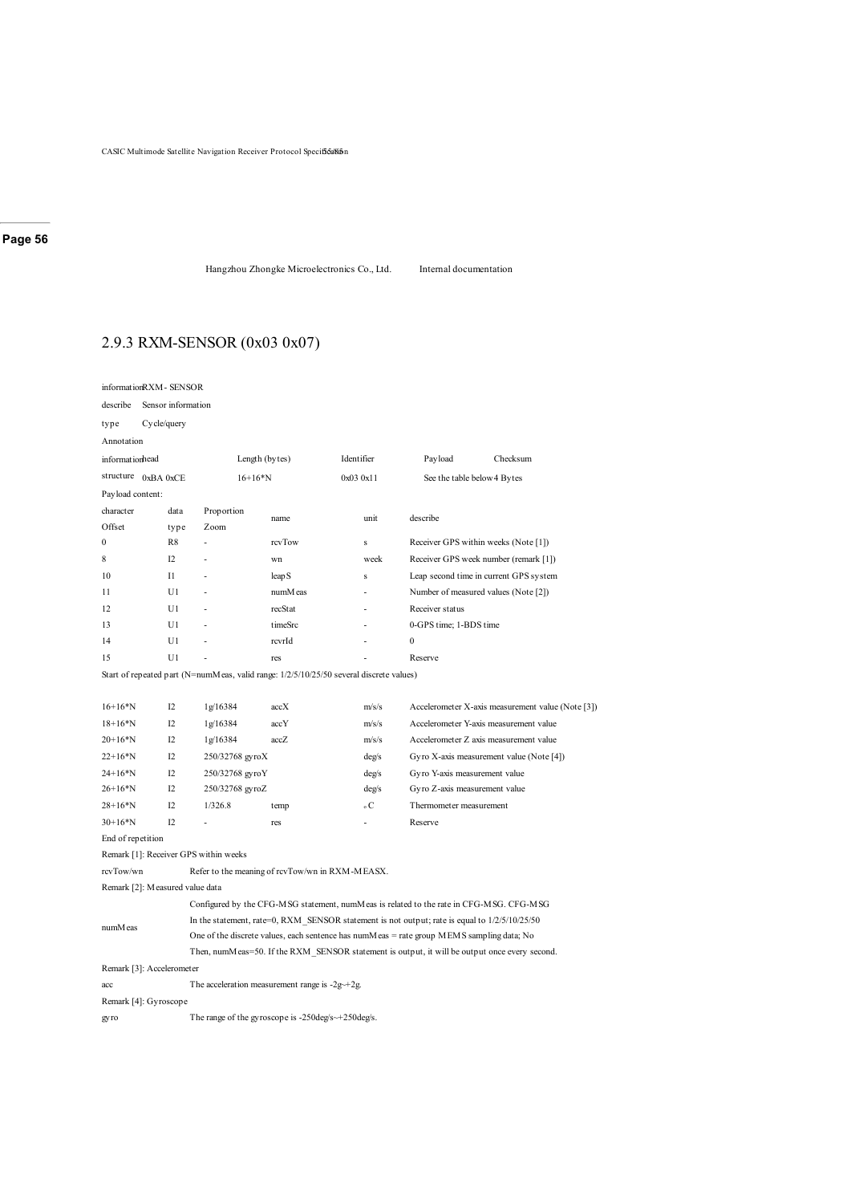## 2.9.3 RXM-SENSOR (0x03 0x07)

| | |
|---|---|
| information | RXM - SENSOR |
| describe | Sensor information |
| type | Cycle/query |
| Annotation | |

| information structure | head | Length (bytes) | Identifier | Payload | Checksum |
|---|---|---|---|---|---|
| | 0xBA 0xCE | 16+16*N | 0x03 0x11 | See the table below | 4 Bytes |

Payload content:

| character Offset | data type | Proportion Zoom | name | unit | describe |
|---|---|---|---|---|---|
| 0 | R8 | - | rcvTow | s | Receiver GPS within weeks (Note [1]) |
| 8 | I2 | - | wn | week | Receiver GPS week number (remark [1]) |
| 10 | I1 | - | leapS | s | Leap second time in current GPS system |
| 11 | U1 | - | numMeas | - | Number of measured values (Note [2]) |
| 12 | U1 | - | recStat | - | Receiver status |
| 13 | U1 | - | timeSrc | - | 0-GPS time; 1-BDS time |
| 14 | U1 | - | rcvrId | - | 0 |
| 15 | U1 | - | res | - | Reserve |
| Start of repeated part (N=numMeas, valid range: 1/2/5/10/25/50 several discrete values) | | | | | |
| 16+16*N | I2 | 1g/16384 | accX | m/s/s | Accelerometer X-axis measurement value (Note [3]) |
| 18+16*N | I2 | 1g/16384 | accY | m/s/s | Accelerometer Y-axis measurement value |
| 20+16*N | I2 | 1g/16384 | accZ | m/s/s | Accelerometer Z axis measurement value |
| 22+16*N | I2 | 250/32768 | gyroX | deg/s | Gyro X-axis measurement value (Note [4]) |
| 24+16*N | I2 | 250/32768 | gyroY | deg/s | Gyro Y-axis measurement value |
| 26+16*N | I2 | 250/32768 | gyroZ | deg/s | Gyro Z-axis measurement value |
| 28+16*N | I2 | 1/326.8 | temp | °C | Thermometer measurement |
| 30+16*N | I2 | - | res | - | Reserve |
| End of repetition | | | | | |

Remark [1]: Receiver GPS within weeks

| | |
|---|---|
| rcvTow/wn | Refer to the meaning of rcvTow/wn in RXM-MEASX. |

Remark [2]: Measured value data

| | |
|---|---|
| numMeas | Configured by the CFG-MSG statement, numMeas is related to the rate in CFG-MSG. CFG-MSG In the statement, rate=0, RXM_SENSOR statement is not output; rate is equal to 1/2/5/10/25/50 One of the discrete values, each sentence has numMeas = rate group MEMS sampling data; No Then, numMeas=50. If the RXM_SENSOR statement is output, it will be output once every second. |

Remark [3]: Accelerometer

| | |
|---|---|
| acc | The acceleration measurement range is -2g~+2g. |

Remark [4]: Gyroscope

| | |
|---|---|
| gyro | The range of the gyroscope is -250deg/s~+250deg/s. |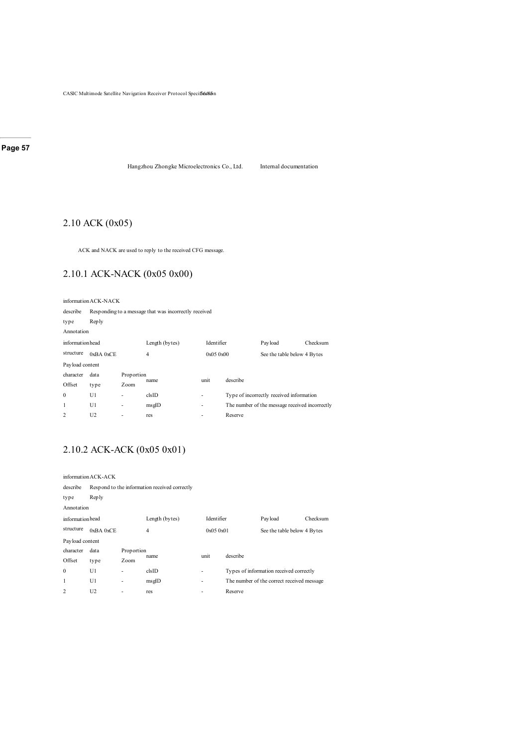Hangzhou Zhongke Microelectronics Co., Ltd. Internal documentation

## 2.10 ACK (0x05)

ACK and NACK are used to reply to the received CFG message.

### 2.10.1 ACK-NACK (0x05 0x00)

| information | ACK-NACK | | | |
|---|---|---|---|---|
| describe | Responding to a message that was incorrectly received | | | |
| type | Reply | | | |
| Annotation | | | | |
| information structure | head | Length (bytes) | Identifier | Payload | Checksum |
| | 0xBA 0xCE | 4 | 0x05 0x00 | See the table below | 4 Bytes |

Payload content

| character Offset | data type | Proportion Zoom | name | unit | describe |
|---|---|---|---|---|---|
| 0 | U1 | - | clsID | - | Type of incorrectly received information |
| 1 | U1 | - | msgID | - | The number of the message received incorrectly |
| 2 | U2 | - | res | - | Reserve |

### 2.10.2 ACK-ACK (0x05 0x01)

| information | ACK-ACK | | | |
|---|---|---|---|---|
| describe | Respond to the information received correctly | | | |
| type | Reply | | | |
| Annotation | | | | |
| information structure | head | Length (bytes) | Identifier | Payload | Checksum |
| | 0xBA 0xCE | 4 | 0x05 0x01 | See the table below | 4 Bytes |

Payload content

| character Offset | data type | Proportion Zoom | name | unit | describe |
|---|---|---|---|---|---|
| 0 | U1 | - | clsID | - | Types of information received correctly |
| 1 | U1 | - | msgID | - | The number of the correct received message |
| 2 | U2 | - | res | - | Reserve |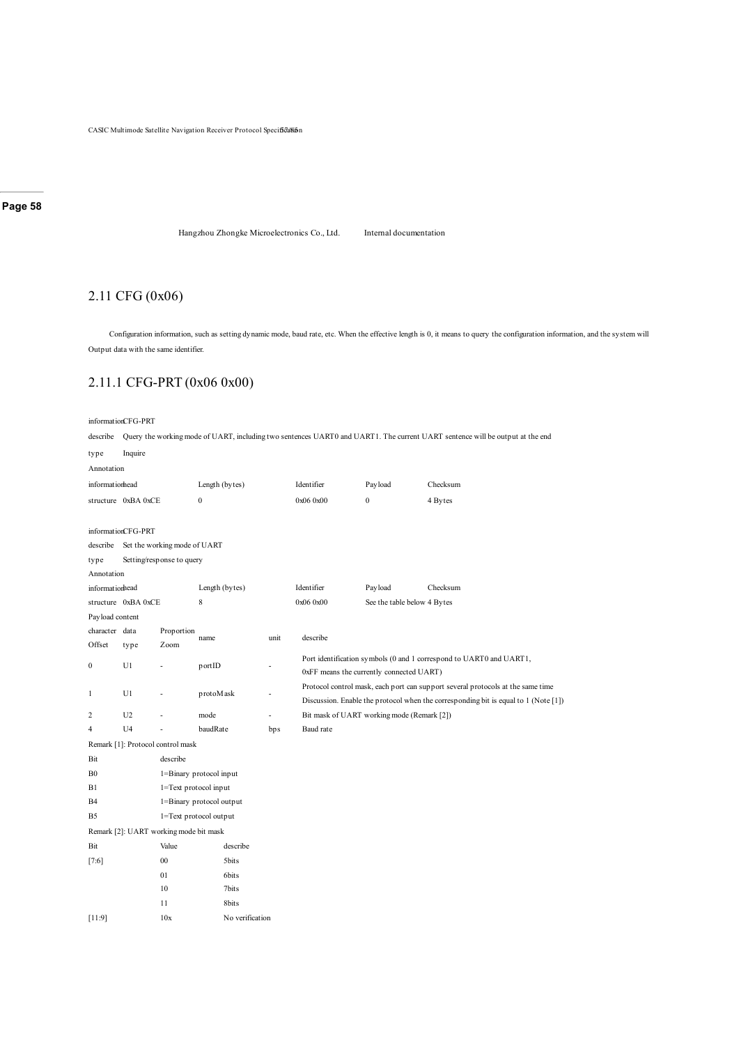## 2.11 CFG (0x06)

Configuration information, such as setting dynamic mode, baud rate, etc. When the effective length is 0, it means to query the configuration information, and the system will Output data with the same identifier.

### 2.11.1 CFG-PRT (0x06 0x00)

| | | | | | |
|---|---|---|---|---|---|
| information | CFG-PRT | | | | |
| describe | Query the working mode of UART, including two sentences UART0 and UART1. The current UART sentence will be output at the end | | | | |
| type | Inquire | | | | |
| Annotation | | | | | |
| information | head | Length (bytes) | Identifier | Payload | Checksum |
| structure | 0xBA 0xCE | 0 | 0x06 0x00 | 0 | 4 Bytes |

| | | | | | |
|---|---|---|---|---|---|
| information | CFG-PRT | | | | |
| describe | Set the working mode of UART | | | | |
| type | Setting/response to query | | | | |
| Annotation | | | | | |
| information | head | Length (bytes) | Identifier | Payload | Checksum |
| structure | 0xBA 0xCE | 8 | 0x06 0x00 | See the table below | 4 Bytes |

Payload content

| character Offset | data type | Proportion Zoom | name | unit | describe |
|---|---|---|---|---|---|
| 0 | U1 | - | portID | - | Port identification symbols (0 and 1 correspond to UART0 and UART1, 0xFF means the currently connected UART) |
| 1 | U1 | - | protoMask | - | Protocol control mask, each port can support several protocols at the same time Discussion. Enable the protocol when the corresponding bit is equal to 1 (Note [1]) |
| 2 | U2 | - | mode | - | Bit mask of UART working mode (Remark [2]) |
| 4 | U4 | - | baudRate | bps | Baud rate |

Remark [1]: Protocol control mask

| Bit | describe |
|---|---|
| B0 | 1=Binary protocol input |
| B1 | 1=Text protocol input |
| B4 | 1=Binary protocol output |
| B5 | 1=Text protocol output |

Remark [2]: UART working mode bit mask

| Bit | Value | describe |
|---|---|---|
| [7:6] | 00 | 5bits |
| | 01 | 6bits |
| | 10 | 7bits |
| | 11 | 8bits |
| [11:9] | 10x | No verification |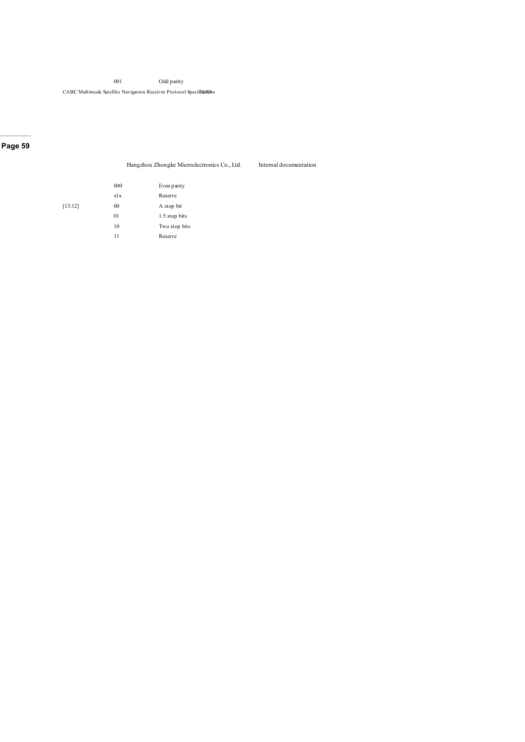| | 001 | Odd parity |
|---|---|---|
| | 000 | Even parity |
| | x1x | Reserve |
| [13:12] | 00 | A stop bit |
| | 01 | 1.5 stop bits |
| | 10 | Two stop bits |
| | 11 | Reserve |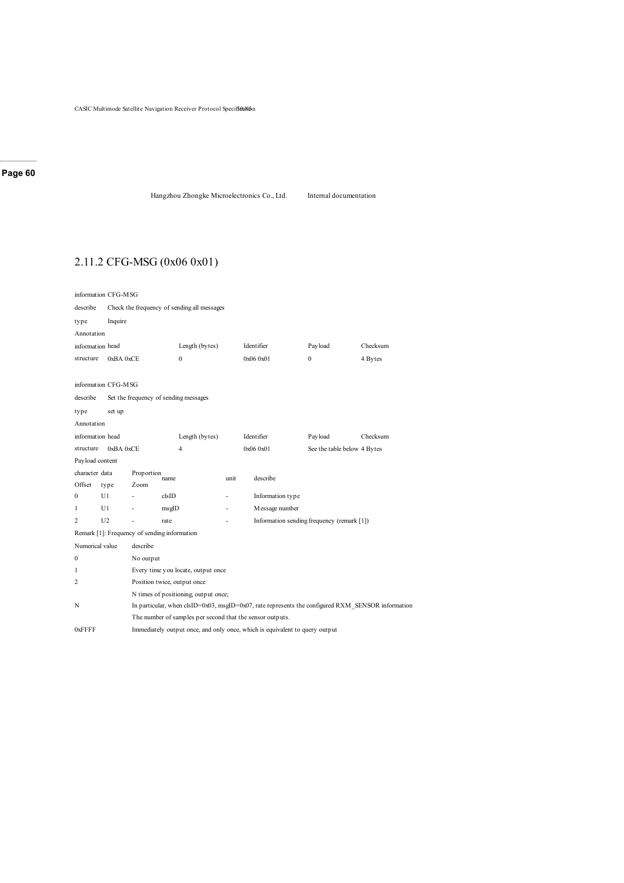## 2.11.2 CFG-MSG (0x06 0x01)

| information | CFG-MSG | | | | |
|---|---|---|---|---|---|
| describe | Check the frequency of sending all messages | | | | |
| type | Inquire | | | | |
| Annotation | | | | | |
| information | head | Length (bytes) | Identifier | Payload | Checksum |
| structure | 0xBA 0xCE | 0 | 0x06 0x01 | 0 | 4 Bytes |

| information | CFG-MSG | | | | |
|---|---|---|---|---|---|
| describe | Set the frequency of sending messages | | | | |
| type | set up | | | | |
| Annotation | | | | | |
| information | head | Length (bytes) | Identifier | Payload | Checksum |
| structure | 0xBA 0xCE | 4 | 0x06 0x01 | See the table below | 4 Bytes |

Payload content

| character Offset | data type | Proportion Zoom | name | unit | describe |
|---|---|---|---|---|---|
| 0 | U1 | - | clsID | - | Information type |
| 1 | U1 | - | msgID | - | Message number |
| 2 | U2 | - | rate | - | Information sending frequency (remark [1]) |

Remark [1]: Frequency of sending information

| Numerical value | describe |
|---|---|
| 0 | No output |
| 1 | Every time you locate, output once |
| 2 | Position twice, output once |
| N | N times of positioning, output once; In particular, when clsID=0x03, msgID=0x07, rate represents the configured RXM_SENSOR information The number of samples per second that the sensor outputs. |
| 0xFFFF | Immediately output once, and only once, which is equivalent to query output |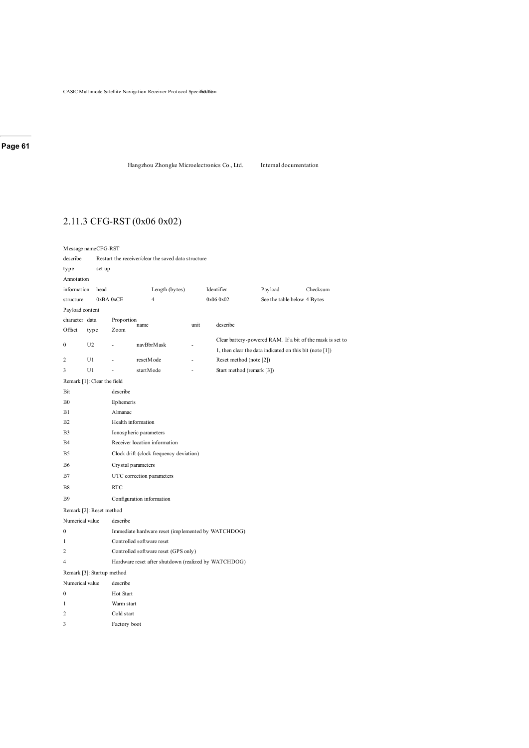## 2.11.3 CFG-RST (0x06 0x02)

| Message name | CFG-RST | | | | |
|---|---|---|---|---|---|
| describe | Restart the receiver/clear the saved data structure | | | | |
| type | set up | | | | |
| Annotation | | | | | |
| information structure | head | Length (bytes) | Identifier | Payload | Checksum |
| | 0xBA 0xCE | 4 | 0x06 0x02 | See the table below | 4 Bytes |

Payload content

| character Offset | data type | Proportion Zoom | name | unit | describe |
|---|---|---|---|---|---|
| 0 | U2 | - | navBbrMask | - | Clear battery-powered RAM. If a bit of the mask is set to 1, then clear the data indicated on this bit (note [1]) |
| 2 | U1 | - | resetMode | - | Reset method (note [2]) |
| 3 | U1 | - | startMode | - | Start method (remark [3]) |

Remark [1]: Clear the field

| Bit | describe |
|---|---|
| B0 | Ephemeris |
| B1 | Almanac |
| B2 | Health information |
| B3 | Ionospheric parameters |
| B4 | Receiver location information |
| B5 | Clock drift (clock frequency deviation) |
| B6 | Crystal parameters |
| B7 | UTC correction parameters |
| B8 | RTC |
| B9 | Configuration information |

Remark [2]: Reset method

| Numerical value | describe |
|---|---|
| 0 | Immediate hardware reset (implemented by WATCHDOG) |
| 1 | Controlled software reset |
| 2 | Controlled software reset (GPS only) |
| 4 | Hardware reset after shutdown (realized by WATCHDOG) |

Remark [3]: Startup method

| Numerical value | describe |
|---|---|
| 0 | Hot Start |
| 1 | Warm start |
| 2 | Cold start |
| 3 | Factory boot |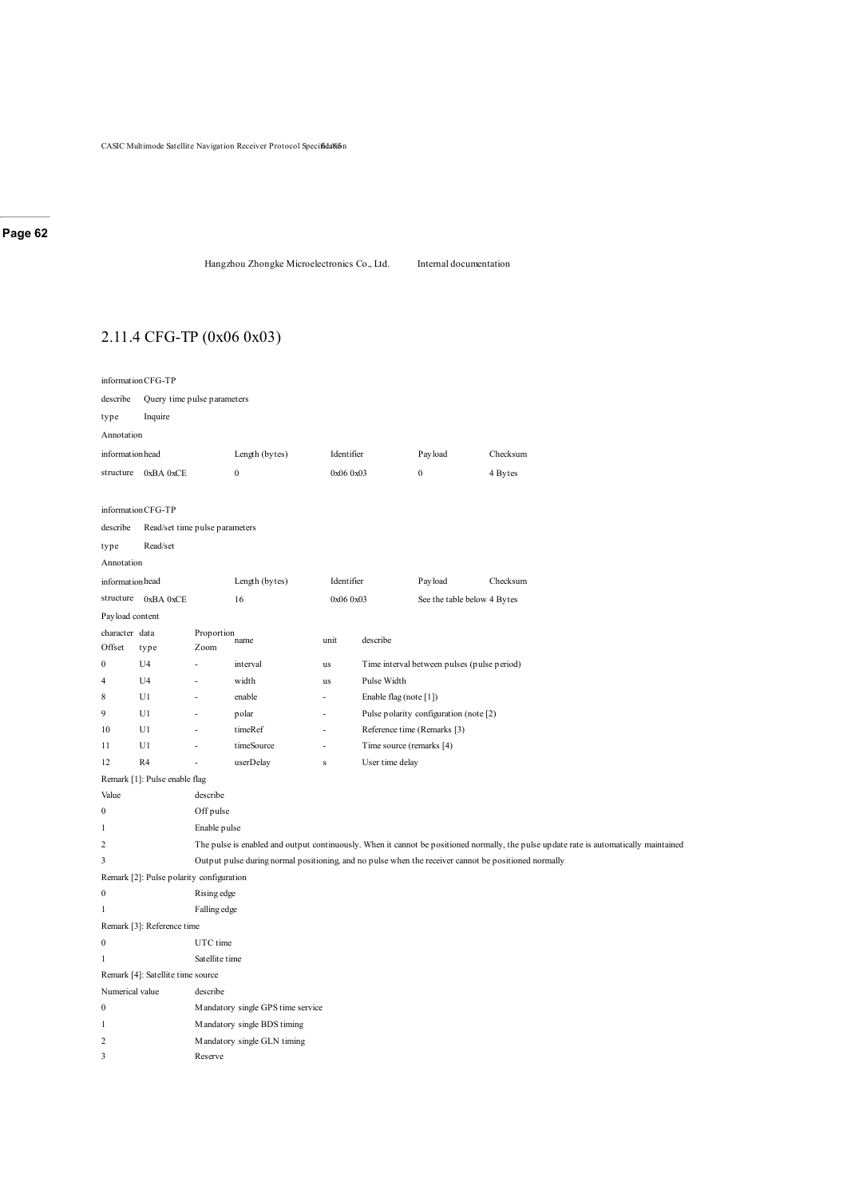## 2.11.4 CFG-TP (0x06 0x03)

| information | CFG-TP | | | | |
|---|---|---|---|---|---|
| describe | Query time pulse parameters | | | | |
| type | Inquire | | | | |
| Annotation | | | | | |
| information | head | Length (bytes) | Identifier | Payload | Checksum |
| structure | 0xBA 0xCE | 0 | 0x06 0x03 | 0 | 4 Bytes |

| information | CFG-TP | | | | |
|---|---|---|---|---|---|
| describe | Read/set time pulse parameters | | | | |
| type | Read/set | | | | |
| Annotation | | | | | |
| information | head | Length (bytes) | Identifier | Payload | Checksum |
| structure | 0xBA 0xCE | 16 | 0x06 0x03 | See the table below | 4 Bytes |

Payload content

| character Offset | data type | Proportion Zoom | name | unit | describe |
|---|---|---|---|---|---|
| 0 | U4 | - | interval | us | Time interval between pulses (pulse period) |
| 4 | U4 | - | width | us | Pulse Width |
| 8 | U1 | - | enable | - | Enable flag (note [1]) |
| 9 | U1 | - | polar | - | Pulse polarity configuration (note [2] |
| 10 | U1 | - | timeRef | - | Reference time (Remarks [3] |
| 11 | U1 | - | timeSource | - | Time source (remarks [4] |
| 12 | R4 | - | userDelay | s | User time delay |

Remark [1]: Pulse enable flag

| Value | describe |
|---|---|
| 0 | Off pulse |
| 1 | Enable pulse |
| 2 | The pulse is enabled and output continuously. When it cannot be positioned normally, the pulse update rate is automatically maintained |
| 3 | Output pulse during normal positioning, and no pulse when the receiver cannot be positioned normally |

Remark [2]: Pulse polarity configuration

| Value | describe |
|---|---|
| 0 | Rising edge |
| 1 | Falling edge |

Remark [3]: Reference time

| Value | describe |
|---|---|
| 0 | UTC time |
| 1 | Satellite time |

Remark [4]: Satellite time source

| Numerical value | describe |
|---|---|
| 0 | Mandatory single GPS time service |
| 1 | Mandatory single BDS timing |
| 2 | Mandatory single GLN timing |
| 3 | Reserve |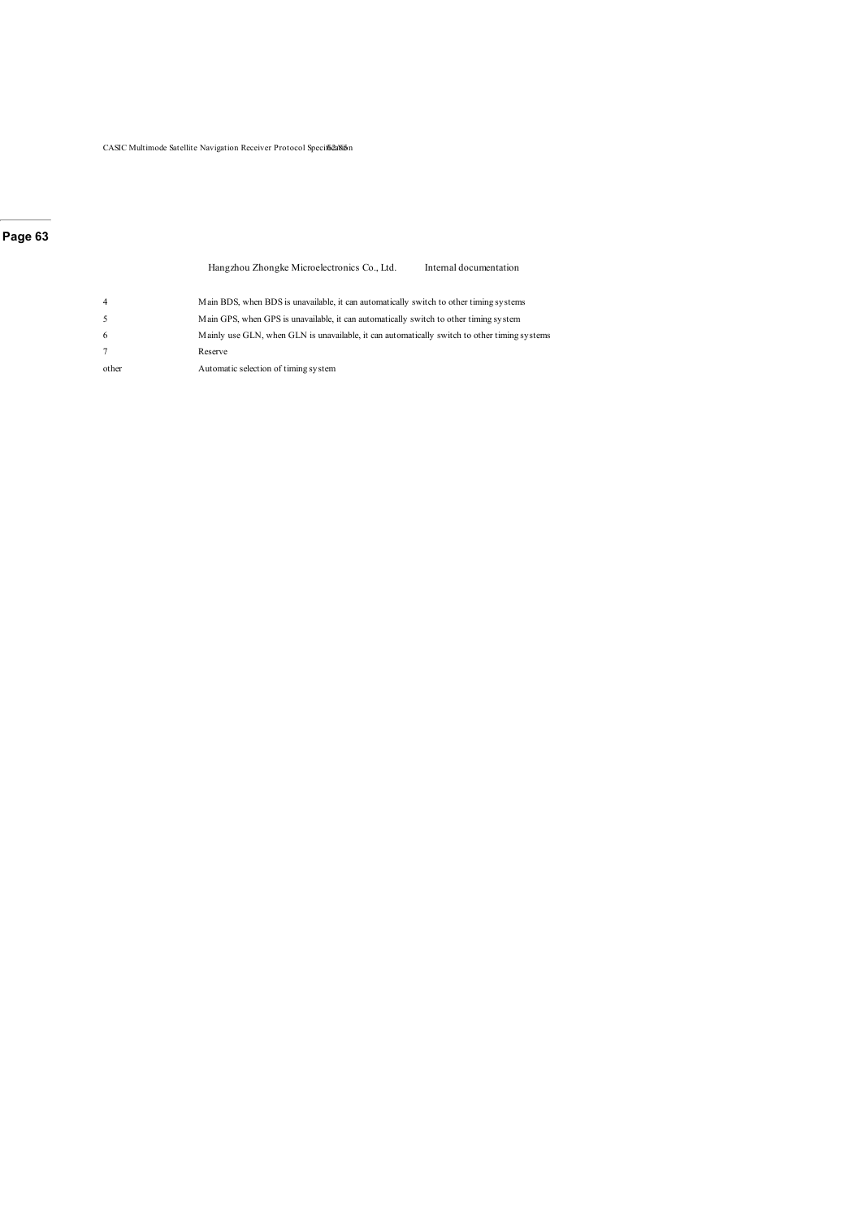| | |
|---|---|
| 4 | Main BDS, when BDS is unavailable, it can automatically switch to other timing systems |
| 5 | Main GPS, when GPS is unavailable, it can automatically switch to other timing system |
| 6 | Mainly use GLN, when GLN is unavailable, it can automatically switch to other timing systems |
| 7 | Reserve |
| other | Automatic selection of timing system |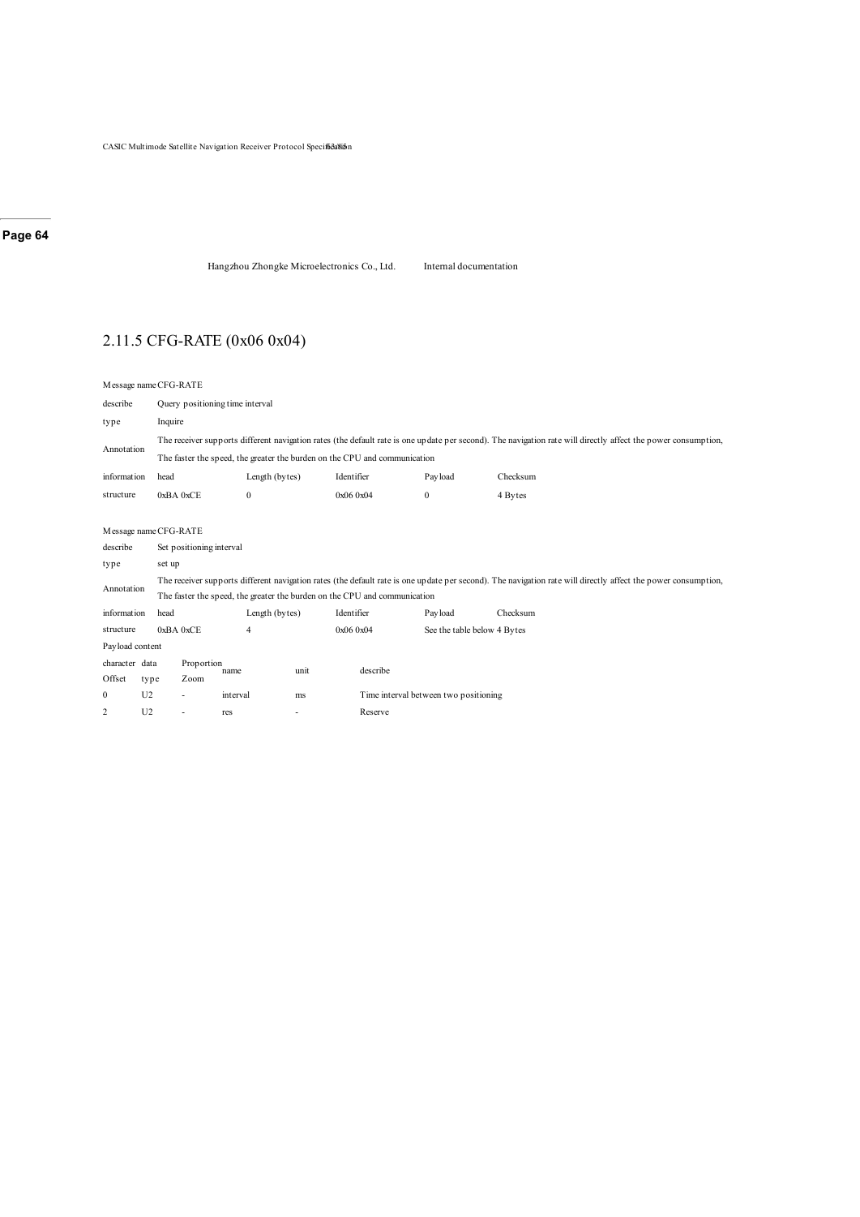## 2.11.5 CFG-RATE (0x06 0x04)

| Message name | CFG-RATE | | | | |
|---|---|---|---|---|---|
| describe | Query positioning time interval | | | | |
| type | Inquire | | | | |
| Annotation | The receiver supports different navigation rates (the default rate is one update per second). The navigation rate will directly affect the power consumption, The faster the speed, the greater the burden on the CPU and communication | | | | |
| information | head | Length (bytes) | Identifier | Payload | Checksum |
| structure | 0xBA 0xCE | 0 | 0x06 0x04 | 0 | 4 Bytes |

| Message name | CFG-RATE | | | | |
|---|---|---|---|---|---|
| describe | Set positioning interval | | | | |
| type | set up | | | | |
| Annotation | The receiver supports different navigation rates (the default rate is one update per second). The navigation rate will directly affect the power consumption, The faster the speed, the greater the burden on the CPU and communication | | | | |
| information | head | Length (bytes) | Identifier | Payload | Checksum |
| structure | 0xBA 0xCE | 4 | 0x06 0x04 | See the table below | 4 Bytes |

Payload content

| character Offset | data type | Proportion Zoom | name | unit | describe |
|---|---|---|---|---|---|
| 0 | U2 | - | interval | ms | Time interval between two positioning |
| 2 | U2 | - | res | - | Reserve |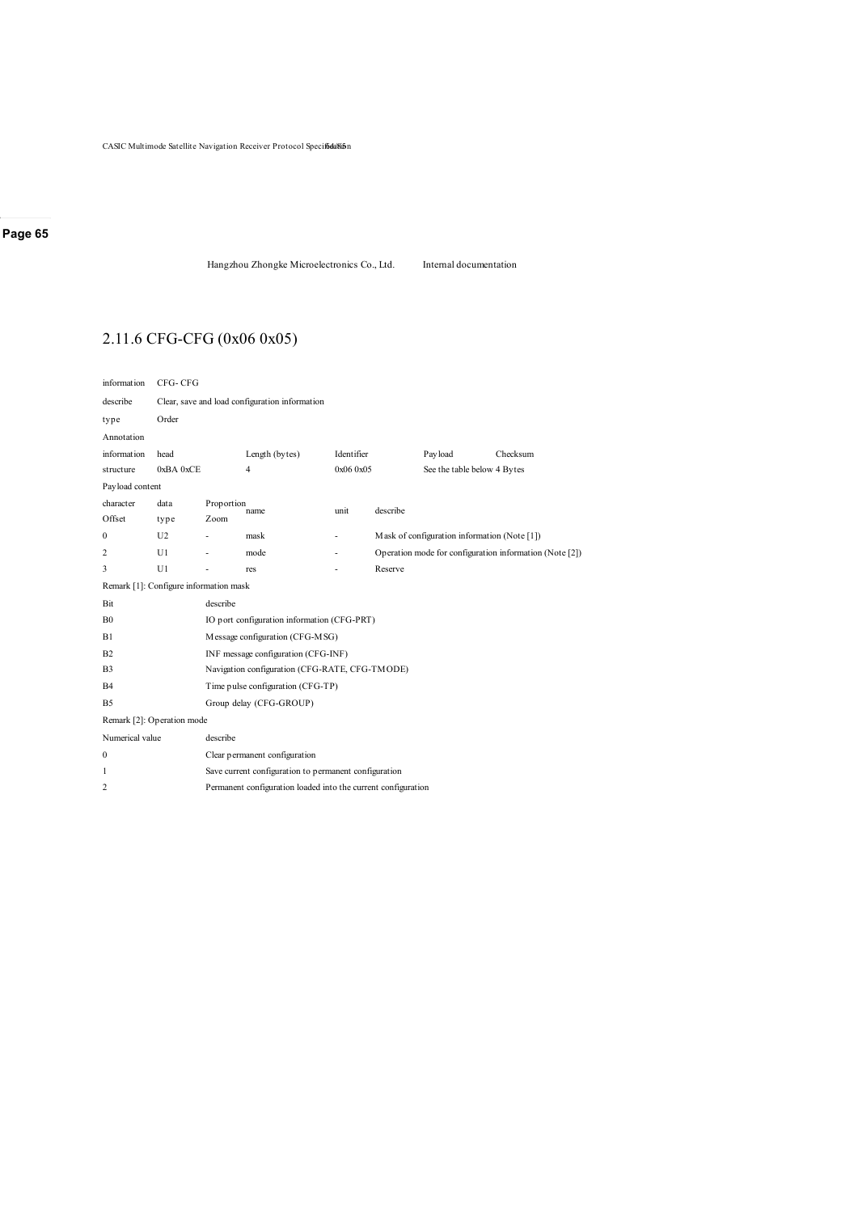## 2.11.6 CFG-CFG (0x06 0x05)

| information | CFG- CFG | | | |
|---|---|---|---|---|
| describe | Clear, save and load configuration information | | | |
| type | Order | | | |
| Annotation | | | | |
| information | head | Length (bytes) | Identifier | Payload | Checksum |
| structure | 0xBA 0xCE | 4 | 0x06 0x05 | See the table below | 4 Bytes |

Payload content

| character Offset | data type | Proportion Zoom | name | unit | describe |
|---|---|---|---|---|---|
| 0 | U2 | - | mask | - | Mask of configuration information (Note [1]) |
| 2 | U1 | - | mode | - | Operation mode for configuration information (Note [2]) |
| 3 | U1 | - | res | - | Reserve |

Remark [1]: Configure information mask

| Bit | describe |
|---|---|
| B0 | IO port configuration information (CFG-PRT) |
| B1 | Message configuration (CFG-MSG) |
| B2 | INF message configuration (CFG-INF) |
| B3 | Navigation configuration (CFG-RATE, CFG-TMODE) |
| B4 | Time pulse configuration (CFG-TP) |
| B5 | Group delay (CFG-GROUP) |

Remark [2]: Operation mode

| Numerical value | describe |
|---|---|
| 0 | Clear permanent configuration |
| 1 | Save current configuration to permanent configuration |
| 2 | Permanent configuration loaded into the current configuration |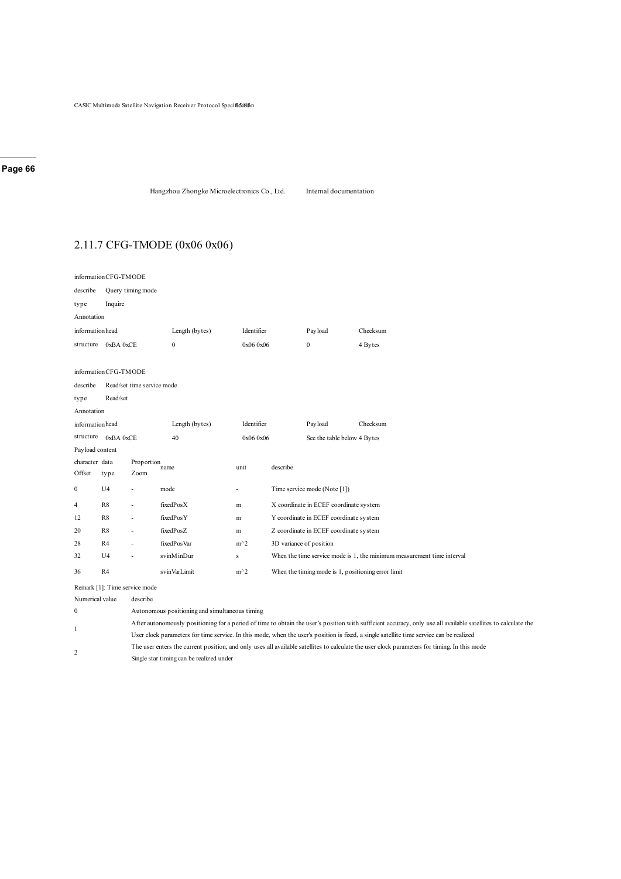## 2.11.7 CFG-TMODE (0x06 0x06)

| information | CFG-TMODE | | | |
|---|---|---|---|---|
| describe | Query timing mode | | | |
| type | Inquire | | | |
| Annotation | | | | |
| information head | Length (bytes) | Identifier | Payload | Checksum |
| structure 0xBA 0xCE | 0 | 0x06 0x06 | 0 | 4 Bytes |

| information | CFG-TMODE | | | |
|---|---|---|---|---|
| describe | Read/set time service mode | | | |
| type | Read/set | | | |
| Annotation | | | | |
| information head | Length (bytes) | Identifier | Payload | Checksum |
| structure 0xBA 0xCE | 40 | 0x06 0x06 | See the table below | 4 Bytes |

Payload content

| character Offset | data type | Proportion Zoom | name | unit | describe |
|---|---|---|---|---|---|
| 0 | U4 | - | mode | - | Time service mode (Note [1]) |
| 4 | R8 | - | fixedPosX | m | X coordinate in ECEF coordinate system |
| 12 | R8 | - | fixedPosY | m | Y coordinate in ECEF coordinate system |
| 20 | R8 | - | fixedPosZ | m | Z coordinate in ECEF coordinate system |
| 28 | R4 | - | fixedPosVar | m^2 | 3D variance of position |
| 32 | U4 | - | svinMinDur | s | When the time service mode is 1, the minimum measurement time interval |
| 36 | R4 | | svinVarLimit | m^2 | When the timing mode is 1, positioning error limit |

Remark [1]: Time service mode

| Numerical value | describe |
|---|---|
| 0 | Autonomous positioning and simultaneous timing |
| 1 | After autonomously positioning for a period of time to obtain the user's position with sufficient accuracy, only use all available satellites to calculate the User clock parameters for time service. In this mode, when the user's position is fixed, a single satellite time service can be realized |
| 2 | The user enters the current position, and only uses all available satellites to calculate the user clock parameters for timing. In this mode Single star timing can be realized under |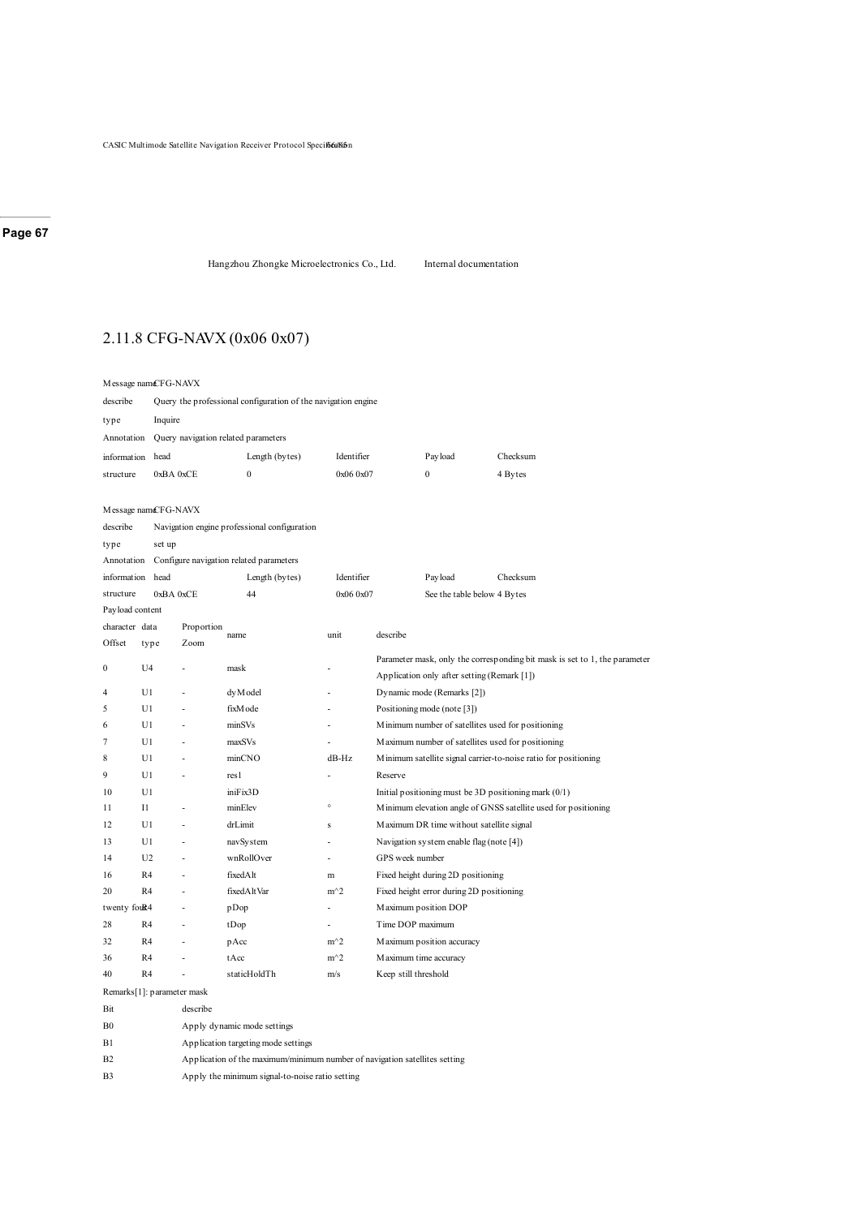## 2.11.8 CFG-NAVX (0x06 0x07)

| Message name | CFG-NAVX | | | | |
|---|---|---|---|---|---|
| describe | Query the professional configuration of the navigation engine | | | | |
| type | Inquire | | | | |
| Annotation | Query navigation related parameters | | | | |
| information structure | head | Length (bytes) | Identifier | Payload | Checksum |
| | 0xBA 0xCE | 0 | 0x06 0x07 | 0 | 4 Bytes |

| Message name | CFG-NAVX | | | | |
|---|---|---|---|---|---|
| describe | Navigation engine professional configuration | | | | |
| type | set up | | | | |
| Annotation | Configure navigation related parameters | | | | |
| information structure | head | Length (bytes) | Identifier | Payload | Checksum |
| | 0xBA 0xCE | 44 | 0x06 0x07 | See the table below | 4 Bytes |

Payload content

| character Offset | data type | Proportion Zoom | name | unit | describe |
|---|---|---|---|---|---|
| 0 | U4 | - | mask | - | Parameter mask, only the corresponding bit mask is set to 1, the parameter Application only after setting (Remark [1]) |
| 4 | U1 | - | dyModel | - | Dynamic mode (Remarks [2]) |
| 5 | U1 | - | fixMode | - | Positioning mode (note [3]) |
| 6 | U1 | - | minSVs | - | Minimum number of satellites used for positioning |
| 7 | U1 | - | maxSVs | - | Maximum number of satellites used for positioning |
| 8 | U1 | - | minCNO | dB-Hz | Minimum satellite signal carrier-to-noise ratio for positioning |
| 9 | U1 | - | res1 | - | Reserve |
| 10 | U1 | | iniFix3D | | Initial positioning must be 3D positioning mark (0/1) |
| 11 | I1 | - | minElev | ° | Minimum elevation angle of GNSS satellite used for positioning |
| 12 | U1 | - | drLimit | s | Maximum DR time without satellite signal |
| 13 | U1 | - | navSystem | - | Navigation system enable flag (note [4]) |
| 14 | U2 | - | wnRollOver | - | GPS week number |
| 16 | R4 | - | fixedAlt | m | Fixed height during 2D positioning |
| 20 | R4 | - | fixedAltVar | m^2 | Fixed height error during 2D positioning |
| twenty four | R4 | - | pDop | - | Maximum position DOP |
| 28 | R4 | - | tDop | - | Time DOP maximum |
| 32 | R4 | - | pAcc | m^2 | Maximum position accuracy |
| 36 | R4 | - | tAcc | m^2 | Maximum time accuracy |
| 40 | R4 | - | staticHoldTh | m/s | Keep still threshold |

Remarks[1]: parameter mask

| Bit | describe |
|---|---|
| B0 | Apply dynamic mode settings |
| B1 | Application targeting mode settings |
| B2 | Application of the maximum/minimum number of navigation satellites setting |
| B3 | Apply the minimum signal-to-noise ratio setting |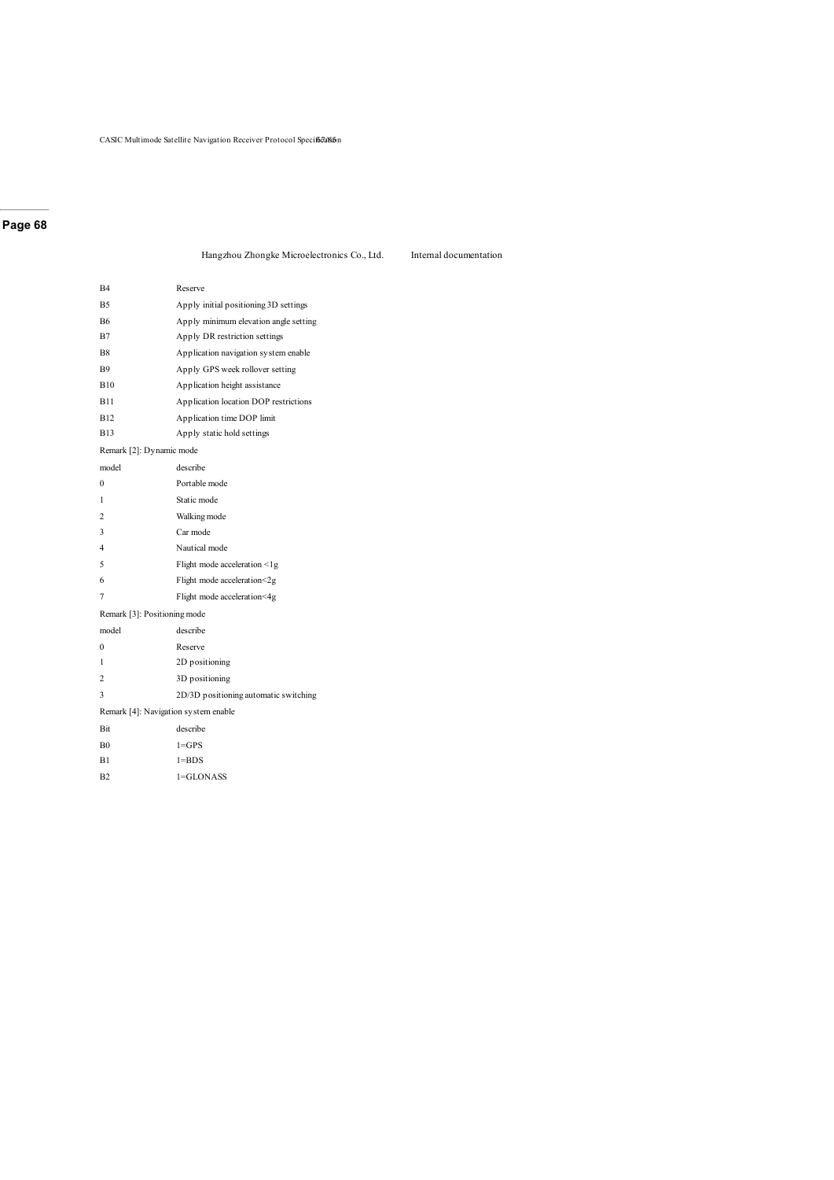| | |
|---|---|
| B4 | Reserve |
| B5 | Apply initial positioning 3D settings |
| B6 | Apply minimum elevation angle setting |
| B7 | Apply DR restriction settings |
| B8 | Application navigation system enable |
| B9 | Apply GPS week rollover setting |
| B10 | Application height assistance |
| B11 | Application location DOP restrictions |
| B12 | Application time DOP limit |
| B13 | Apply static hold settings |

Remark [2]: Dynamic mode

| model | describe |
|---|---|
| 0 | Portable mode |
| 1 | Static mode |
| 2 | Walking mode |
| 3 | Car mode |
| 4 | Nautical mode |
| 5 | Flight mode acceleration <1g |
| 6 | Flight mode acceleration<2g |
| 7 | Flight mode acceleration<4g |

Remark [3]: Positioning mode

| model | describe |
|---|---|
| 0 | Reserve |
| 1 | 2D positioning |
| 2 | 3D positioning |
| 3 | 2D/3D positioning automatic switching |

Remark [4]: Navigation system enable

| Bit | describe |
|---|---|
| B0 | 1=GPS |
| B1 | 1=BDS |
| B2 | 1=GLONASS |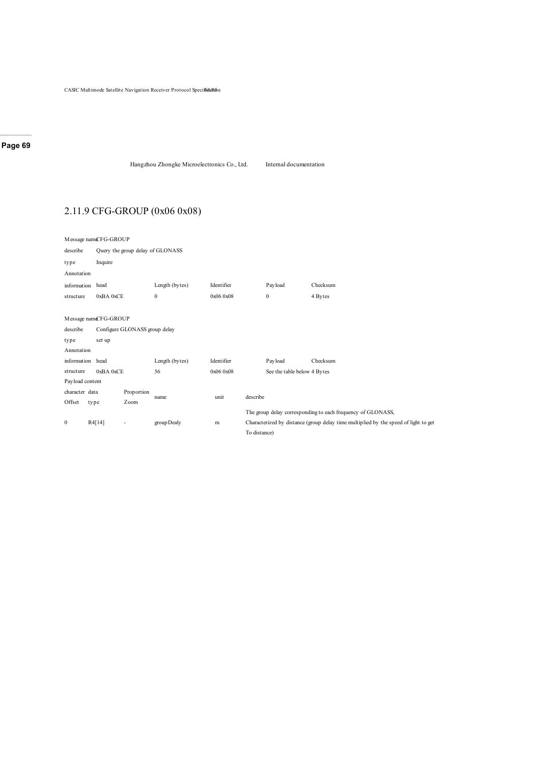## 2.11.9 CFG-GROUP (0x06 0x08)

| Message name | CFG-GROUP | | | | |
|---|---|---|---|---|---|
| describe | Query the group delay of GLONASS | | | | |
| type | Inquire | | | | |
| Annotation | | | | | |
| information | head | Length (bytes) | Identifier | Payload | Checksum |
| structure | 0xBA 0xCE | 0 | 0x06 0x08 | 0 | 4 Bytes |

| Message name | CFG-GROUP | | | | |
|---|---|---|---|---|---|
| describe | Configure GLONASS group delay | | | | |
| type | set up | | | | |
| Annotation | | | | | |
| information | head | Length (bytes) | Identifier | Payload | Checksum |
| structure | 0xBA 0xCE | 56 | 0x06 0x08 | See the table below | 4 Bytes |

Payload content

| character Offset | data type | Proportion Zoom | name | unit | describe |
|---|---|---|---|---|---|
| 0 | R4[14] | - | groupDealy | m | The group delay corresponding to each frequency of GLONASS, Characterized by distance (group delay time multiplied by the speed of light to get To distance) |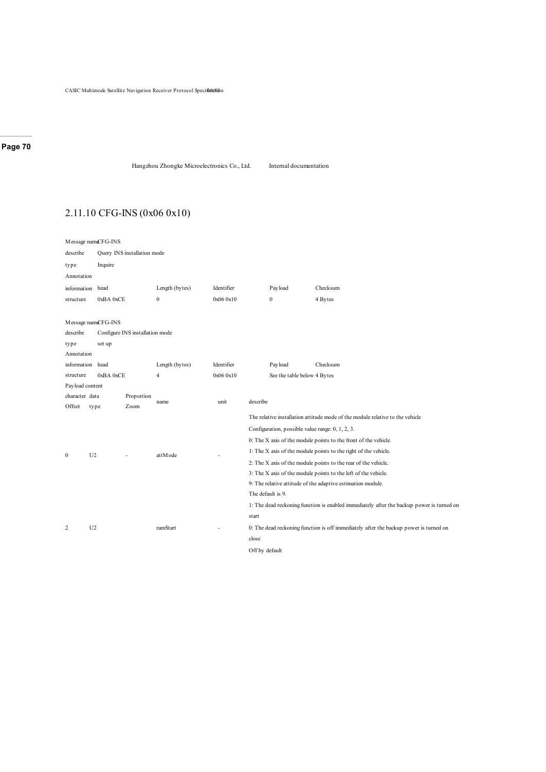## 2.11.10 CFG-INS (0x06 0x10)

| Message name | CFG-INS | | | | |
|---|---|---|---|---|---|
| describe | Query INS installation mode | | | | |
| type | Inquire | | | | |
| Annotation | | | | | |
| information | head | Length (bytes) | Identifier | Payload | Checksum |
| structure | 0xBA 0xCE | 0 | 0x06 0x10 | 0 | 4 Bytes |

| Message name | CFG-INS | | | | |
|---|---|---|---|---|---|
| describe | Configure INS installation mode | | | | |
| type | set up | | | | |
| Annotation | | | | | |
| information | head | Length (bytes) | Identifier | Payload | Checksum |
| structure | 0xBA 0xCE | 4 | 0x06 0x10 | See the table below | 4 Bytes |

Payload content

| character Offset | data type | Proportion Zoom | name | unit | describe |
|---|---|---|---|---|---|
| 0 | U2 | - | attMode | - | The relative installation attitude mode of the module relative to the vehicle<br>Configuration, possible value range: 0, 1, 2, 3.<br>0: The X axis of the module points to the front of the vehicle.<br>1: The X axis of the module points to the right of the vehicle.<br>2: The X axis of the module points to the rear of the vehicle.<br>3: The X axis of the module points to the left of the vehicle.<br>9: The relative attitude of the adaptive estimation module.<br>The default is 9. |
| 2 | U2 | | ramStart | - | 1: The dead reckoning function is enabled immediately after the backup power is turned on<br>start<br>0: The dead reckoning function is off immediately after the backup power is turned on<br>close<br>Off by default |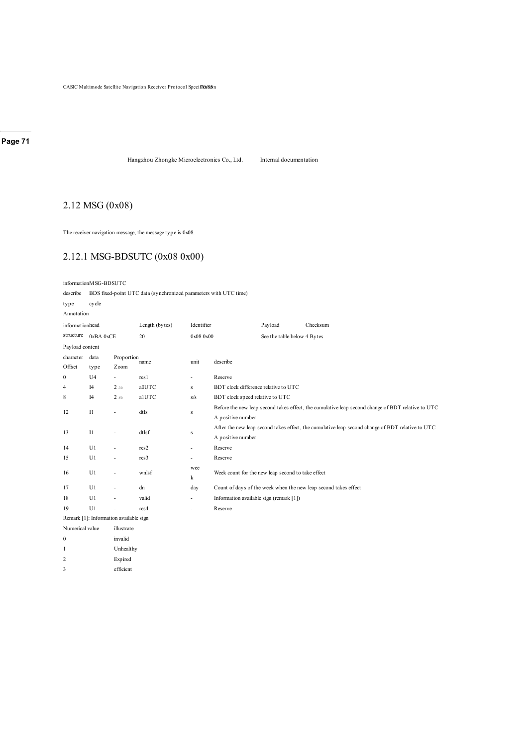## 2.12 MSG (0x08)

The receiver navigation message, the message type is 0x08.

### 2.12.1 MSG-BDSUTC (0x08 0x00)

| information | MSG-BDSUTC | | | | |
|---|---|---|---|---|---|
| describe | BDS fixed-point UTC data (synchronized parameters with UTC time) | | | | |
| type | cycle | | | | |
| Annotation | | | | | |
| information structure | head | Length (bytes) | Identifier | Payload | Checksum |
| | 0xBA 0xCE | 20 | 0x08 0x00 | See the table below | 4 Bytes |

Payload content

| character Offset | data type | Proportion Zoom | name | unit | describe |
|---|---|---|---|---|---|
| 0 | U4 | - | res1 | - | Reserve |
| 4 | I4 | $2^{-30}$ | a0UTC | s | BDT clock difference relative to UTC |
| 8 | I4 | $2^{-50}$ | a1UTC | s/s | BDT clock speed relative to UTC |
| 12 | I1 | - | dtls | s | Before the new leap second takes effect, the cumulative leap second change of BDT relative to UTC A positive number |
| 13 | I1 | - | dtlsf | s | After the new leap second takes effect, the cumulative leap second change of BDT relative to UTC A positive number |
| 14 | U1 | - | res2 | - | Reserve |
| 15 | U1 | - | res3 | - | Reserve |
| 16 | U1 | - | wnlsf | week | Week count for the new leap second to take effect |
| 17 | U1 | - | dn | day | Count of days of the week when the new leap second takes effect |
| 18 | U1 | - | valid | - | Information available sign (remark [1]) |
| 19 | U1 | - | res4 | - | Reserve |

Remark [1]: Information available sign

| Numerical value | illustrate |
|---|---|
| 0 | invalid |
| 1 | Unhealthy |
| 2 | Expired |
| 3 | efficient |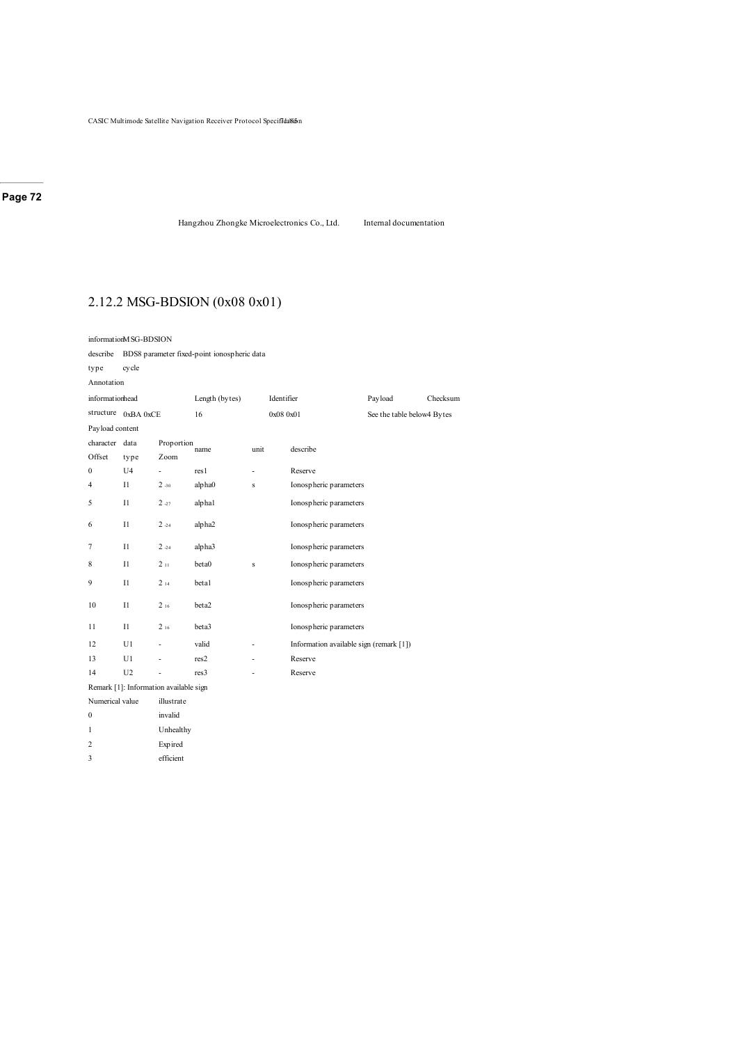## 2.12.2 MSG-BDSION (0x08 0x01)

| information | MSG-BDSION | | | | |
|---|---|---|---|---|---|
| describe | BDS8 parameter fixed-point ionospheric data | | | | |
| type | cycle | | | | |
| Annotation | | | | | |
| information structure | head | Length (bytes) | Identifier | Payload | Checksum |
| | 0xBA 0xCE | 16 | 0x08 0x01 | See the table below | 4 Bytes |

Payload content

| character Offset | data type | Proportion Zoom | name | unit | describe |
|---|---|---|---|---|---|
| 0 | U4 | - | res1 | - | Reserve |
| 4 | I1 | $2^{-30}$ | alpha0 | s | Ionospheric parameters |
| 5 | I1 | $2^{-27}$ | alpha1 | | Ionospheric parameters |
| 6 | I1 | $2^{-24}$ | alpha2 | | Ionospheric parameters |
| 7 | I1 | $2^{-24}$ | alpha3 | | Ionospheric parameters |
| 8 | I1 | $2^{11}$ | beta0 | s | Ionospheric parameters |
| 9 | I1 | $2^{14}$ | beta1 | | Ionospheric parameters |
| 10 | I1 | $2^{16}$ | beta2 | | Ionospheric parameters |
| 11 | I1 | $2^{16}$ | beta3 | | Ionospheric parameters |
| 12 | U1 | - | valid | - | Information available sign (remark [1]) |
| 13 | U1 | - | res2 | - | Reserve |
| 14 | U2 | - | res3 | - | Reserve |

Remark [1]: Information available sign

| Numerical value | illustrate |
|---|---|
| 0 | invalid |
| 1 | Unhealthy |
| 2 | Expired |
| 3 | efficient |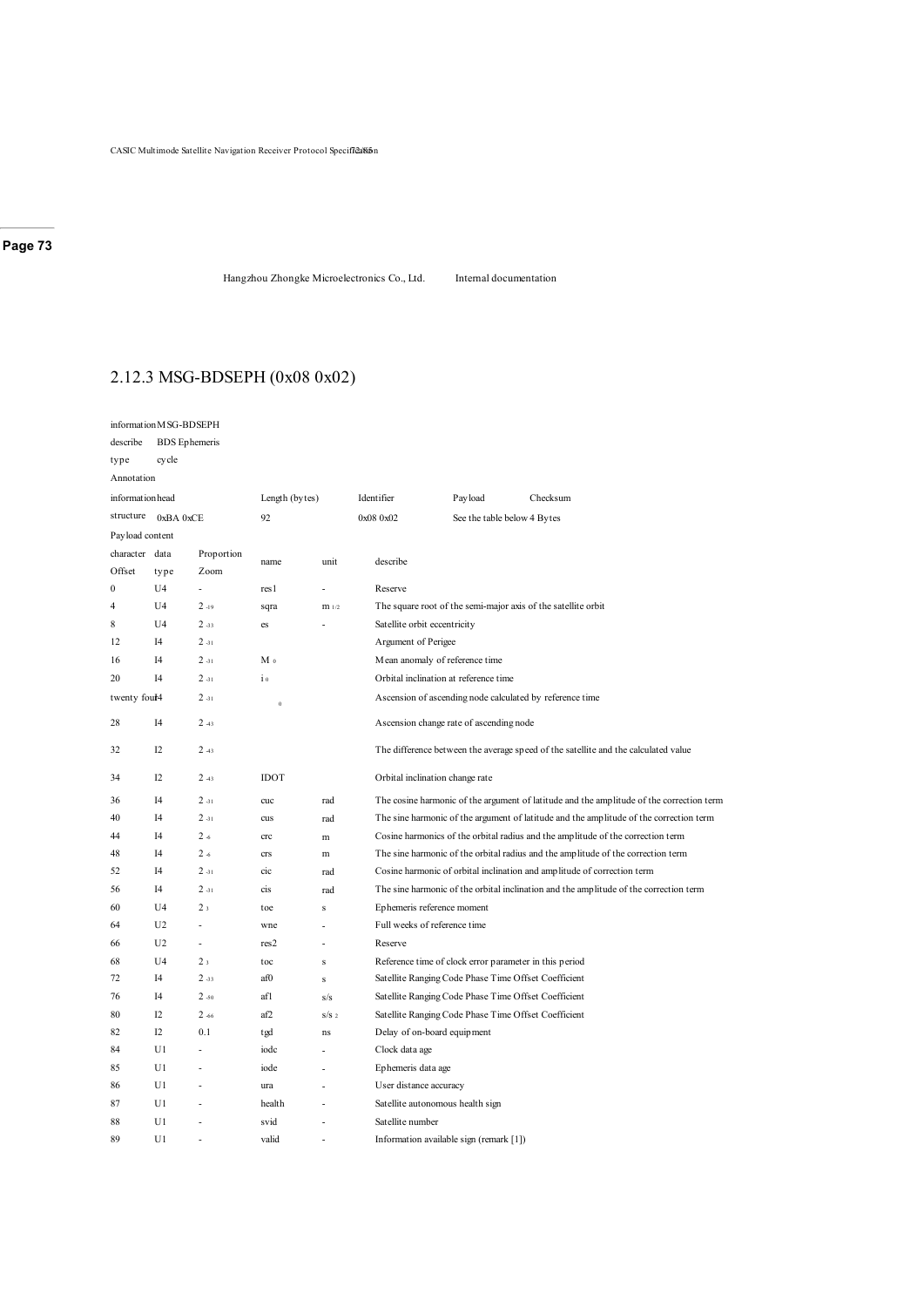### 2.12.3 MSG-BDSEPH (0x08 0x02)

information MSG-BDSEPH

describe BDS Ephemeris

type cycle

Annotation

| information head | Length (bytes) | Identifier | Payload | Checksum |
|---|---|---|---|---|
| structure 0xBA 0xCE | 92 | 0x08 0x02 | See the table below | 4 Bytes |

Payload content

| character Offset | data type | Proportion Zoom | name | unit | describe |
|---|---|---|---|---|---|
| 0 | U4 | - | res1 | - | Reserve |
| 4 | U4 | $2^{-19}$ | sqra | $m^{1/2}$ | The square root of the semi-major axis of the satellite orbit |
| 8 | U4 | $2^{-33}$ | es | - | Satellite orbit eccentricity |
| 12 | I4 | $2^{-31}$ | | | Argument of Perigee |
| 16 | I4 | $2^{-31}$ | $M_0$ | | Mean anomaly of reference time |
| 20 | I4 | $2^{-31}$ | $i_0$ | | Orbital inclination at reference time |
| twenty four | I4 | $2^{-31}$ | $_0$ | | Ascension of ascending node calculated by reference time |
| 28 | I4 | $2^{-43}$ | | | Ascension change rate of ascending node |
| 32 | I2 | $2^{-43}$ | | | The difference between the average speed of the satellite and the calculated value |
| 34 | I2 | $2^{-43}$ | IDOT | | Orbital inclination change rate |
| 36 | I4 | $2^{-31}$ | cuc | rad | The cosine harmonic of the argument of latitude and the amplitude of the correction term |
| 40 | I4 | $2^{-31}$ | cus | rad | The sine harmonic of the argument of latitude and the amplitude of the correction term |
| 44 | I4 | $2^{-6}$ | crc | m | Cosine harmonics of the orbital radius and the amplitude of the correction term |
| 48 | I4 | $2^{-6}$ | crs | m | The sine harmonic of the orbital radius and the amplitude of the correction term |
| 52 | I4 | $2^{-31}$ | cic | rad | Cosine harmonic of orbital inclination and amplitude of correction term |
| 56 | I4 | $2^{-31}$ | cis | rad | The sine harmonic of the orbital inclination and the amplitude of the correction term |
| 60 | U4 | $2^{3}$ | toe | s | Ephemeris reference moment |
| 64 | U2 | - | wne | - | Full weeks of reference time |
| 66 | U2 | - | res2 | - | Reserve |
| 68 | U4 | $2^{3}$ | toc | s | Reference time of clock error parameter in this period |
| 72 | I4 | $2^{-33}$ | af0 | s | Satellite Ranging Code Phase Time Offset Coefficient |
| 76 | I4 | $2^{-50}$ | af1 | s/s | Satellite Ranging Code Phase Time Offset Coefficient |
| 80 | I2 | $2^{-66}$ | af2 | $s/s^2$ | Satellite Ranging Code Phase Time Offset Coefficient |
| 82 | I2 | 0.1 | tgd | ns | Delay of on-board equipment |
| 84 | U1 | - | iodc | - | Clock data age |
| 85 | U1 | - | iode | - | Ephemeris data age |
| 86 | U1 | - | ura | - | User distance accuracy |
| 87 | U1 | - | health | - | Satellite autonomous health sign |
| 88 | U1 | - | svid | - | Satellite number |
| 89 | U1 | - | valid | - | Information available sign (remark [1]) |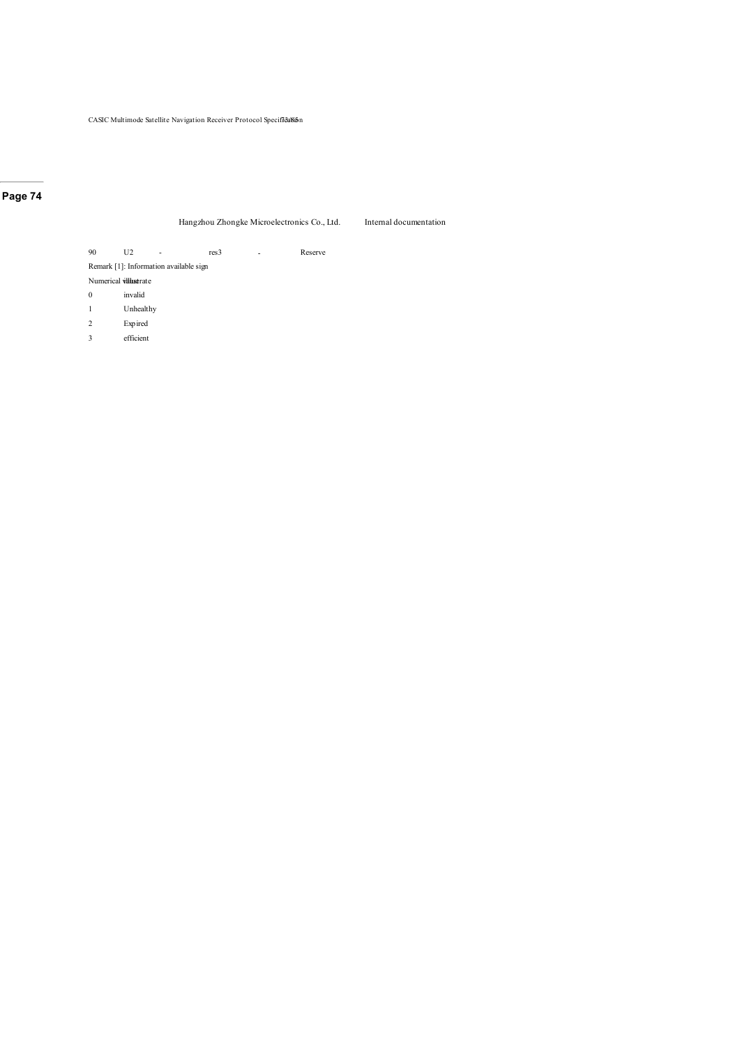| 90 | U2 | - | res3 | - | Reserve |
|---|---|---|---|---|---|

Remark [1]: Information available sign

| Numerical value | illustrate |
|---|---|
| 0 | invalid |
| 1 | Unhealthy |
| 2 | Expired |
| 3 | efficient |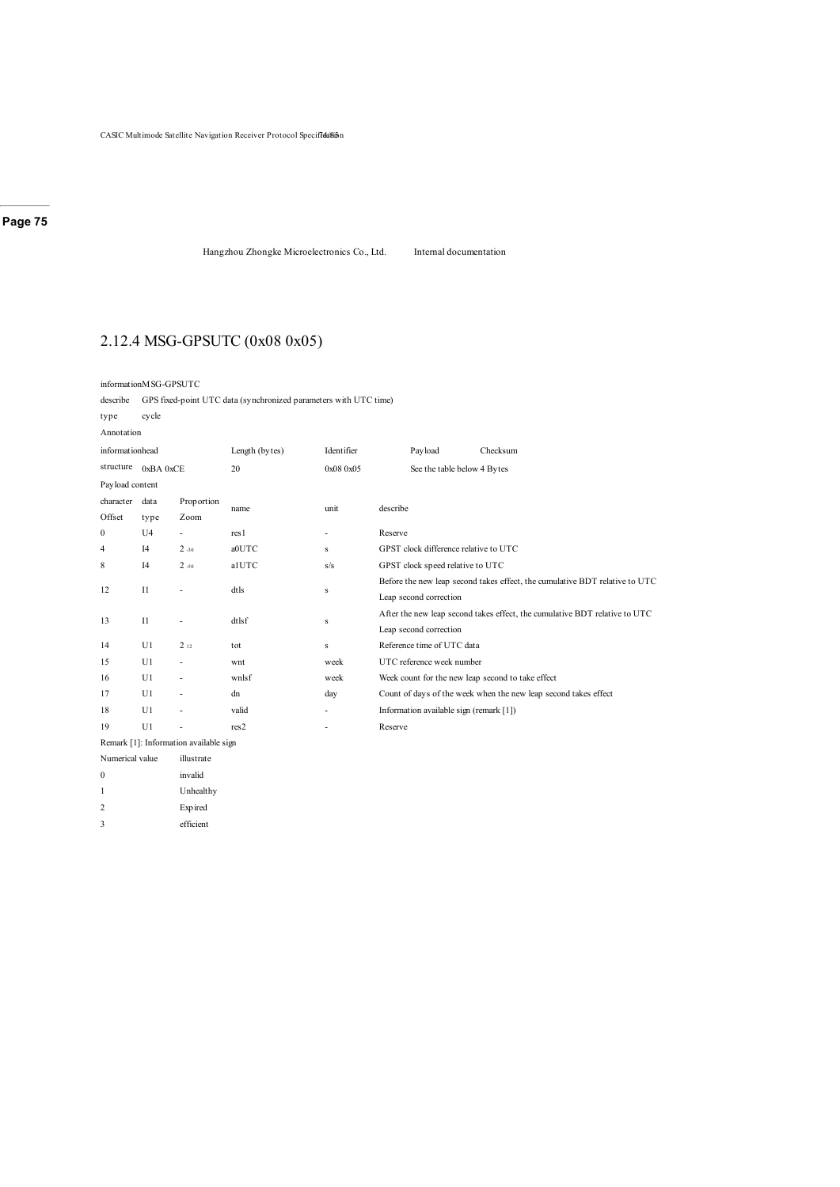## 2.12.4 MSG-GPSUTC (0x08 0x05)

| | | | | | |
|---|---|---|---|---|---|
| information | MSG-GPSUTC | | | | |
| describe | GPS fixed-point UTC data (synchronized parameters with UTC time) | | | | |
| type | cycle | | | | |
| Annotation | | | | | |
| information structure | head | Length (bytes) | Identifier | Payload | Checksum |
| | 0xBA 0xCE | 20 | 0x08 0x05 | See the table below | 4 Bytes |

Payload content

| character Offset | data type | Proportion Zoom | name | unit | describe |
|---|---|---|---|---|---|
| 0 | U4 | - | res1 | - | Reserve |
| 4 | I4 | $2^{-30}$ | a0UTC | s | GPST clock difference relative to UTC |
| 8 | I4 | $2^{-50}$ | a1UTC | s/s | GPST clock speed relative to UTC |
| 12 | I1 | - | dtls | s | Before the new leap second takes effect, the cumulative BDT relative to UTC Leap second correction |
| 13 | I1 | - | dtlsf | s | After the new leap second takes effect, the cumulative BDT relative to UTC Leap second correction |
| 14 | U1 | $2^{12}$ | tot | s | Reference time of UTC data |
| 15 | U1 | - | wnt | week | UTC reference week number |
| 16 | U1 | - | wnlsf | week | Week count for the new leap second to take effect |
| 17 | U1 | - | dn | day | Count of days of the week when the new leap second takes effect |
| 18 | U1 | - | valid | - | Information available sign (remark [1]) |
| 19 | U1 | - | res2 | - | Reserve |

Remark [1]: Information available sign

| Numerical value | illustrate |
|---|---|
| 0 | invalid |
| 1 | Unhealthy |
| 2 | Expired |
| 3 | efficient |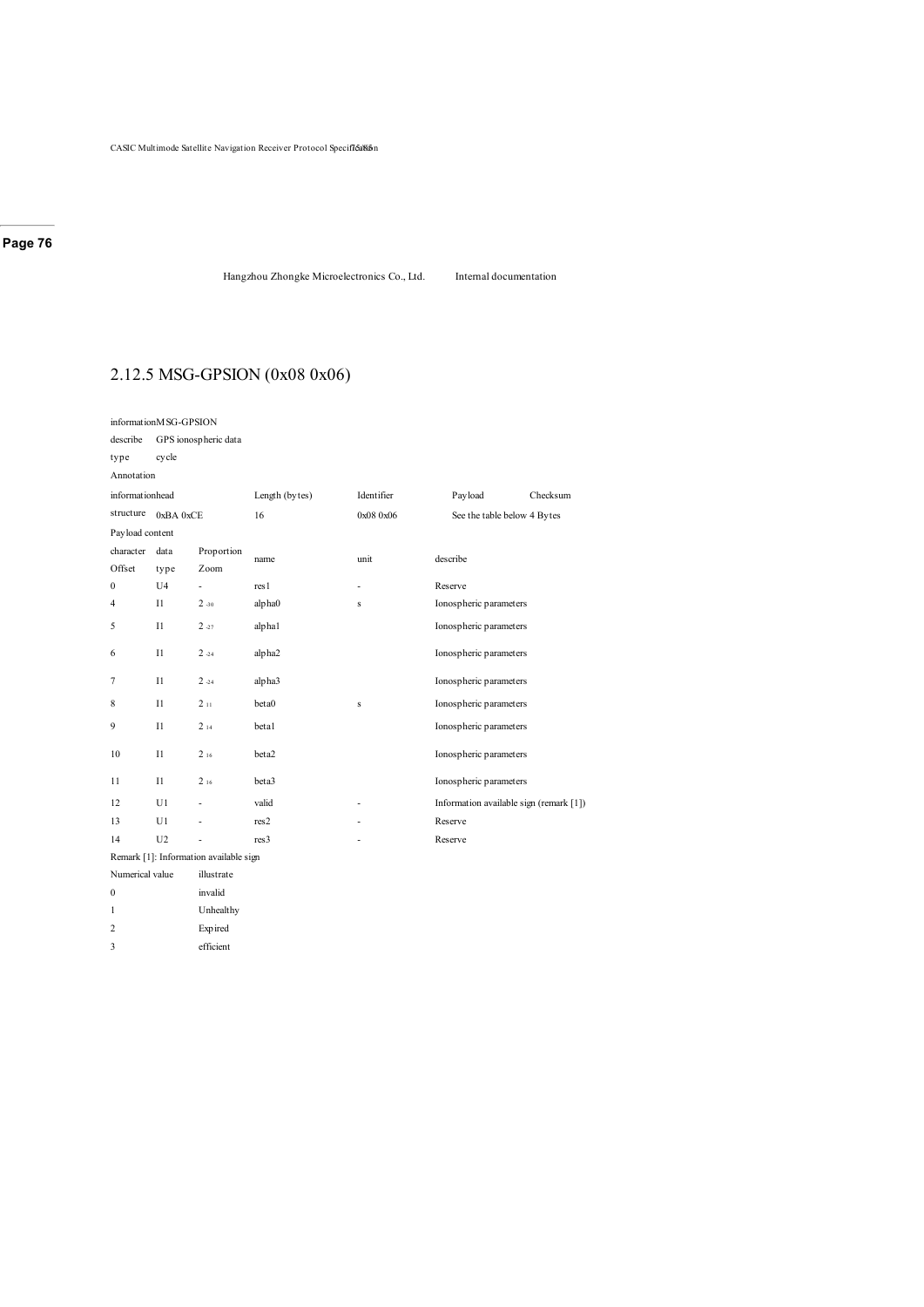## 2.12.5 MSG-GPSION (0x08 0x06)

| information | MSG-GPSION | | | | |
|---|---|---|---|---|---|
| describe | GPS ionospheric data | | | | |
| type | cycle | | | | |
| Annotation | | | | | |
| | information head | Length (bytes) | Identifier | Payload | Checksum |
| structure | 0xBA 0xCE | 16 | 0x08 0x06 | See the table below | 4 Bytes |

Payload content

| character Offset | data type | Proportion Zoom | name | unit | describe |
|---|---|---|---|---|---|
| 0 | U4 | - | res1 | - | Reserve |
| 4 | I1 | $2^{-30}$ | alpha0 | s | Ionospheric parameters |
| 5 | I1 | $2^{-27}$ | alpha1 | | Ionospheric parameters |
| 6 | I1 | $2^{-24}$ | alpha2 | | Ionospheric parameters |
| 7 | I1 | $2^{-24}$ | alpha3 | | Ionospheric parameters |
| 8 | I1 | $2^{11}$ | beta0 | s | Ionospheric parameters |
| 9 | I1 | $2^{14}$ | beta1 | | Ionospheric parameters |
| 10 | I1 | $2^{16}$ | beta2 | | Ionospheric parameters |
| 11 | I1 | $2^{16}$ | beta3 | | Ionospheric parameters |
| 12 | U1 | - | valid | - | Information available sign (remark [1]) |
| 13 | U1 | - | res2 | - | Reserve |
| 14 | U2 | - | res3 | - | Reserve |

Remark [1]: Information available sign

| Numerical value | illustrate |
|---|---|
| 0 | invalid |
| 1 | Unhealthy |
| 2 | Expired |
| 3 | efficient |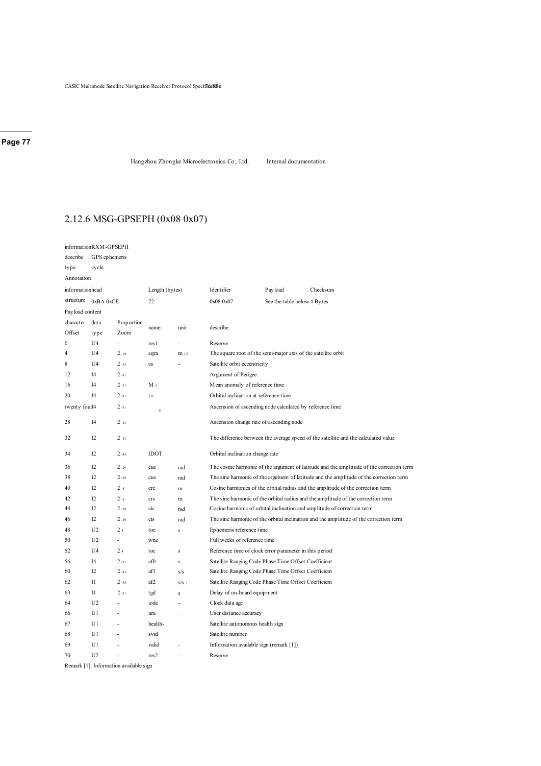## 2.12.6 MSG-GPSEPH (0x08 0x07)

informationRXM-GPSEPH

describe GPS ephemeris

type cycle

Annotation

| informationhead | | Length (bytes) | Identifier | Payload | Checksum |
|---|---|---|---|---|---|
| structure | 0xBA 0xCE | 72 | 0x08 0x07 | See the table below | 4 Bytes |

Payload content

| character Offset | data type | Proportion Zoom | name | unit | describe |
|---|---|---|---|---|---|
| 0 | U4 | - | res1 | - | Reserve |
| 4 | U4 | $2^{-19}$ | sqra | $m^{1/2}$ | The square root of the semi-major axis of the satellite orbit |
| 8 | U4 | $2^{-33}$ | es | - | Satellite orbit eccentricity |
| 12 | I4 | $2^{-31}$ | | | Argument of Perigee |
| 16 | I4 | $2^{-31}$ | $M_0$ | | Mean anomaly of reference time |
| 20 | I4 | $2^{-31}$ | $i_0$ | | Orbital inclination at reference time |
| twenty four | I4 | $2^{-31}$ | $_0$ | | Ascension of ascending node calculated by reference time |
| 28 | I4 | $2^{-43}$ | | | Ascension change rate of ascending node |
| 32 | I2 | $2^{-43}$ | | | The difference between the average speed of the satellite and the calculated value |
| 34 | I2 | $2^{-43}$ | IDOT | | Orbital inclination change rate |
| 36 | I2 | $2^{-29}$ | cuc | rad | The cosine harmonic of the argument of latitude and the amplitude of the correction term |
| 38 | I2 | $2^{-29}$ | cus | rad | The sine harmonic of the argument of latitude and the amplitude of the correction term |
| 40 | I2 | $2^{-5}$ | crc | m | Cosine harmonics of the orbital radius and the amplitude of the correction term |
| 42 | I2 | $2^{-5}$ | crs | m | The sine harmonic of the orbital radius and the amplitude of the correction term |
| 44 | I2 | $2^{-29}$ | cic | rad | Cosine harmonic of orbital inclination and amplitude of correction term |
| 46 | I2 | $2^{-29}$ | cis | rad | The sine harmonic of the orbital inclination and the amplitude of the correction term |
| 48 | U2 | $2^{4}$ | toe | s | Ephemeris reference time |
| 50 | U2 | - | wne | - | Full weeks of reference time |
| 52 | U4 | $2^{4}$ | toc | s | Reference time of clock error parameter in this period |
| 56 | I4 | $2^{-31}$ | af0 | s | Satellite Ranging Code Phase Time Offset Coefficient |
| 60 | I2 | $2^{-43}$ | af1 | s/s | Satellite Ranging Code Phase Time Offset Coefficient |
| 62 | I1 | $2^{-55}$ | af2 | $s/s^2$ | Satellite Ranging Code Phase Time Offset Coefficient |
| 63 | I1 | $2^{-31}$ | tgd | s | Delay of on-board equipment |
| 64 | U2 | - | iodc | - | Clock data age |
| 66 | U1 | - | ura | - | User distance accuracy |
| 67 | U1 | - | health- | | Satellite autonomous health sign |
| 68 | U1 | - | svid | - | Satellite number |
| 69 | U1 | - | valid | - | Information available sign (remark [1]) |
| 70 | U2 | - | res2 | - | Reserve |

Remark [1]: Information available sign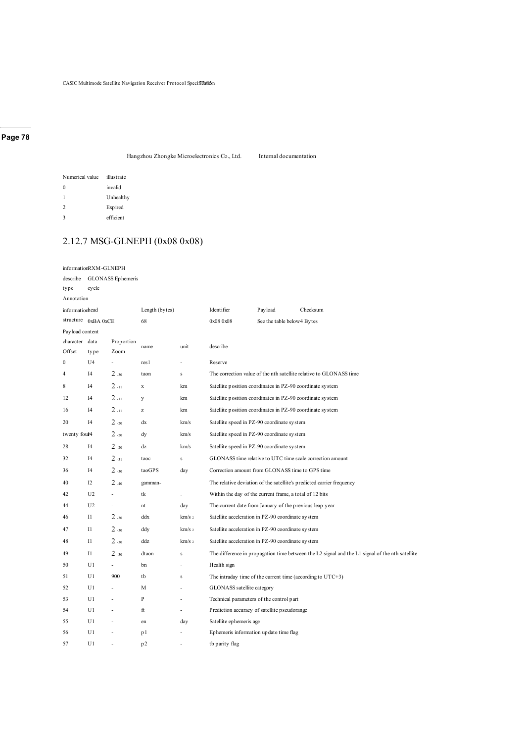Hangzhou Zhongke Microelectronics Co., Ltd. Internal documentation

| Numerical value | illustrate |
|---|---|
| 0 | invalid |
| 1 | Unhealthy |
| 2 | Expired |
| 3 | efficient |

## 2.12.7 MSG-GLNEPH (0x08 0x08)

| | | | | | | |
|---|---|---|---|---|---|---|
| information | RXM-GLNEPH | | | | | |
| describe | GLONASS Ephemeris | | | | | |
| type | cycle | | | | | |
| Annotation | | | | | | |
| information structure | head 0xBA 0xCE | | Length (bytes) 68 | Identifier 0x08 0x08 | Payload See the table below | Checksum 4 Bytes |

Payload content

| character Offset | data type | Proportion Zoom | name | unit | describe |
|---|---|---|---|---|---|
| 0 | U4 | - | res1 | - | Reserve |
| 4 | I4 | $2^{-30}$ | taon | s | The correction value of the nth satellite relative to GLONASS time |
| 8 | I4 | $2^{-11}$ | x | km | Satellite position coordinates in PZ-90 coordinate system |
| 12 | I4 | $2^{-11}$ | y | km | Satellite position coordinates in PZ-90 coordinate system |
| 16 | I4 | $2^{-11}$ | z | km | Satellite position coordinates in PZ-90 coordinate system |
| 20 | I4 | $2^{-20}$ | dx | km/s | Satellite speed in PZ-90 coordinate system |
| twenty four | I4 | $2^{-20}$ | dy | km/s | Satellite speed in PZ-90 coordinate system |
| 28 | I4 | $2^{-20}$ | dz | km/s | Satellite speed in PZ-90 coordinate system |
| 32 | I4 | $2^{-31}$ | taoc | s | GLONASS time relative to UTC time scale correction amount |
| 36 | I4 | $2^{-30}$ | taoGPS | day | Correction amount from GLONASS time to GPS time |
| 40 | I2 | $2^{-40}$ | gamman- | | The relative deviation of the satellite's predicted carrier frequency |
| 42 | U2 | - | tk | - | Within the day of the current frame, a total of 12 bits |
| 44 | U2 | - | nt | day | The current date from January of the previous leap year |
| 46 | I1 | $2^{-30}$ | ddx | $km/s^2$ | Satellite acceleration in PZ-90 coordinate system |
| 47 | I1 | $2^{-30}$ | ddy | $km/s^2$ | Satellite acceleration in PZ-90 coordinate system |
| 48 | I1 | $2^{-30}$ | ddz | $km/s^2$ | Satellite acceleration in PZ-90 coordinate system |
| 49 | I1 | $2^{-30}$ | dtaon | s | The difference in propagation time between the L2 signal and the L1 signal of the nth satellite |
| 50 | U1 | - | bn | - | Health sign |
| 51 | U1 | 900 | tb | s | The intraday time of the current time (according to UTC+3) |
| 52 | U1 | - | M | - | GLONASS satellite category |
| 53 | U1 | - | P | - | Technical parameters of the control part |
| 54 | U1 | - | ft | - | Prediction accuracy of satellite pseudorange |
| 55 | U1 | - | en | day | Satellite ephemeris age |
| 56 | U1 | - | p1 | - | Ephemeris information update time flag |
| 57 | U1 | - | p2 | - | tb parity flag |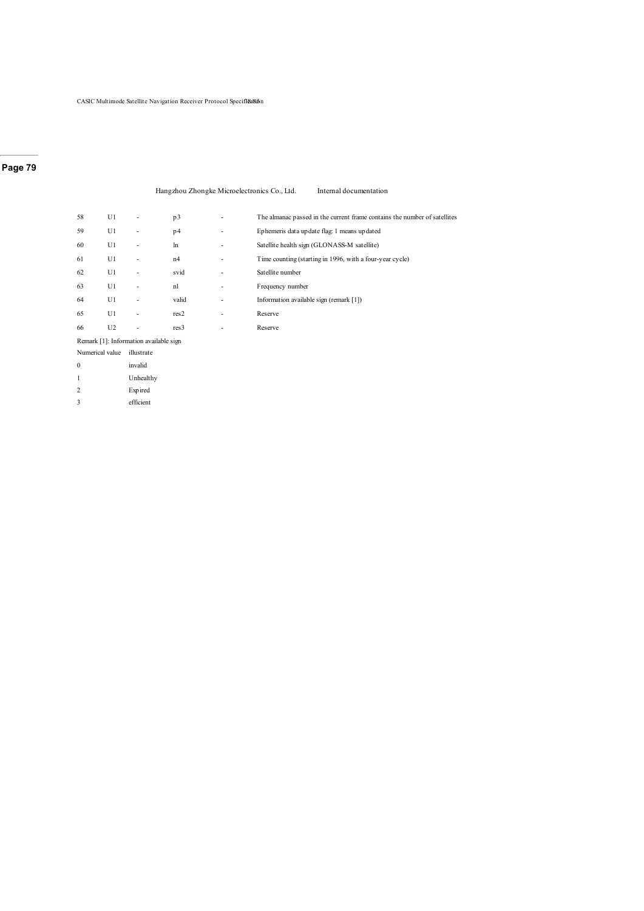| | | | | | |
|---|---|---|---|---|---|
| 58 | U1 | - | p3 | - | The almanac passed in the current frame contains the number of satellites |
| 59 | U1 | - | p4 | - | Ephemeris data update flag: 1 means updated |
| 60 | U1 | - | ln | - | Satellite health sign (GLONASS-M satellite) |
| 61 | U1 | - | n4 | - | Time counting (starting in 1996, with a four-year cycle) |
| 62 | U1 | - | svid | - | Satellite number |
| 63 | U1 | - | nl | - | Frequency number |
| 64 | U1 | - | valid | - | Information available sign (remark [1]) |
| 65 | U1 | - | res2 | - | Reserve |
| 66 | U2 | - | res3 | - | Reserve |

Remark [1]: Information available sign

| Numerical value | illustrate |
|---|---|
| 0 | invalid |
| 1 | Unhealthy |
| 2 | Expired |
| 3 | efficient |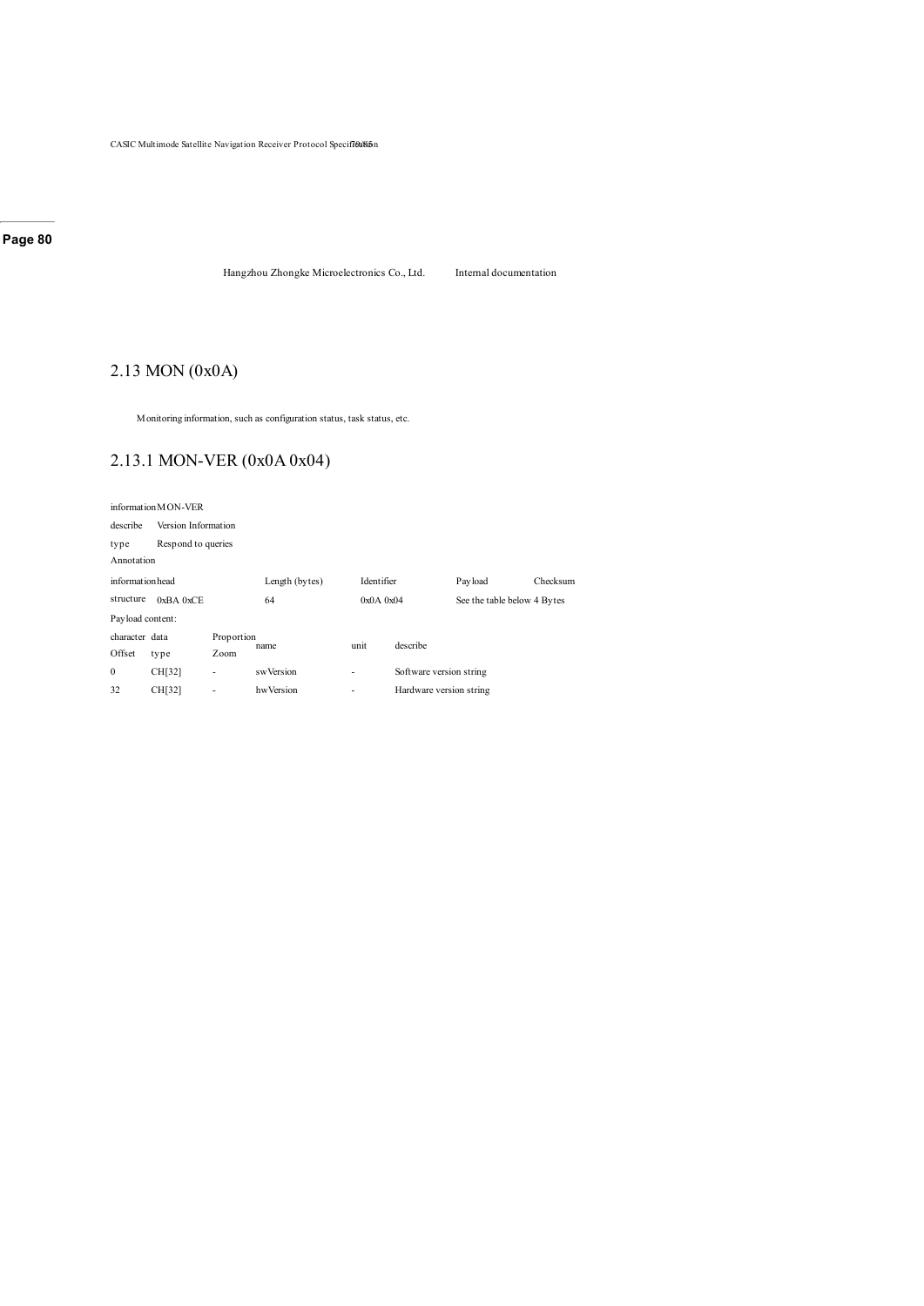Hangzhou Zhongke Microelectronics Co., Ltd. Internal documentation

## 2.13 MON (0x0A)

Monitoring information, such as configuration status, task status, etc.

### 2.13.1 MON-VER (0x0A 0x04)

| information | MON-VER | | | |
|---|---|---|---|---|
| describe | Version Information | | | |
| type | Respond to queries | | | |
| Annotation | | | | |
| information | head | Length (bytes) | Identifier | Payload | Checksum |
| structure | 0xBA 0xCE | 64 | 0x0A 0x04 | See the table below | 4 Bytes |

Payload content:

| character Offset | data type | Proportion Zoom | name | unit | describe |
|---|---|---|---|---|---|
| 0 | CH[32] | - | swVersion | - | Software version string |
| 32 | CH[32] | - | hwVersion | - | Hardware version string |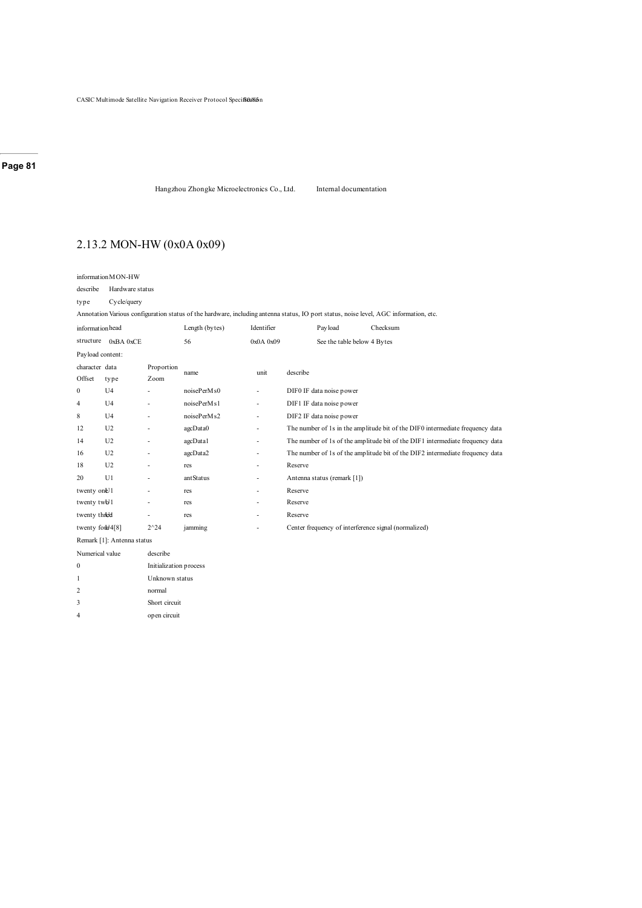## 2.13.2 MON-HW (0x0A 0x09)

| information | MON-HW |
|---|---|
| describe | Hardware status |
| type | Cycle/query |
| Annotation | Various configuration status of the hardware, including antenna status, IO port status, noise level, AGC information, etc. |

| information | head | Length (bytes) | Identifier | Payload | Checksum |
|---|---|---|---|---|---|
| structure | 0xBA 0xCE | 56 | 0x0A 0x09 | See the table below | 4 Bytes |

Payload content:

| character Offset | data type | Proportion Zoom | name | unit | describe |
|---|---|---|---|---|---|
| 0 | U4 | - | noisePerMs0 | - | DIF0 IF data noise power |
| 4 | U4 | - | noisePerMs1 | - | DIF1 IF data noise power |
| 8 | U4 | - | noisePerMs2 | - | DIF2 IF data noise power |
| 12 | U2 | - | agcData0 | - | The number of 1s in the amplitude bit of the DIF0 intermediate frequency data |
| 14 | U2 | - | agcData1 | - | The number of 1s of the amplitude bit of the DIF1 intermediate frequency data |
| 16 | U2 | - | agcData2 | - | The number of 1s of the amplitude bit of the DIF2 intermediate frequency data |
| 18 | U2 | - | res | - | Reserve |
| 20 | U1 | - | antStatus | - | Antenna status (remark [1]) |
| twenty one | U1 | - | res | - | Reserve |
| twenty two | U1 | - | res | - | Reserve |
| twenty three | U1 | - | res | - | Reserve |
| twenty four | U4[8] | 2^24 | jamming | - | Center frequency of interference signal (normalized) |

Remark [1]: Antenna status

| Numerical value | describe |
|---|---|
| 0 | Initialization process |
| 1 | Unknown status |
| 2 | normal |
| 3 | Short circuit |
| 4 | open circuit |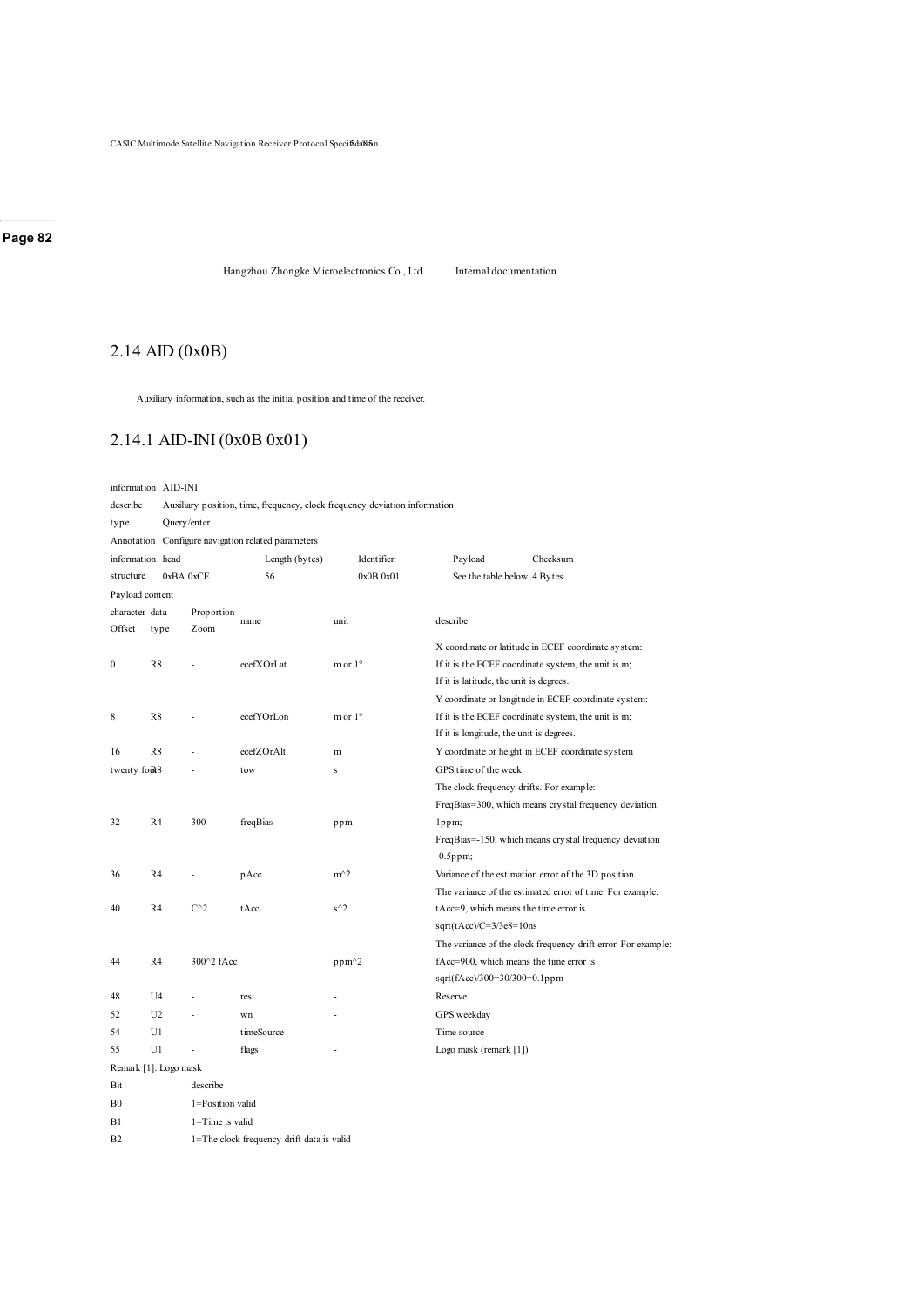## 2.14 AID (0x0B)

Auxiliary information, such as the initial position and time of the receiver.

### 2.14.1 AID-INI (0x0B 0x01)

| | | | | | |
|---|---|---|---|---|---|
| information | AID-INI | | | | |
| describe | Auxiliary position, time, frequency, clock frequency deviation information | | | | |
| type | Query/enter | | | | |
| Annotation | Configure navigation related parameters | | | | |
| information structure | head | Length (bytes) | Identifier | Payload | Checksum |
| | 0xBA 0xCE | 56 | 0x0B 0x01 | See the table below | 4 Bytes |

Payload content

| character Offset | data type | Proportion Zoom | name | unit | describe |
|---|---|---|---|---|---|
| 0 | R8 | - | ecefXOrLat | m or 1° | X coordinate or latitude in ECEF coordinate system: If it is the ECEF coordinate system, the unit is m; If it is latitude, the unit is degrees. |
| 8 | R8 | - | ecefYOrLon | m or 1° | Y coordinate or longitude in ECEF coordinate system: If it is the ECEF coordinate system, the unit is m; If it is longitude, the unit is degrees. |
| 16 | R8 | - | ecefZOrAlt | m | Y coordinate or height in ECEF coordinate system |
| twenty four | R8 | - | tow | s | GPS time of the week |
| 32 | R4 | 300 | freqBias | ppm | The clock frequency drifts. For example: FreqBias=300, which means crystal frequency deviation 1ppm; FreqBias=-150, which means crystal frequency deviation -0.5ppm; |
| 36 | R4 | - | pAcc | m^2 | Variance of the estimation error of the 3D position |
| 40 | R4 | C^2 | tAcc | s^2 | The variance of the estimated error of time. For example: tAcc=9, which means the time error is sqrt(tAcc)/C=3/3e8=10ns |
| 44 | R4 | 300^2 | fAcc | ppm^2 | The variance of the clock frequency drift error. For example: fAcc=900, which means the time error is sqrt(fAcc)/300=30/300=0.1ppm |
| 48 | U4 | - | res | - | Reserve |
| 52 | U2 | - | wn | - | GPS weekday |
| 54 | U1 | - | timeSource | - | Time source |
| 55 | U1 | - | flags | - | Logo mask (remark [1]) |

Remark [1]: Logo mask

| Bit | describe |
|---|---|
| B0 | 1=Position valid |
| B1 | 1=Time is valid |
| B2 | 1=The clock frequency drift data is valid |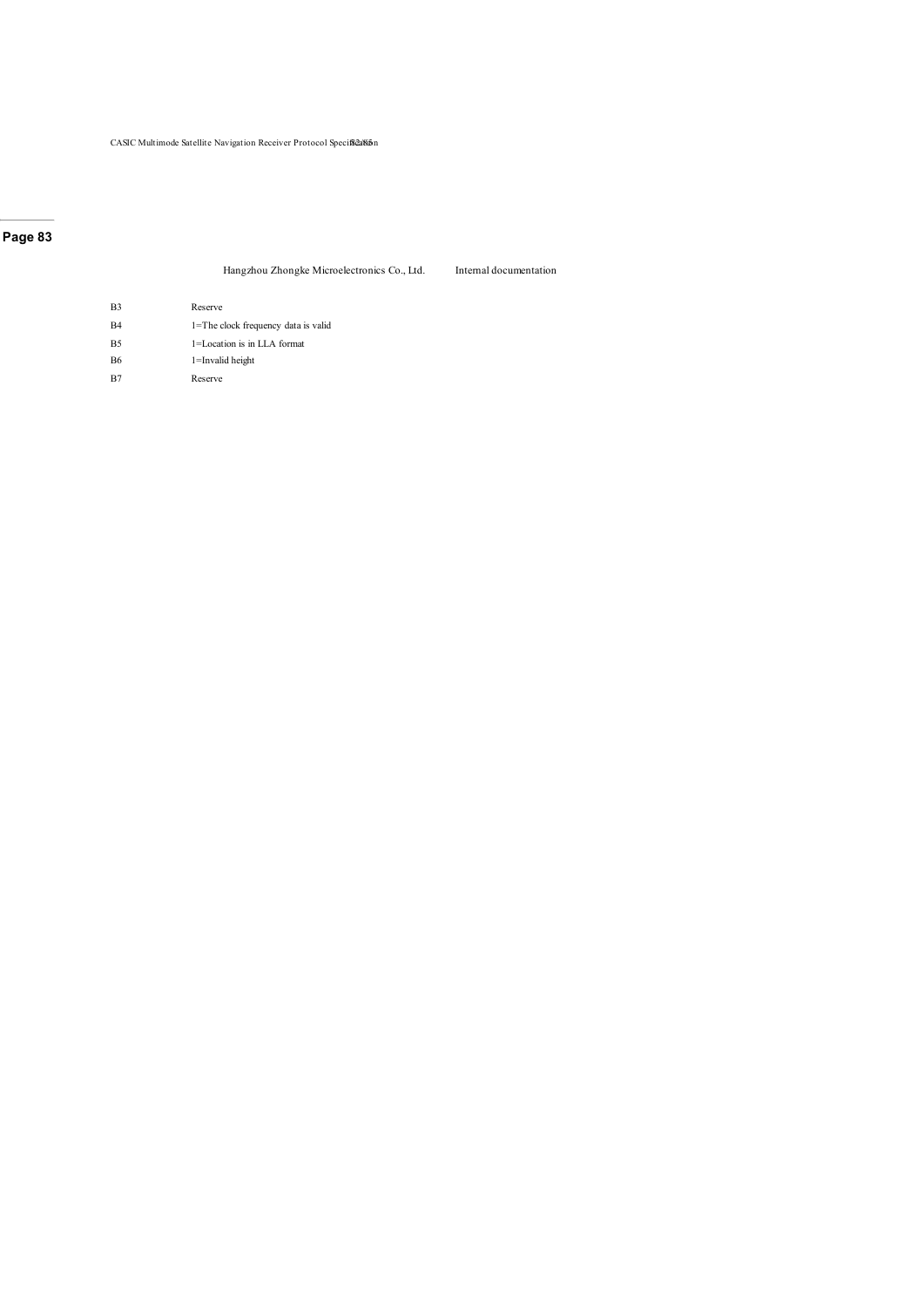| | |
|---|---|
| B3 | Reserve |
| B4 | 1=The clock frequency data is valid |
| B5 | 1=Location is in LLA format |
| B6 | 1=Invalid height |
| B7 | Reserve |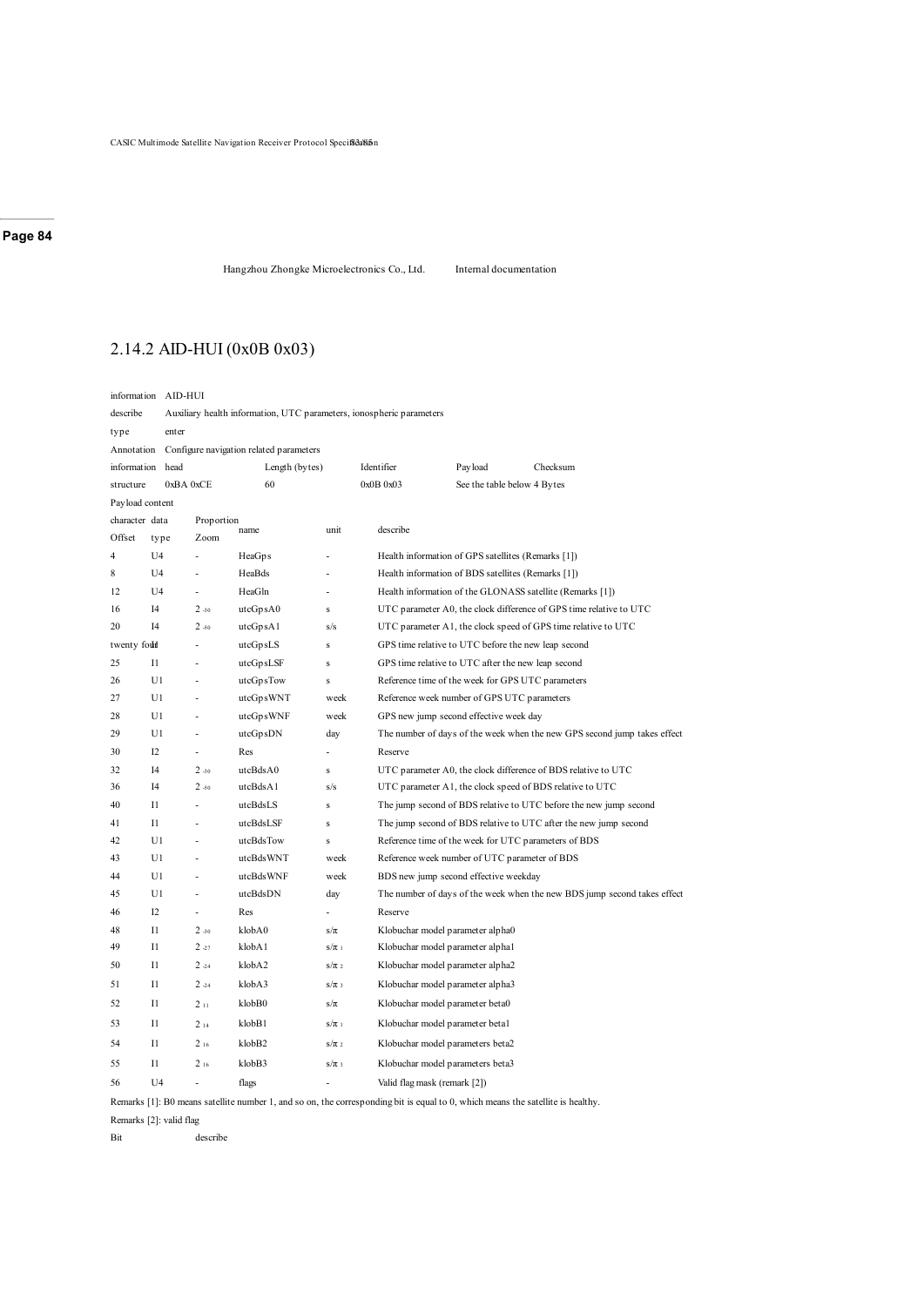## 2.14.2 AID-HUI (0x0B 0x03)

| | | | | | |
|---|---|---|---|---|---|
| information | AID-HUI | | | | |
| describe | Auxiliary health information, UTC parameters, ionospheric parameters | | | | |
| type | enter | | | | |
| Annotation | Configure navigation related parameters | | | | |
| information structure | head | Length (bytes) | Identifier | Payload | Checksum |
| | 0xBA 0xCE | 60 | 0x0B 0x03 | See the table below | 4 Bytes |

Payload content

| character Offset | data type | Proportion Zoom | name | unit | describe |
|---|---|---|---|---|---|
| 4 | U4 | - | HeaGps | - | Health information of GPS satellites (Remarks [1]) |
| 8 | U4 | - | HeaBds | - | Health information of BDS satellites (Remarks [1]) |
| 12 | U4 | - | HeaGln | - | Health information of the GLONASS satellite (Remarks [1]) |
| 16 | I4 | $2^{-30}$ | utcGpsA0 | s | UTC parameter A0, the clock difference of GPS time relative to UTC |
| 20 | I4 | $2^{-50}$ | utcGpsA1 | s/s | UTC parameter A1, the clock speed of GPS time relative to UTC |
| twenty four | I1 | - | utcGpsLS | s | GPS time relative to UTC before the new leap second |
| 25 | I1 | - | utcGpsLSF | s | GPS time relative to UTC after the new leap second |
| 26 | U1 | - | utcGpsTow | s | Reference time of the week for GPS UTC parameters |
| 27 | U1 | - | utcGpsWNT | week | Reference week number of GPS UTC parameters |
| 28 | U1 | - | utcGpsWNF | week | GPS new jump second effective week day |
| 29 | U1 | - | utcGpsDN | day | The number of days of the week when the new GPS second jump takes effect |
| 30 | I2 | - | Res | - | Reserve |
| 32 | I4 | $2^{-30}$ | utcBdsA0 | s | UTC parameter A0, the clock difference of BDS relative to UTC |
| 36 | I4 | $2^{-50}$ | utcBdsA1 | s/s | UTC parameter A1, the clock speed of BDS relative to UTC |
| 40 | I1 | - | utcBdsLS | s | The jump second of BDS relative to UTC before the new jump second |
| 41 | I1 | - | utcBdsLSF | s | The jump second of BDS relative to UTC after the new jump second |
| 42 | U1 | - | utcBdsTow | s | Reference time of the week for UTC parameters of BDS |
| 43 | U1 | - | utcBdsWNT | week | Reference week number of UTC parameter of BDS |
| 44 | U1 | - | utcBdsWNF | week | BDS new jump second effective weekday |
| 45 | U1 | - | utcBdsDN | day | The number of days of the week when the new BDS jump second takes effect |
| 46 | I2 | - | Res | - | Reserve |
| 48 | I1 | $2^{-30}$ | klobA0 | s/π | Klobuchar model parameter alpha0 |
| 49 | I1 | $2^{-27}$ | klobA1 | s/π 1 | Klobuchar model parameter alpha1 |
| 50 | I1 | $2^{-24}$ | klobA2 | s/π 2 | Klobuchar model parameter alpha2 |
| 51 | I1 | $2^{-24}$ | klobA3 | s/π 3 | Klobuchar model parameter alpha3 |
| 52 | I1 | $2^{11}$ | klobB0 | s/π | Klobuchar model parameter beta0 |
| 53 | I1 | $2^{14}$ | klobB1 | s/π 1 | Klobuchar model parameter beta1 |
| 54 | I1 | $2^{16}$ | klobB2 | s/π 2 | Klobuchar model parameters beta2 |
| 55 | I1 | $2^{16}$ | klobB3 | s/π 3 | Klobuchar model parameters beta3 |
| 56 | U4 | - | flags | - | Valid flag mask (remark [2]) |

Remarks [1]: B0 means satellite number 1, and so on, the corresponding bit is equal to 0, which means the satellite is healthy.

Remarks [2]: valid flag

| Bit | describe |
|---|---|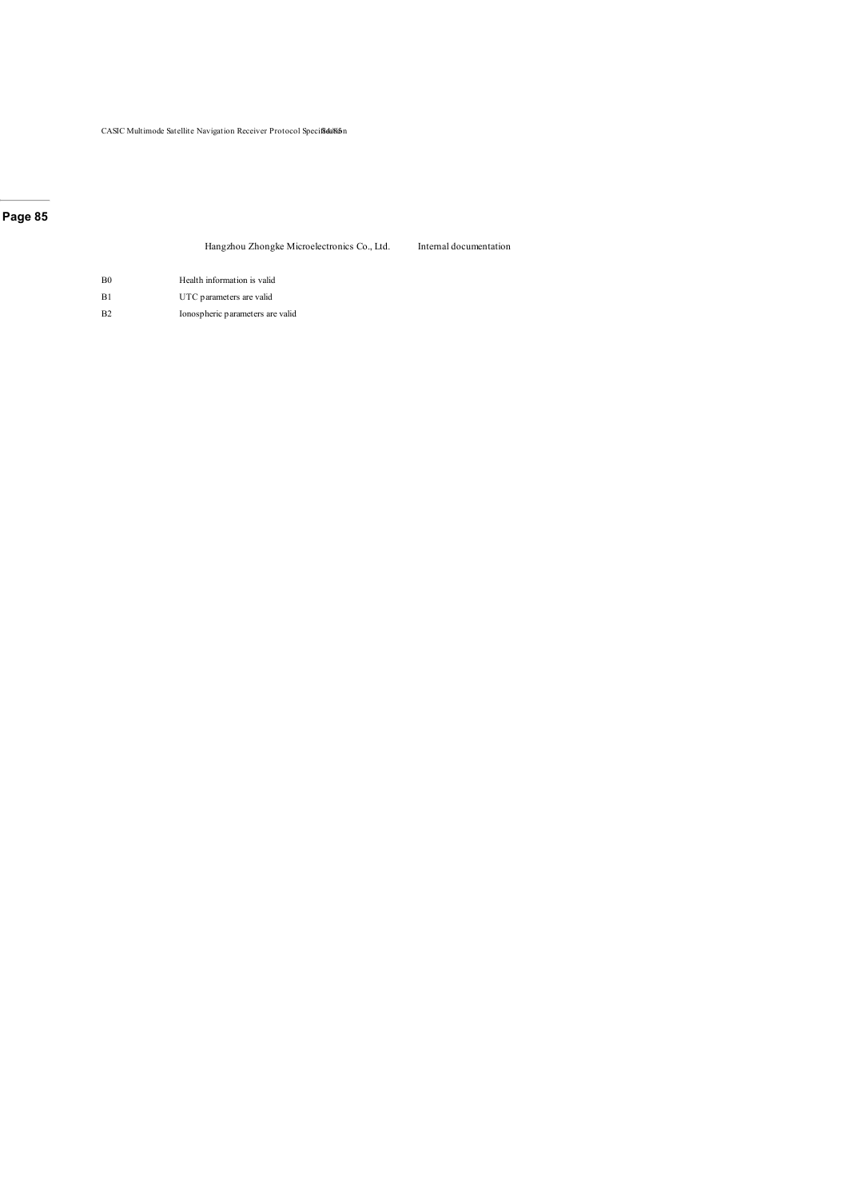| | |
|---|---|
| B0 | Health information is valid |
| B1 | UTC parameters are valid |
| B2 | Ionospheric parameters are valid |